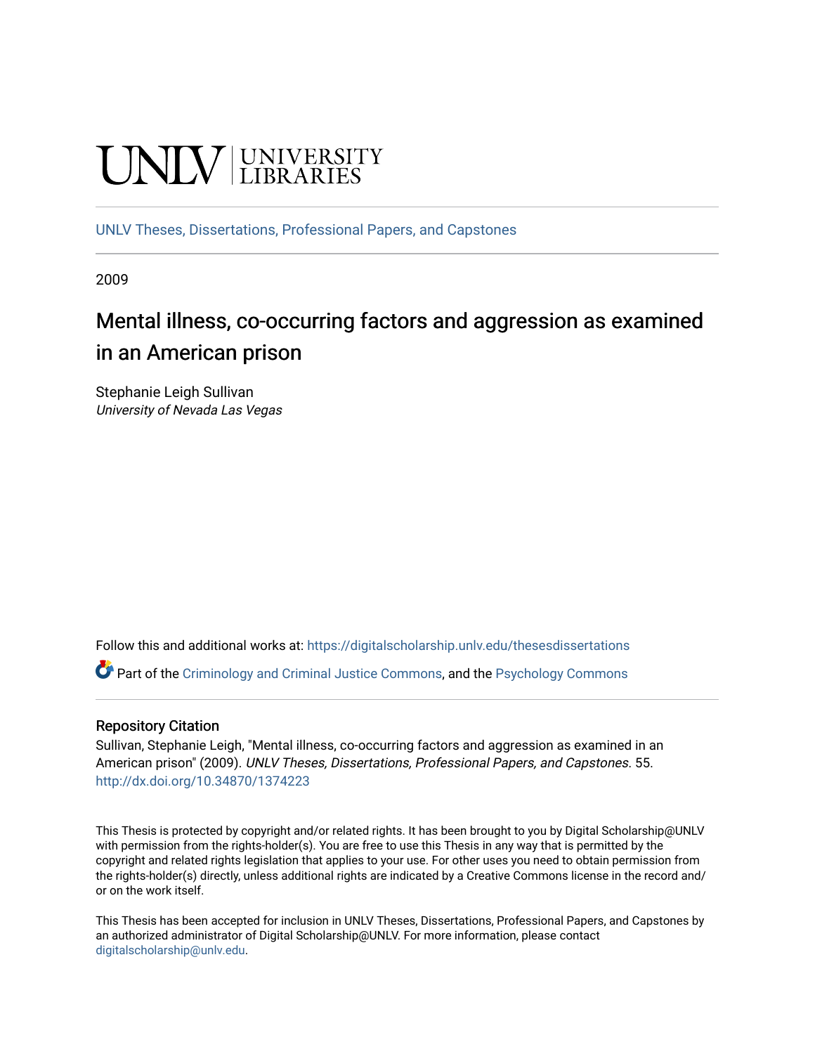UNLV | UNIVERSITY LIBRARIES

UNLV Theses, Dissertations, Professional Papers, and Capstones

2009

# Mental illness, co-occurring factors and aggression as examined in an American prison

Stephanie Leigh Sullivan
*University of Nevada Las Vegas*

Follow this and additional works at: https://digitalscholarship.unlv.edu/thesesdissertations

Part of the Criminology and Criminal Justice Commons, and the Psychology Commons

## Repository Citation

Sullivan, Stephanie Leigh, "Mental illness, co-occurring factors and aggression as examined in an American prison" (2009). *UNLV Theses, Dissertations, Professional Papers, and Capstones*. 55.
http://dx.doi.org/10.34870/1374223

This Thesis is protected by copyright and/or related rights. It has been brought to you by Digital Scholarship@UNLV with permission from the rights-holder(s). You are free to use this Thesis in any way that is permitted by the copyright and related rights legislation that applies to your use. For other uses you need to obtain permission from the rights-holder(s) directly, unless additional rights are indicated by a Creative Commons license in the record and/or on the work itself.

This Thesis has been accepted for inclusion in UNLV Theses, Dissertations, Professional Papers, and Capstones by an authorized administrator of Digital Scholarship@UNLV. For more information, please contact digitalscholarship@unlv.edu.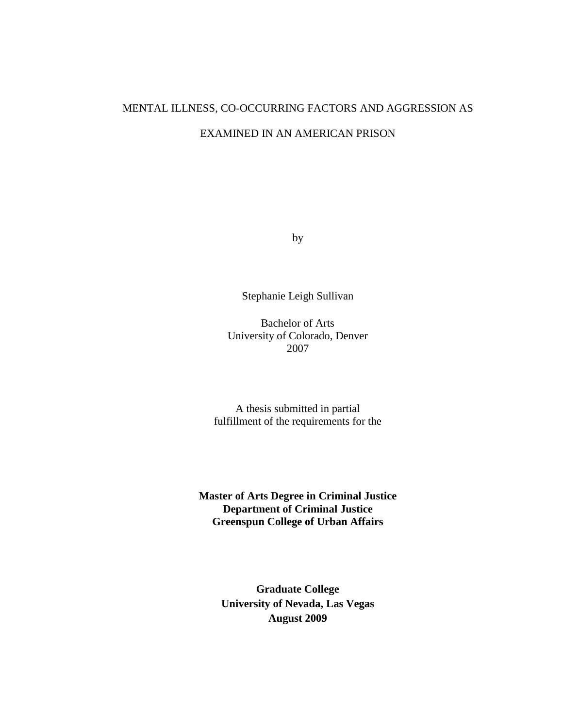MENTAL ILLNESS, CO-OCCURRING FACTORS AND AGGRESSION AS

EXAMINED IN AN AMERICAN PRISON

by

Stephanie Leigh Sullivan

Bachelor of Arts
University of Colorado, Denver
2007

A thesis submitted in partial
fulfillment of the requirements for the

**Master of Arts Degree in Criminal Justice**
**Department of Criminal Justice**
**Greenspun College of Urban Affairs**

**Graduate College**
**University of Nevada, Las Vegas**
**August 2009**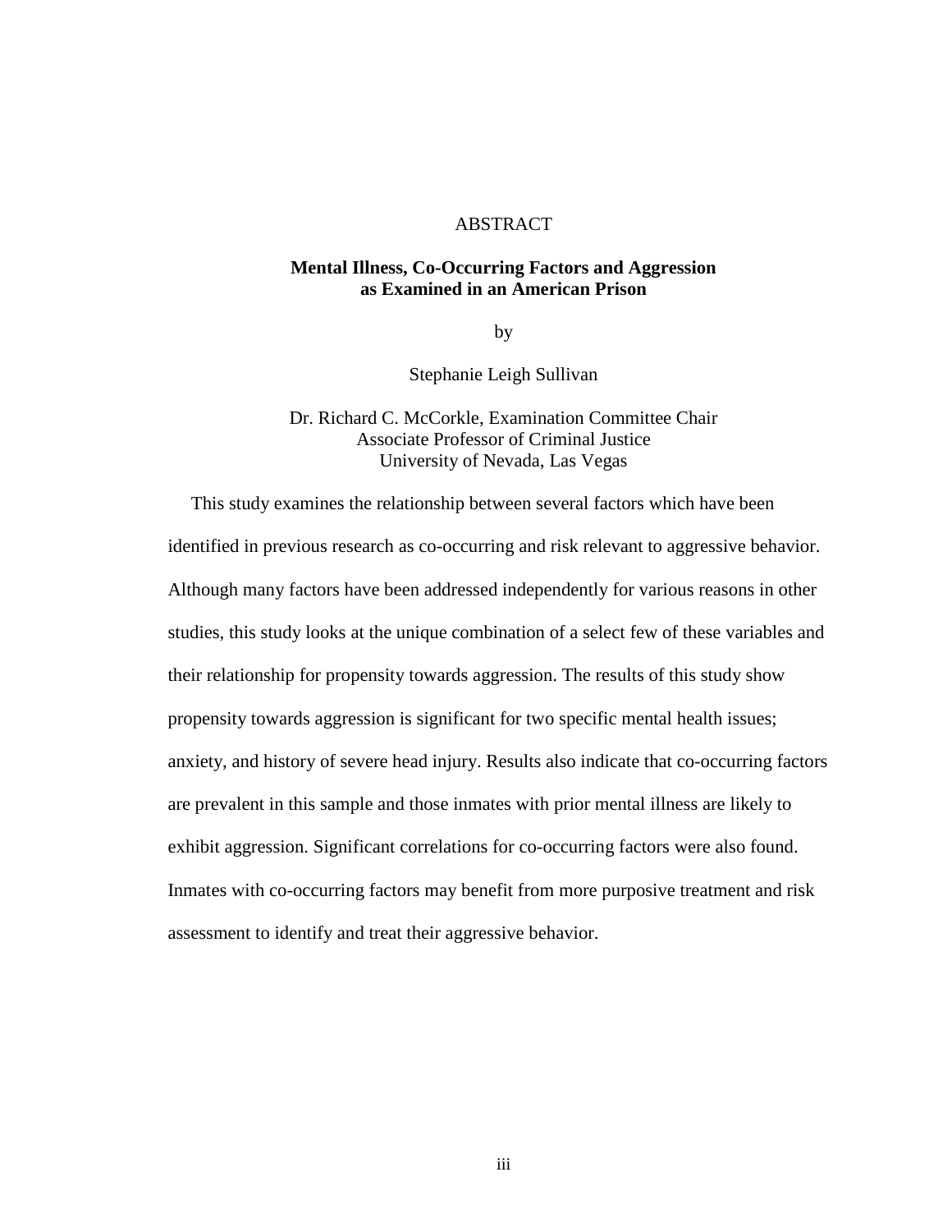# ABSTRACT

## Mental Illness, Co-Occurring Factors and Aggression as Examined in an American Prison

by

Stephanie Leigh Sullivan

Dr. Richard C. McCorkle, Examination Committee Chair
Associate Professor of Criminal Justice
University of Nevada, Las Vegas

This study examines the relationship between several factors which have been identified in previous research as co-occurring and risk relevant to aggressive behavior. Although many factors have been addressed independently for various reasons in other studies, this study looks at the unique combination of a select few of these variables and their relationship for propensity towards aggression. The results of this study show propensity towards aggression is significant for two specific mental health issues; anxiety, and history of severe head injury. Results also indicate that co-occurring factors are prevalent in this sample and those inmates with prior mental illness are likely to exhibit aggression. Significant correlations for co-occurring factors were also found. Inmates with co-occurring factors may benefit from more purposive treatment and risk assessment to identify and treat their aggressive behavior.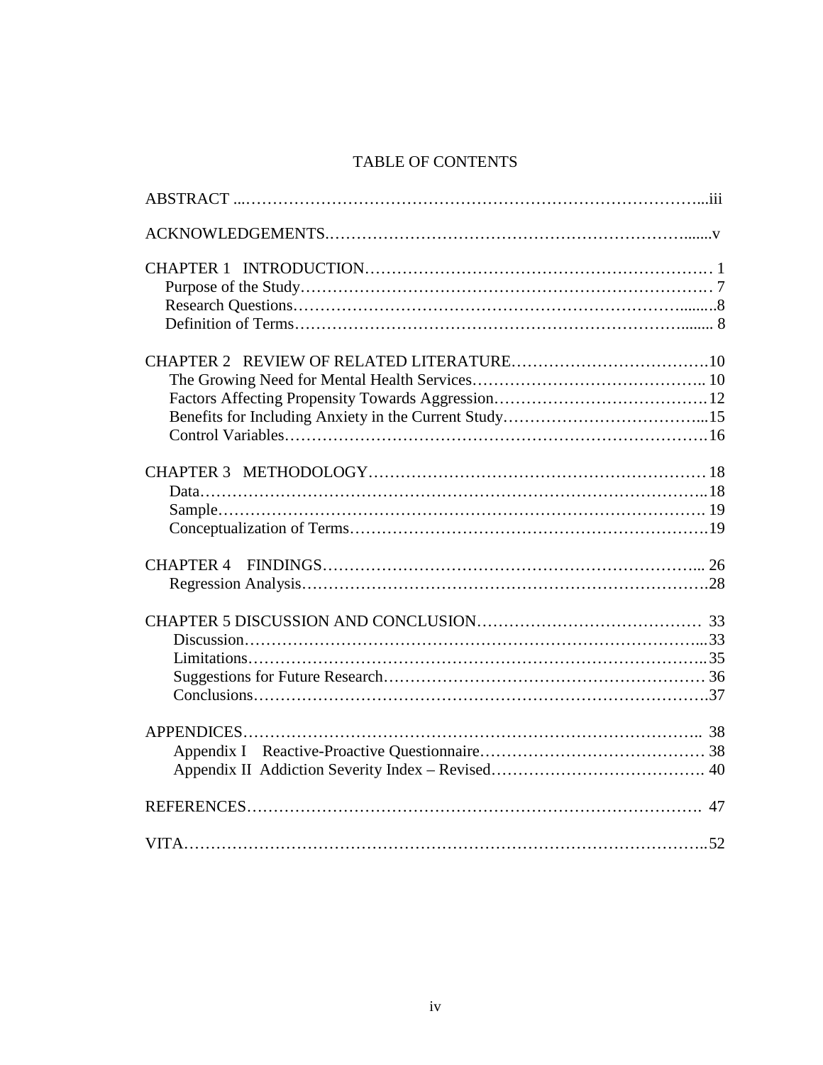# TABLE OF CONTENTS

ABSTRACT ....................................................................................iii

ACKNOWLEDGEMENTS..........................................................................v

CHAPTER 1 INTRODUCTION........................................................... 1
- Purpose of the Study............................................................................ 7
- Research Questions...............................................................................8
- Definition of Terms............................................................................... 8

CHAPTER 2 REVIEW OF RELATED LITERATURE.....................................10
- The Growing Need for Mental Health Services........................................... 10
- Factors Affecting Propensity Towards Aggression.......................................12
- Benefits for Including Anxiety in the Current Study....................................15
- Control Variables...................................................................................16

CHAPTER 3 METHODOLOGY............................................................. 18
- Data.....................................................................................................18
- Sample................................................................................................ 19
- Conceptualization of Terms....................................................................19

CHAPTER 4 FINDINGS................................................................... 26
- Regression Analysis...............................................................................28

CHAPTER 5 DISCUSSION AND CONCLUSION......................................... 33
- Discussion.............................................................................................33
- Limitations............................................................................................35
- Suggestions for Future Research............................................................. 36
- Conclusions...........................................................................................37

APPENDICES.................................................................................. 38
- Appendix I Reactive-Proactive Questionnaire............................................ 38
- Appendix II Addiction Severity Index – Revised......................................... 40

REFERENCES.................................................................................. 47

VITA.............................................................................................52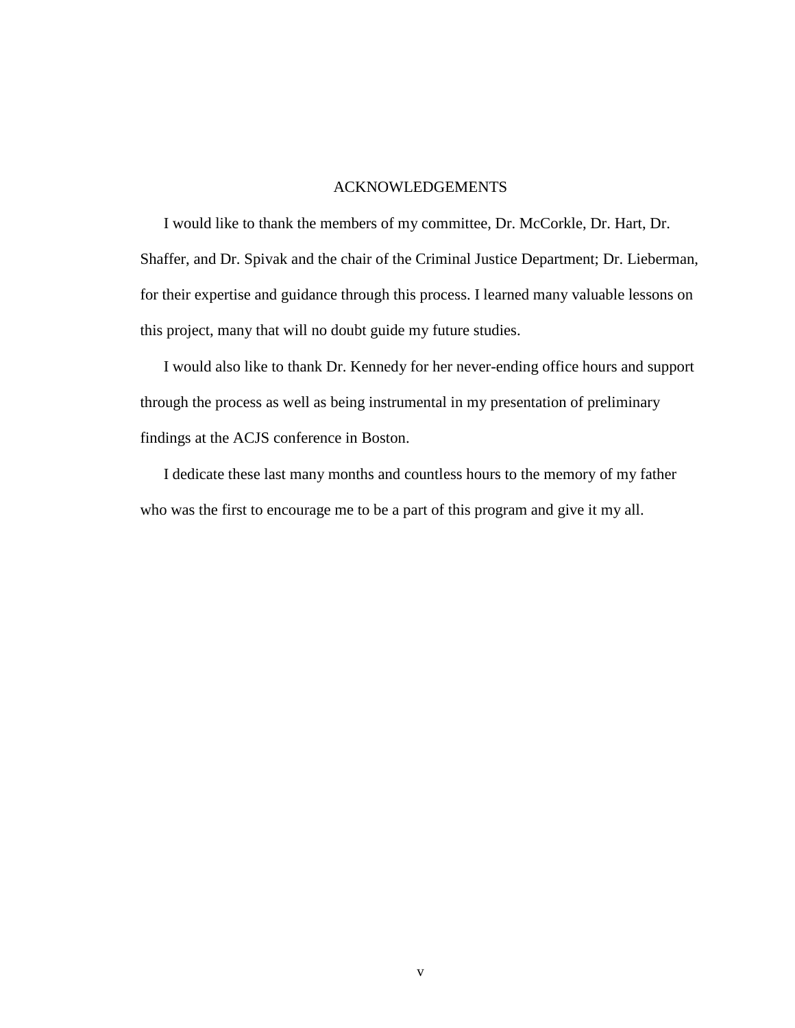# ACKNOWLEDGEMENTS

I would like to thank the members of my committee, Dr. McCorkle, Dr. Hart, Dr. Shaffer, and Dr. Spivak and the chair of the Criminal Justice Department; Dr. Lieberman, for their expertise and guidance through this process. I learned many valuable lessons on this project, many that will no doubt guide my future studies.

I would also like to thank Dr. Kennedy for her never-ending office hours and support through the process as well as being instrumental in my presentation of preliminary findings at the ACJS conference in Boston.

I dedicate these last many months and countless hours to the memory of my father who was the first to encourage me to be a part of this program and give it my all.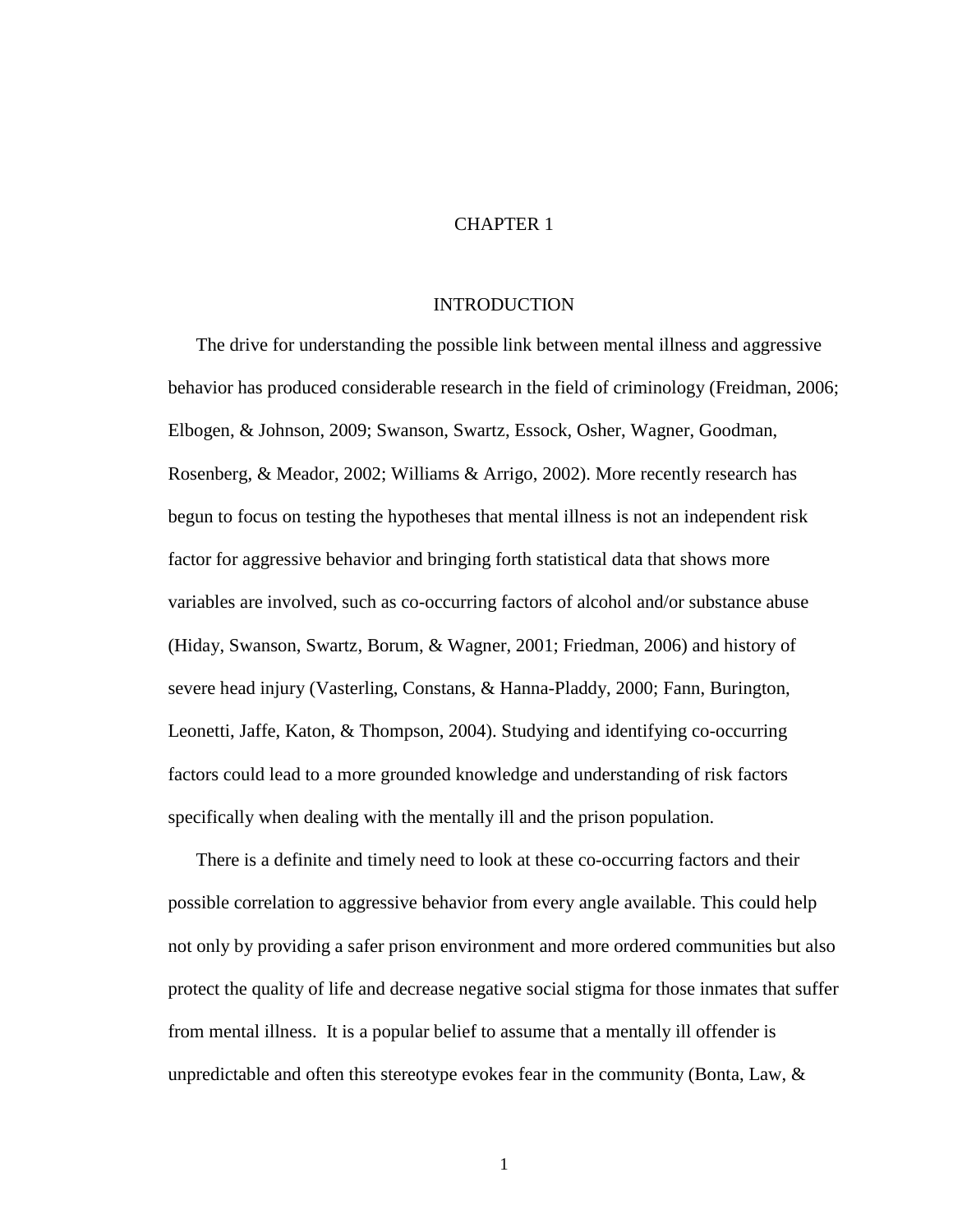# CHAPTER 1

## INTRODUCTION

The drive for understanding the possible link between mental illness and aggressive behavior has produced considerable research in the field of criminology (Freidman, 2006; Elbogen, & Johnson, 2009; Swanson, Swartz, Essock, Osher, Wagner, Goodman, Rosenberg, & Meador, 2002; Williams & Arrigo, 2002). More recently research has begun to focus on testing the hypotheses that mental illness is not an independent risk factor for aggressive behavior and bringing forth statistical data that shows more variables are involved, such as co-occurring factors of alcohol and/or substance abuse (Hiday, Swanson, Swartz, Borum, & Wagner, 2001; Friedman, 2006) and history of severe head injury (Vasterling, Constans, & Hanna-Pladdy, 2000; Fann, Burington, Leonetti, Jaffe, Katon, & Thompson, 2004). Studying and identifying co-occurring factors could lead to a more grounded knowledge and understanding of risk factors specifically when dealing with the mentally ill and the prison population.

There is a definite and timely need to look at these co-occurring factors and their possible correlation to aggressive behavior from every angle available. This could help not only by providing a safer prison environment and more ordered communities but also protect the quality of life and decrease negative social stigma for those inmates that suffer from mental illness. It is a popular belief to assume that a mentally ill offender is unpredictable and often this stereotype evokes fear in the community (Bonta, Law, &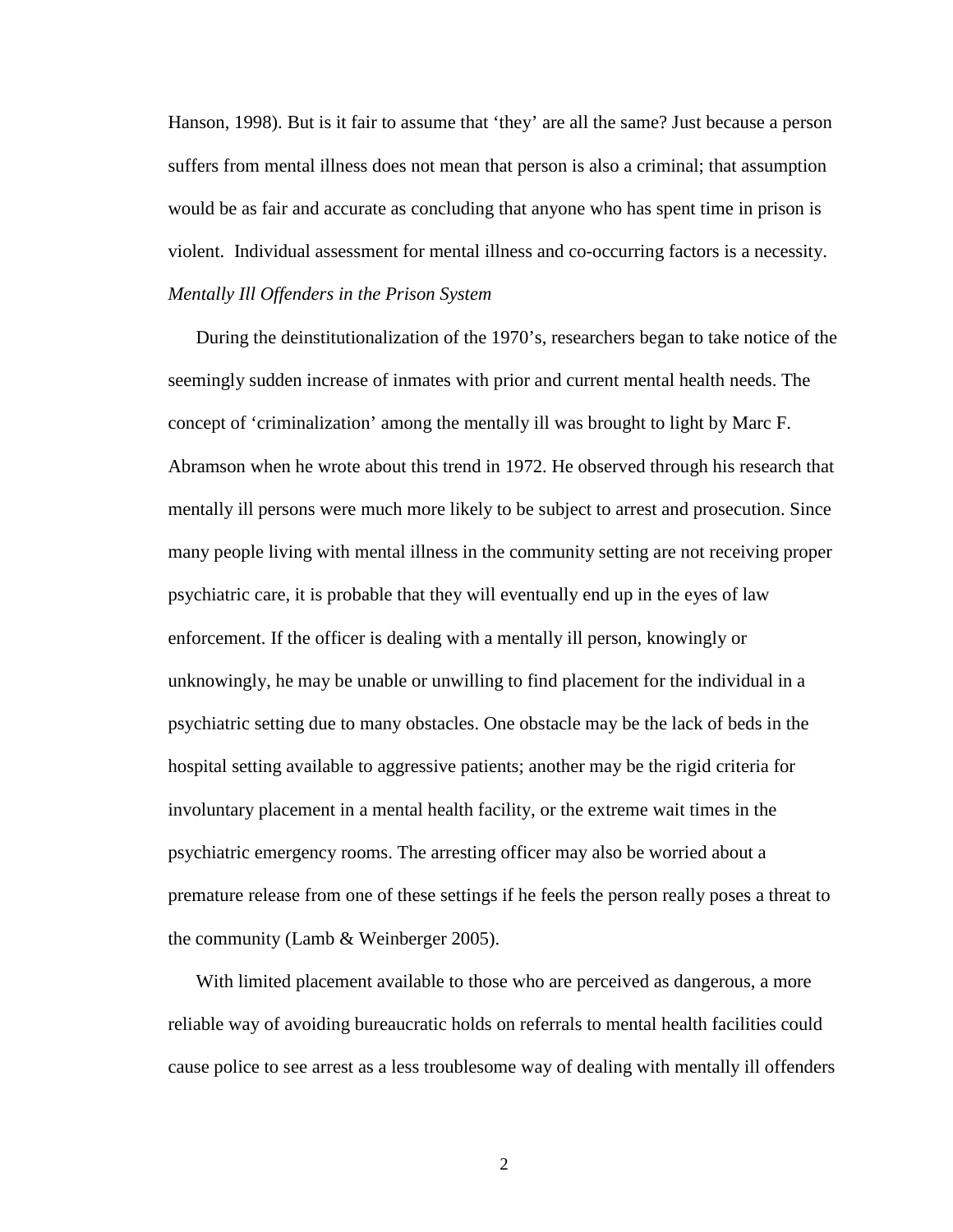Hanson, 1998). But is it fair to assume that 'they' are all the same? Just because a person suffers from mental illness does not mean that person is also a criminal; that assumption would be as fair and accurate as concluding that anyone who has spent time in prison is violent. Individual assessment for mental illness and co-occurring factors is a necessity.

*Mentally Ill Offenders in the Prison System*

During the deinstitutionalization of the 1970's, researchers began to take notice of the seemingly sudden increase of inmates with prior and current mental health needs. The concept of 'criminalization' among the mentally ill was brought to light by Marc F. Abramson when he wrote about this trend in 1972. He observed through his research that mentally ill persons were much more likely to be subject to arrest and prosecution. Since many people living with mental illness in the community setting are not receiving proper psychiatric care, it is probable that they will eventually end up in the eyes of law enforcement. If the officer is dealing with a mentally ill person, knowingly or unknowingly, he may be unable or unwilling to find placement for the individual in a psychiatric setting due to many obstacles. One obstacle may be the lack of beds in the hospital setting available to aggressive patients; another may be the rigid criteria for involuntary placement in a mental health facility, or the extreme wait times in the psychiatric emergency rooms. The arresting officer may also be worried about a premature release from one of these settings if he feels the person really poses a threat to the community (Lamb & Weinberger 2005).

With limited placement available to those who are perceived as dangerous, a more reliable way of avoiding bureaucratic holds on referrals to mental health facilities could cause police to see arrest as a less troublesome way of dealing with mentally ill offenders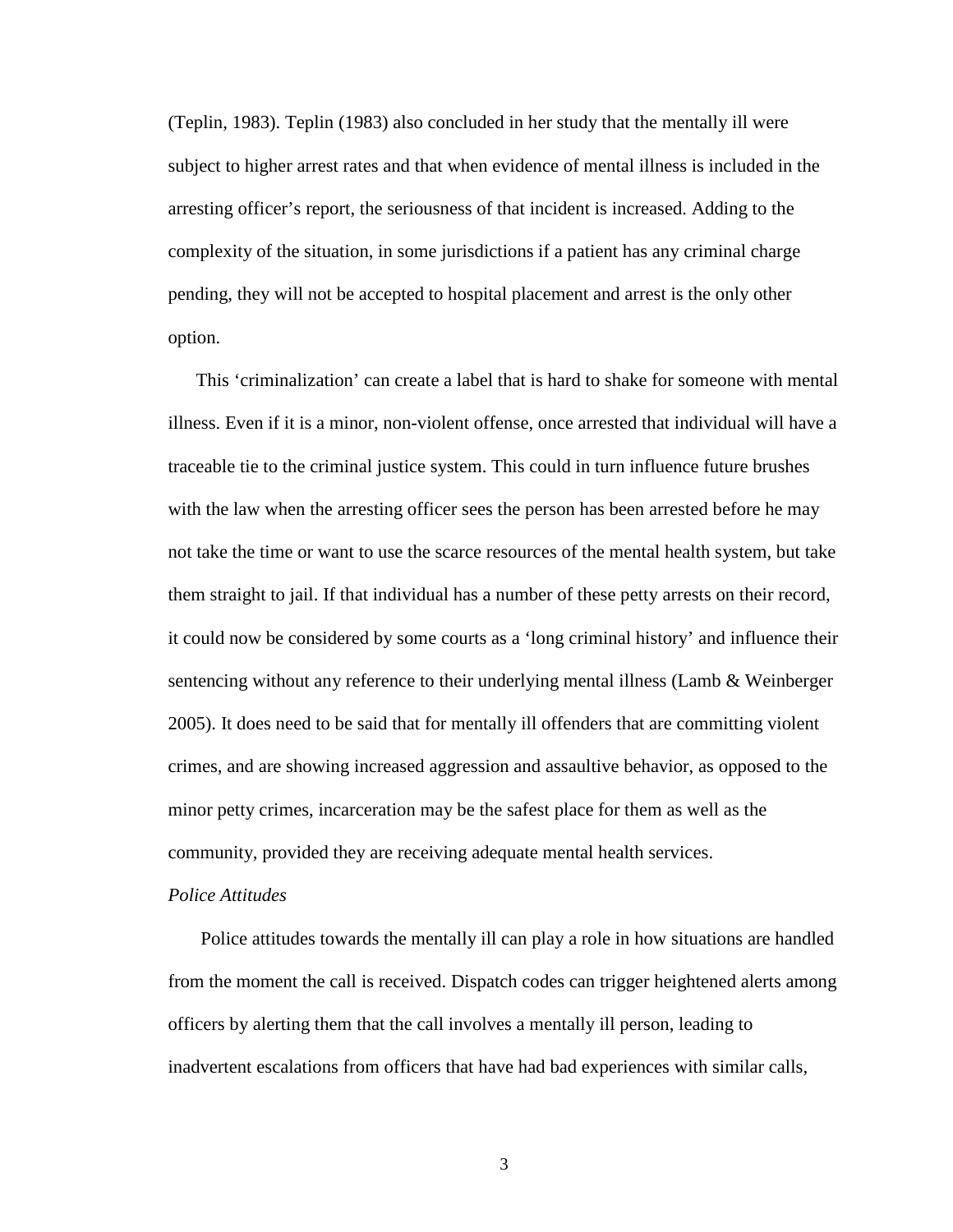(Teplin, 1983). Teplin (1983) also concluded in her study that the mentally ill were subject to higher arrest rates and that when evidence of mental illness is included in the arresting officer's report, the seriousness of that incident is increased. Adding to the complexity of the situation, in some jurisdictions if a patient has any criminal charge pending, they will not be accepted to hospital placement and arrest is the only other option.

This 'criminalization' can create a label that is hard to shake for someone with mental illness. Even if it is a minor, non-violent offense, once arrested that individual will have a traceable tie to the criminal justice system. This could in turn influence future brushes with the law when the arresting officer sees the person has been arrested before he may not take the time or want to use the scarce resources of the mental health system, but take them straight to jail. If that individual has a number of these petty arrests on their record, it could now be considered by some courts as a 'long criminal history' and influence their sentencing without any reference to their underlying mental illness (Lamb & Weinberger 2005). It does need to be said that for mentally ill offenders that are committing violent crimes, and are showing increased aggression and assaultive behavior, as opposed to the minor petty crimes, incarceration may be the safest place for them as well as the community, provided they are receiving adequate mental health services.

*Police Attitudes*

Police attitudes towards the mentally ill can play a role in how situations are handled from the moment the call is received. Dispatch codes can trigger heightened alerts among officers by alerting them that the call involves a mentally ill person, leading to inadvertent escalations from officers that have had bad experiences with similar calls,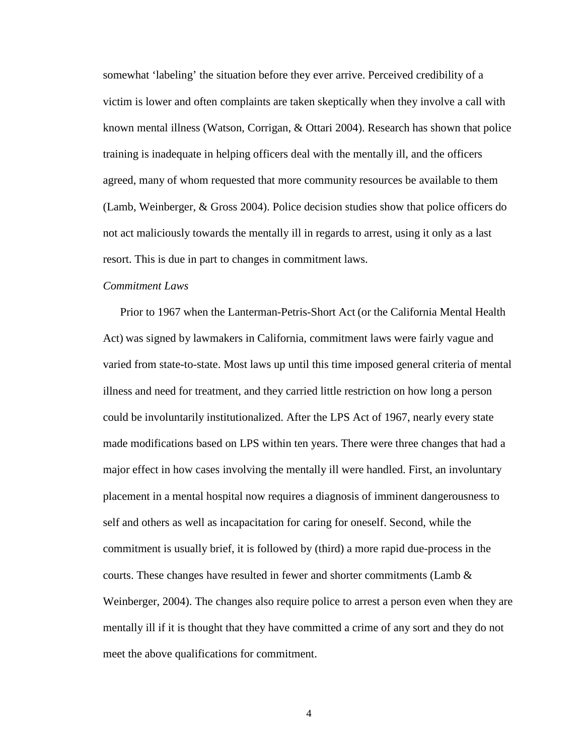somewhat ‘labeling’ the situation before they ever arrive. Perceived credibility of a victim is lower and often complaints are taken skeptically when they involve a call with known mental illness (Watson, Corrigan, & Ottari 2004). Research has shown that police training is inadequate in helping officers deal with the mentally ill, and the officers agreed, many of whom requested that more community resources be available to them (Lamb, Weinberger, & Gross 2004). Police decision studies show that police officers do not act maliciously towards the mentally ill in regards to arrest, using it only as a last resort. This is due in part to changes in commitment laws.

*Commitment Laws*

Prior to 1967 when the Lanterman-Petris-Short Act (or the California Mental Health Act) was signed by lawmakers in California, commitment laws were fairly vague and varied from state-to-state. Most laws up until this time imposed general criteria of mental illness and need for treatment, and they carried little restriction on how long a person could be involuntarily institutionalized. After the LPS Act of 1967, nearly every state made modifications based on LPS within ten years. There were three changes that had a major effect in how cases involving the mentally ill were handled. First, an involuntary placement in a mental hospital now requires a diagnosis of imminent dangerousness to self and others as well as incapacitation for caring for oneself. Second, while the commitment is usually brief, it is followed by (third) a more rapid due-process in the courts. These changes have resulted in fewer and shorter commitments (Lamb & Weinberger, 2004). The changes also require police to arrest a person even when they are mentally ill if it is thought that they have committed a crime of any sort and they do not meet the above qualifications for commitment.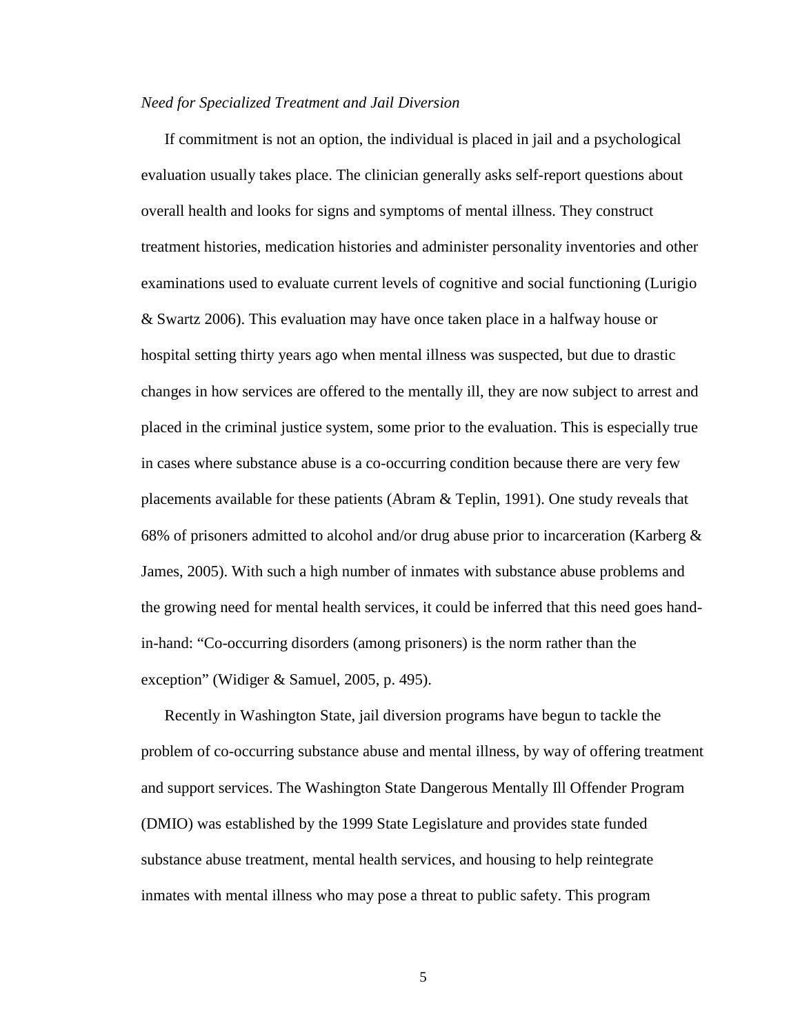*Need for Specialized Treatment and Jail Diversion*

If commitment is not an option, the individual is placed in jail and a psychological evaluation usually takes place. The clinician generally asks self-report questions about overall health and looks for signs and symptoms of mental illness. They construct treatment histories, medication histories and administer personality inventories and other examinations used to evaluate current levels of cognitive and social functioning (Lurigio & Swartz 2006). This evaluation may have once taken place in a halfway house or hospital setting thirty years ago when mental illness was suspected, but due to drastic changes in how services are offered to the mentally ill, they are now subject to arrest and placed in the criminal justice system, some prior to the evaluation. This is especially true in cases where substance abuse is a co-occurring condition because there are very few placements available for these patients (Abram & Teplin, 1991). One study reveals that 68% of prisoners admitted to alcohol and/or drug abuse prior to incarceration (Karberg & James, 2005). With such a high number of inmates with substance abuse problems and the growing need for mental health services, it could be inferred that this need goes hand-in-hand: "Co-occurring disorders (among prisoners) is the norm rather than the exception" (Widiger & Samuel, 2005, p. 495).

Recently in Washington State, jail diversion programs have begun to tackle the problem of co-occurring substance abuse and mental illness, by way of offering treatment and support services. The Washington State Dangerous Mentally Ill Offender Program (DMIO) was established by the 1999 State Legislature and provides state funded substance abuse treatment, mental health services, and housing to help reintegrate inmates with mental illness who may pose a threat to public safety. This program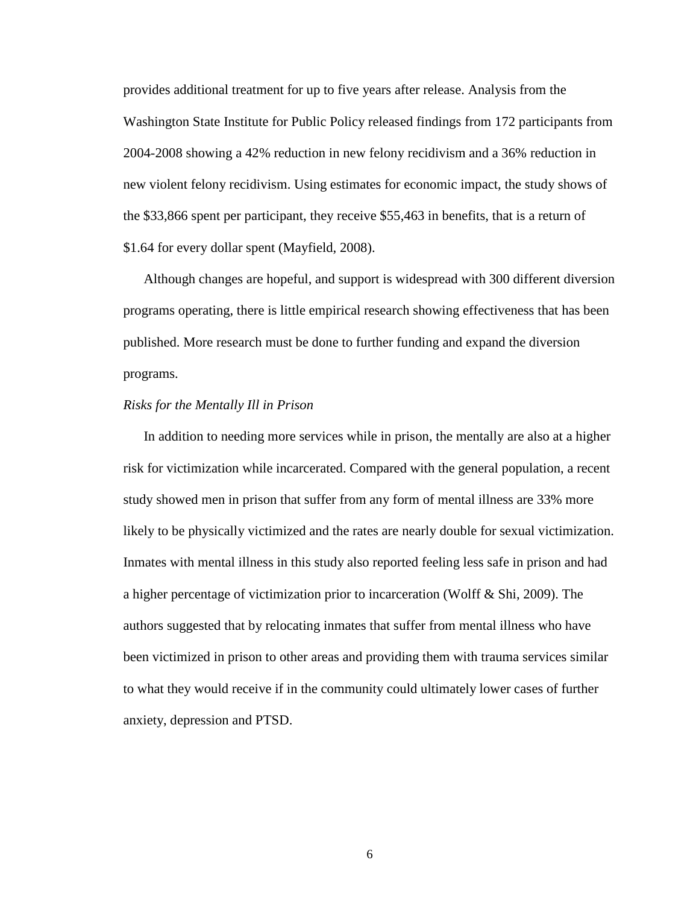provides additional treatment for up to five years after release. Analysis from the Washington State Institute for Public Policy released findings from 172 participants from 2004-2008 showing a 42% reduction in new felony recidivism and a 36% reduction in new violent felony recidivism. Using estimates for economic impact, the study shows of the $33,866 spent per participant, they receive $55,463 in benefits, that is a return of $1.64 for every dollar spent (Mayfield, 2008).

Although changes are hopeful, and support is widespread with 300 different diversion programs operating, there is little empirical research showing effectiveness that has been published. More research must be done to further funding and expand the diversion programs.

### *Risks for the Mentally Ill in Prison*

In addition to needing more services while in prison, the mentally are also at a higher risk for victimization while incarcerated. Compared with the general population, a recent study showed men in prison that suffer from any form of mental illness are 33% more likely to be physically victimized and the rates are nearly double for sexual victimization. Inmates with mental illness in this study also reported feeling less safe in prison and had a higher percentage of victimization prior to incarceration (Wolff & Shi, 2009). The authors suggested that by relocating inmates that suffer from mental illness who have been victimized in prison to other areas and providing them with trauma services similar to what they would receive if in the community could ultimately lower cases of further anxiety, depression and PTSD.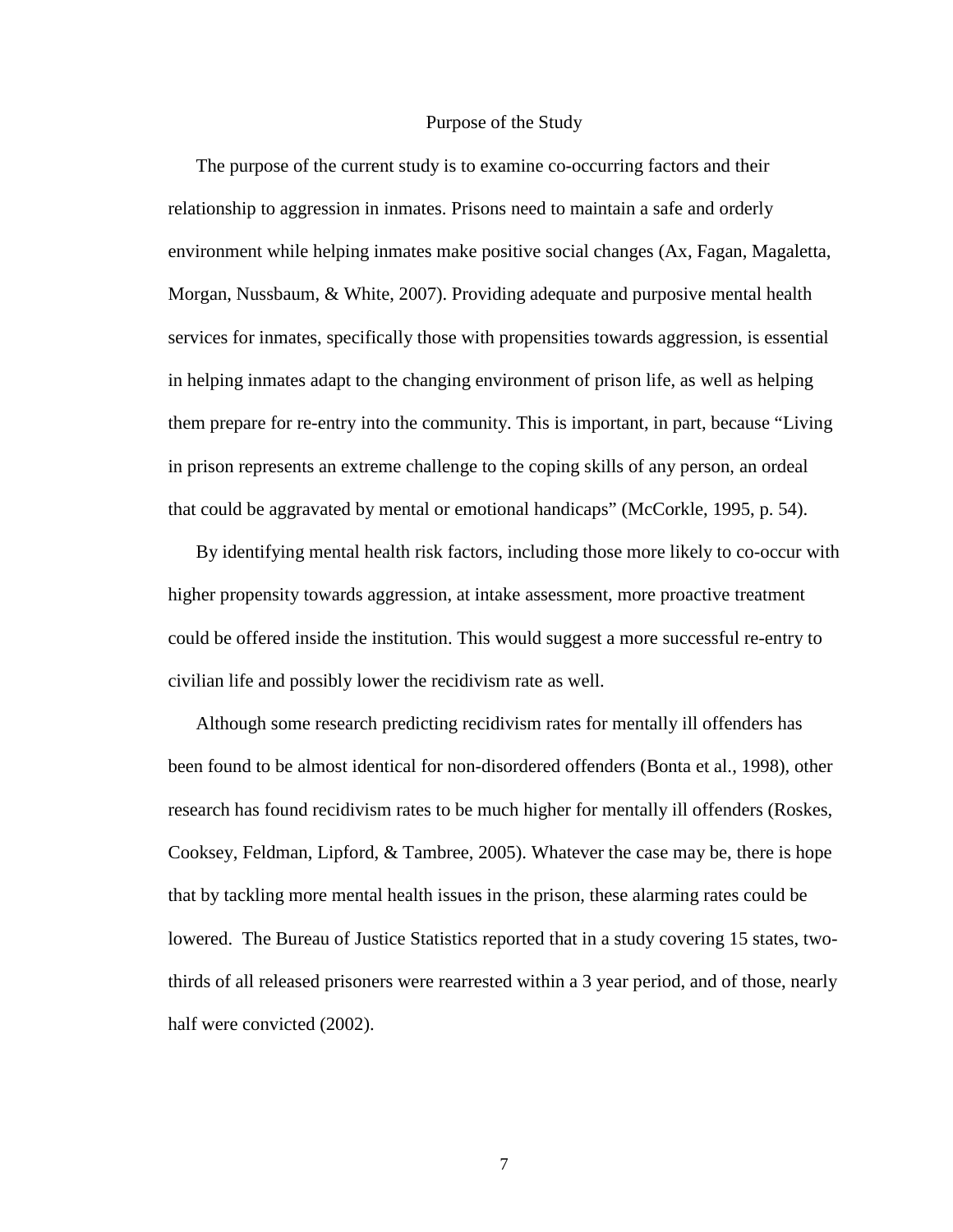## Purpose of the Study

The purpose of the current study is to examine co-occurring factors and their relationship to aggression in inmates. Prisons need to maintain a safe and orderly environment while helping inmates make positive social changes (Ax, Fagan, Magaletta, Morgan, Nussbaum, & White, 2007). Providing adequate and purposive mental health services for inmates, specifically those with propensities towards aggression, is essential in helping inmates adapt to the changing environment of prison life, as well as helping them prepare for re-entry into the community. This is important, in part, because "Living in prison represents an extreme challenge to the coping skills of any person, an ordeal that could be aggravated by mental or emotional handicaps" (McCorkle, 1995, p. 54).

By identifying mental health risk factors, including those more likely to co-occur with higher propensity towards aggression, at intake assessment, more proactive treatment could be offered inside the institution. This would suggest a more successful re-entry to civilian life and possibly lower the recidivism rate as well.

Although some research predicting recidivism rates for mentally ill offenders has been found to be almost identical for non-disordered offenders (Bonta et al., 1998), other research has found recidivism rates to be much higher for mentally ill offenders (Roskes, Cooksey, Feldman, Lipford, & Tambree, 2005). Whatever the case may be, there is hope that by tackling more mental health issues in the prison, these alarming rates could be lowered. The Bureau of Justice Statistics reported that in a study covering 15 states, two-thirds of all released prisoners were rearrested within a 3 year period, and of those, nearly half were convicted (2002).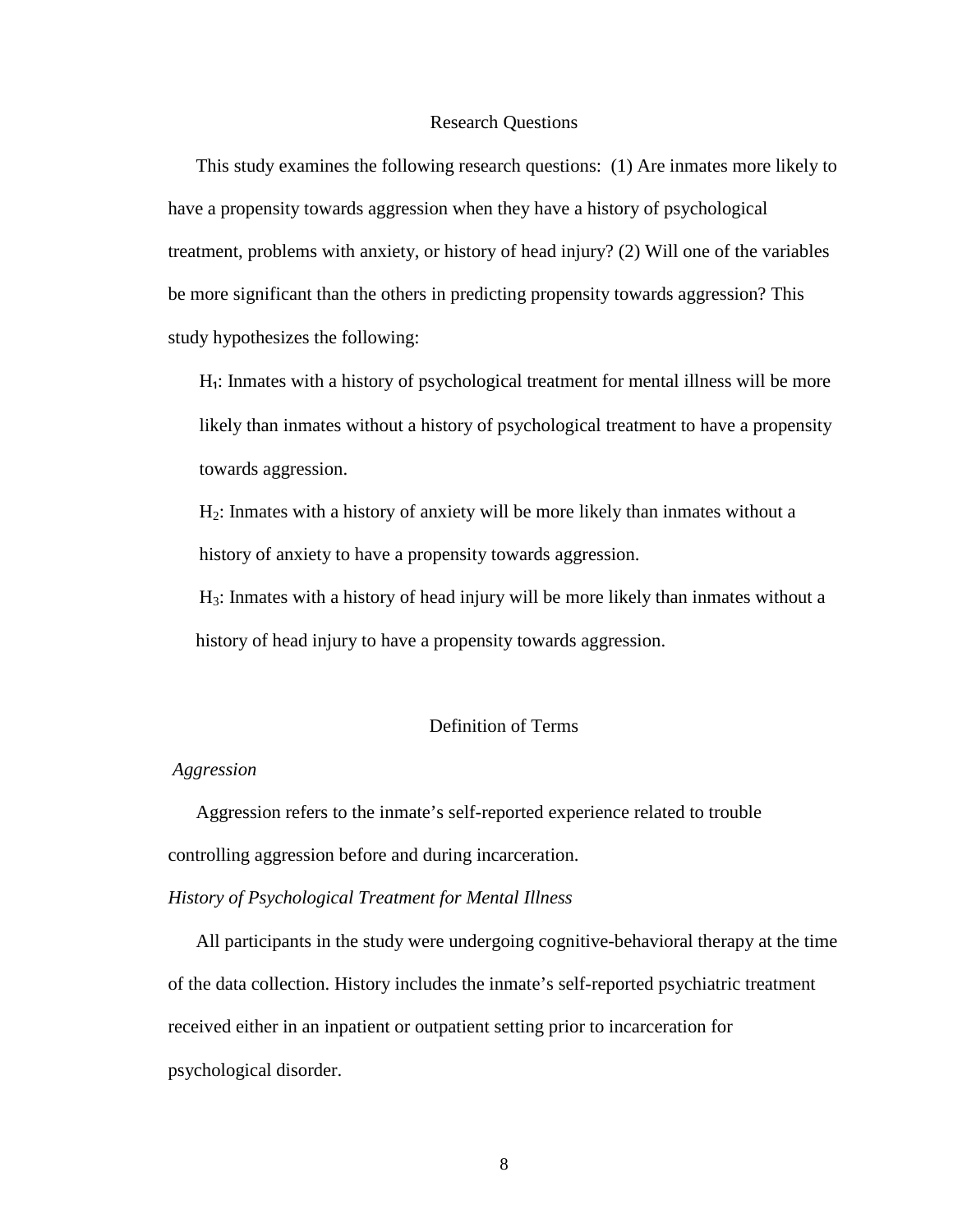## Research Questions

This study examines the following research questions: (1) Are inmates more likely to have a propensity towards aggression when they have a history of psychological treatment, problems with anxiety, or history of head injury? (2) Will one of the variables be more significant than the others in predicting propensity towards aggression? This study hypothesizes the following:

$H_1$: Inmates with a history of psychological treatment for mental illness will be more likely than inmates without a history of psychological treatment to have a propensity towards aggression.

$H_2$: Inmates with a history of anxiety will be more likely than inmates without a history of anxiety to have a propensity towards aggression.

$H_3$: Inmates with a history of head injury will be more likely than inmates without a history of head injury to have a propensity towards aggression.

## Definition of Terms

### *Aggression*

Aggression refers to the inmate's self-reported experience related to trouble controlling aggression before and during incarceration.

### *History of Psychological Treatment for Mental Illness*

All participants in the study were undergoing cognitive-behavioral therapy at the time of the data collection. History includes the inmate's self-reported psychiatric treatment received either in an inpatient or outpatient setting prior to incarceration for psychological disorder.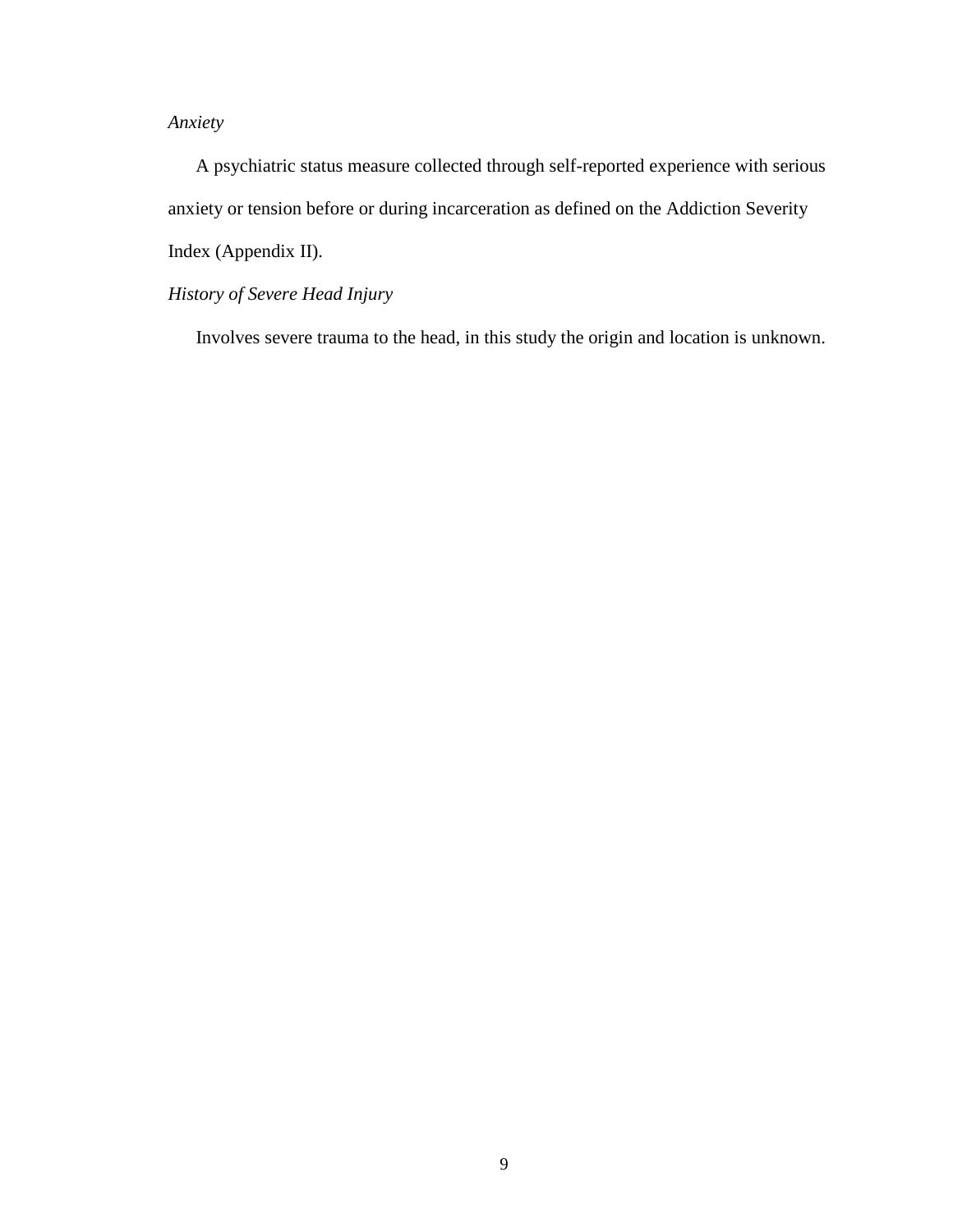*Anxiety*

A psychiatric status measure collected through self-reported experience with serious anxiety or tension before or during incarceration as defined on the Addiction Severity Index (Appendix II).

*History of Severe Head Injury*

Involves severe trauma to the head, in this study the origin and location is unknown.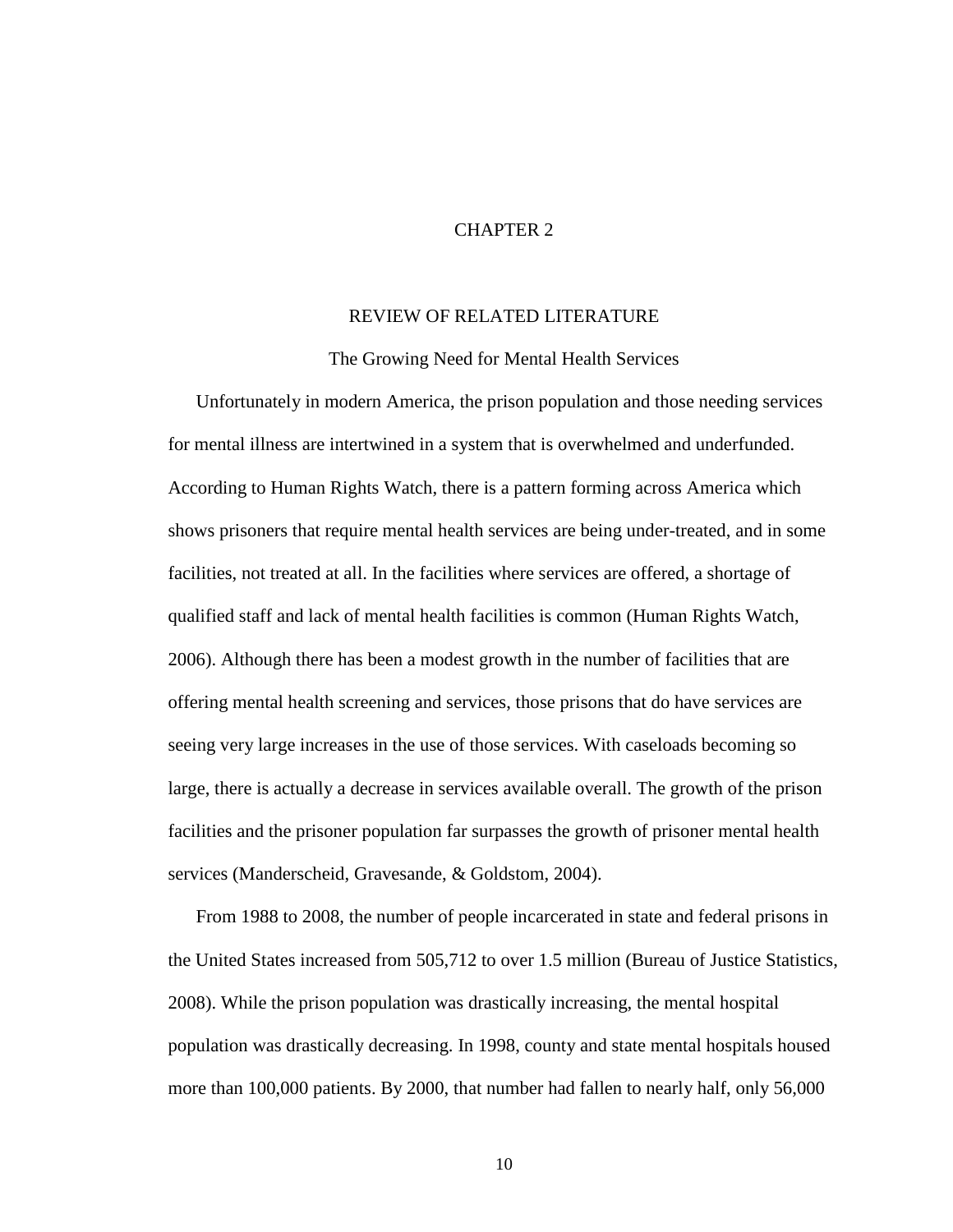# CHAPTER 2

## REVIEW OF RELATED LITERATURE

### The Growing Need for Mental Health Services

Unfortunately in modern America, the prison population and those needing services for mental illness are intertwined in a system that is overwhelmed and underfunded. According to Human Rights Watch, there is a pattern forming across America which shows prisoners that require mental health services are being under-treated, and in some facilities, not treated at all. In the facilities where services are offered, a shortage of qualified staff and lack of mental health facilities is common (Human Rights Watch, 2006). Although there has been a modest growth in the number of facilities that are offering mental health screening and services, those prisons that do have services are seeing very large increases in the use of those services. With caseloads becoming so large, there is actually a decrease in services available overall. The growth of the prison facilities and the prisoner population far surpasses the growth of prisoner mental health services (Manderscheid, Gravesande, & Goldstom, 2004).

From 1988 to 2008, the number of people incarcerated in state and federal prisons in the United States increased from 505,712 to over 1.5 million (Bureau of Justice Statistics, 2008). While the prison population was drastically increasing, the mental hospital population was drastically decreasing. In 1998, county and state mental hospitals housed more than 100,000 patients. By 2000, that number had fallen to nearly half, only 56,000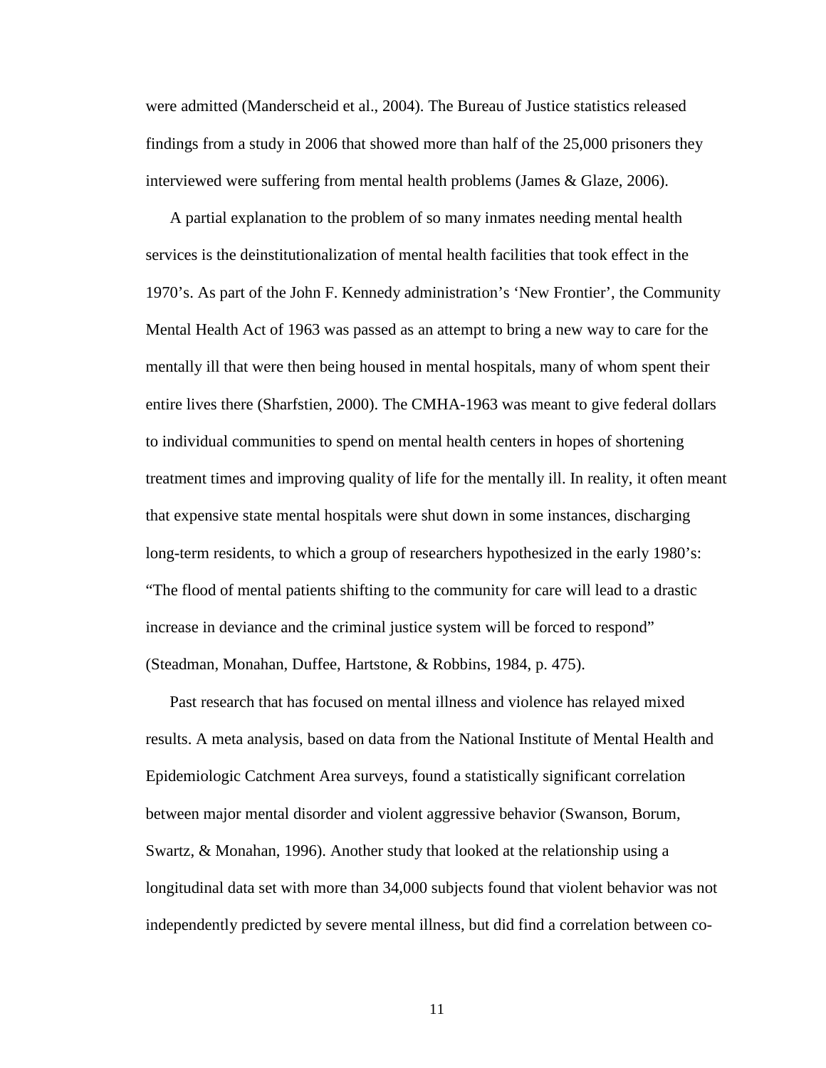were admitted (Manderscheid et al., 2004). The Bureau of Justice statistics released findings from a study in 2006 that showed more than half of the 25,000 prisoners they interviewed were suffering from mental health problems (James & Glaze, 2006).

A partial explanation to the problem of so many inmates needing mental health services is the deinstitutionalization of mental health facilities that took effect in the 1970's. As part of the John F. Kennedy administration's 'New Frontier', the Community Mental Health Act of 1963 was passed as an attempt to bring a new way to care for the mentally ill that were then being housed in mental hospitals, many of whom spent their entire lives there (Sharfstien, 2000). The CMHA-1963 was meant to give federal dollars to individual communities to spend on mental health centers in hopes of shortening treatment times and improving quality of life for the mentally ill. In reality, it often meant that expensive state mental hospitals were shut down in some instances, discharging long-term residents, to which a group of researchers hypothesized in the early 1980's: "The flood of mental patients shifting to the community for care will lead to a drastic increase in deviance and the criminal justice system will be forced to respond" (Steadman, Monahan, Duffee, Hartstone, & Robbins, 1984, p. 475).

Past research that has focused on mental illness and violence has relayed mixed results. A meta analysis, based on data from the National Institute of Mental Health and Epidemiologic Catchment Area surveys, found a statistically significant correlation between major mental disorder and violent aggressive behavior (Swanson, Borum, Swartz, & Monahan, 1996). Another study that looked at the relationship using a longitudinal data set with more than 34,000 subjects found that violent behavior was not independently predicted by severe mental illness, but did find a correlation between co-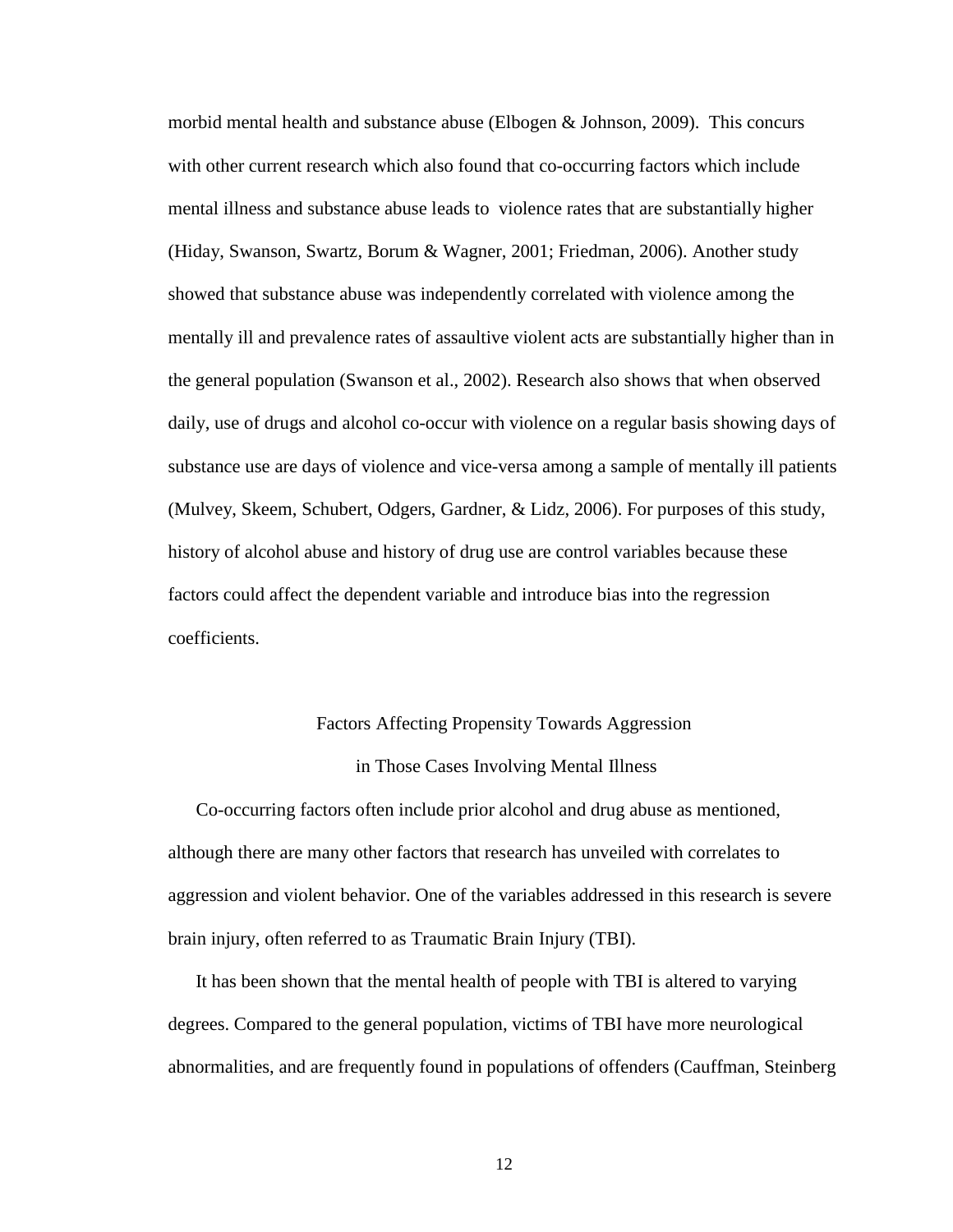morbid mental health and substance abuse (Elbogen & Johnson, 2009). This concurs with other current research which also found that co-occurring factors which include mental illness and substance abuse leads to violence rates that are substantially higher (Hiday, Swanson, Swartz, Borum & Wagner, 2001; Friedman, 2006). Another study showed that substance abuse was independently correlated with violence among the mentally ill and prevalence rates of assaultive violent acts are substantially higher than in the general population (Swanson et al., 2002). Research also shows that when observed daily, use of drugs and alcohol co-occur with violence on a regular basis showing days of substance use are days of violence and vice-versa among a sample of mentally ill patients (Mulvey, Skeem, Schubert, Odgers, Gardner, & Lidz, 2006). For purposes of this study, history of alcohol abuse and history of drug use are control variables because these factors could affect the dependent variable and introduce bias into the regression coefficients.

## Factors Affecting Propensity Towards Aggression in Those Cases Involving Mental Illness

Co-occurring factors often include prior alcohol and drug abuse as mentioned, although there are many other factors that research has unveiled with correlates to aggression and violent behavior. One of the variables addressed in this research is severe brain injury, often referred to as Traumatic Brain Injury (TBI).

It has been shown that the mental health of people with TBI is altered to varying degrees. Compared to the general population, victims of TBI have more neurological abnormalities, and are frequently found in populations of offenders (Cauffman, Steinberg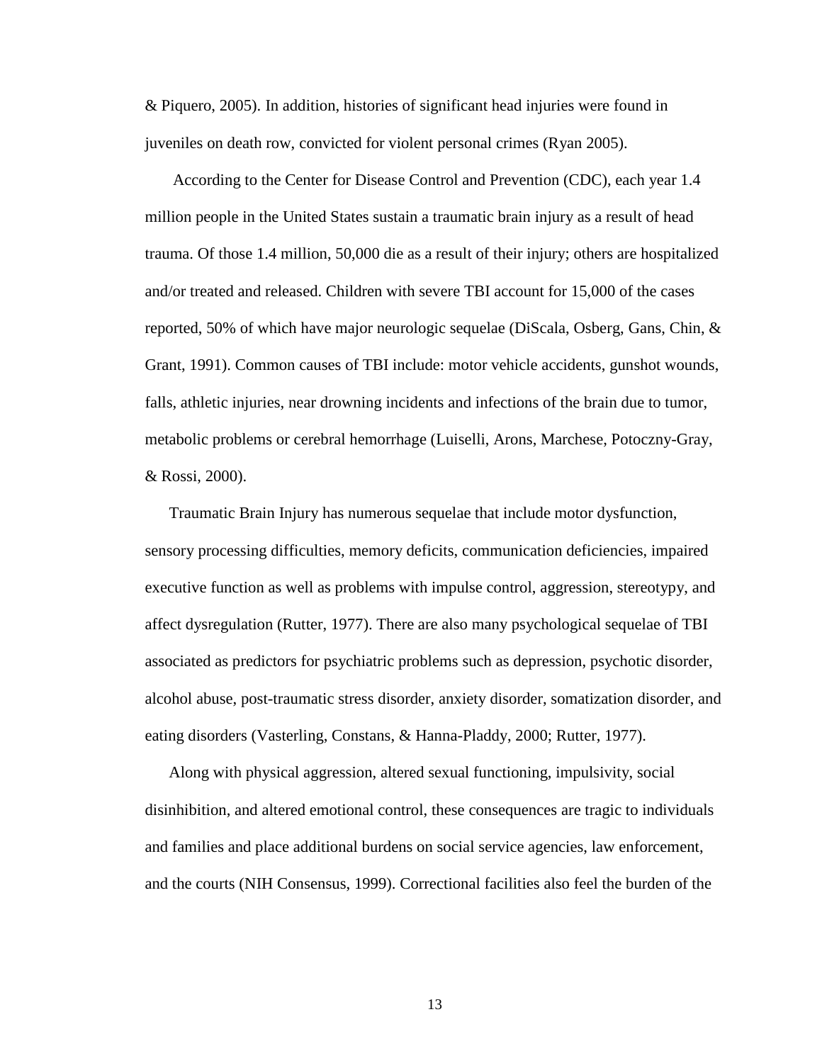& Piquero, 2005). In addition, histories of significant head injuries were found in juveniles on death row, convicted for violent personal crimes (Ryan 2005).

According to the Center for Disease Control and Prevention (CDC), each year 1.4 million people in the United States sustain a traumatic brain injury as a result of head trauma. Of those 1.4 million, 50,000 die as a result of their injury; others are hospitalized and/or treated and released. Children with severe TBI account for 15,000 of the cases reported, 50% of which have major neurologic sequelae (DiScala, Osberg, Gans, Chin, & Grant, 1991). Common causes of TBI include: motor vehicle accidents, gunshot wounds, falls, athletic injuries, near drowning incidents and infections of the brain due to tumor, metabolic problems or cerebral hemorrhage (Luiselli, Arons, Marchese, Potoczny-Gray, & Rossi, 2000).

Traumatic Brain Injury has numerous sequelae that include motor dysfunction, sensory processing difficulties, memory deficits, communication deficiencies, impaired executive function as well as problems with impulse control, aggression, stereotypy, and affect dysregulation (Rutter, 1977). There are also many psychological sequelae of TBI associated as predictors for psychiatric problems such as depression, psychotic disorder, alcohol abuse, post-traumatic stress disorder, anxiety disorder, somatization disorder, and eating disorders (Vasterling, Constans, & Hanna-Pladdy, 2000; Rutter, 1977).

Along with physical aggression, altered sexual functioning, impulsivity, social disinhibition, and altered emotional control, these consequences are tragic to individuals and families and place additional burdens on social service agencies, law enforcement, and the courts (NIH Consensus, 1999). Correctional facilities also feel the burden of the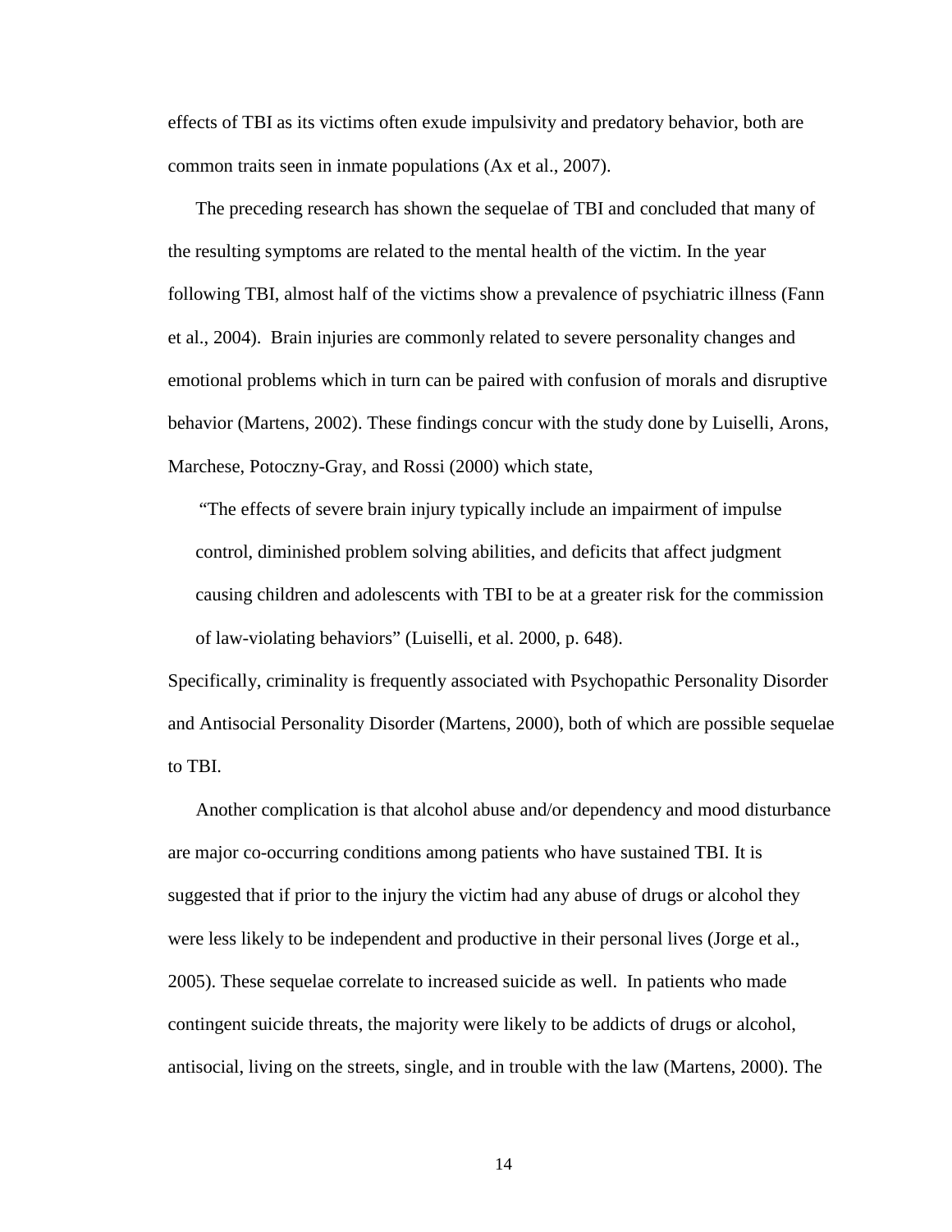effects of TBI as its victims often exude impulsivity and predatory behavior, both are common traits seen in inmate populations (Ax et al., 2007).

The preceding research has shown the sequelae of TBI and concluded that many of the resulting symptoms are related to the mental health of the victim. In the year following TBI, almost half of the victims show a prevalence of psychiatric illness (Fann et al., 2004). Brain injuries are commonly related to severe personality changes and emotional problems which in turn can be paired with confusion of morals and disruptive behavior (Martens, 2002). These findings concur with the study done by Luiselli, Arons, Marchese, Potoczny-Gray, and Rossi (2000) which state,

> "The effects of severe brain injury typically include an impairment of impulse control, diminished problem solving abilities, and deficits that affect judgment causing children and adolescents with TBI to be at a greater risk for the commission of law-violating behaviors" (Luiselli, et al. 2000, p. 648).

Specifically, criminality is frequently associated with Psychopathic Personality Disorder and Antisocial Personality Disorder (Martens, 2000), both of which are possible sequelae to TBI.

Another complication is that alcohol abuse and/or dependency and mood disturbance are major co-occurring conditions among patients who have sustained TBI. It is suggested that if prior to the injury the victim had any abuse of drugs or alcohol they were less likely to be independent and productive in their personal lives (Jorge et al., 2005). These sequelae correlate to increased suicide as well. In patients who made contingent suicide threats, the majority were likely to be addicts of drugs or alcohol, antisocial, living on the streets, single, and in trouble with the law (Martens, 2000). The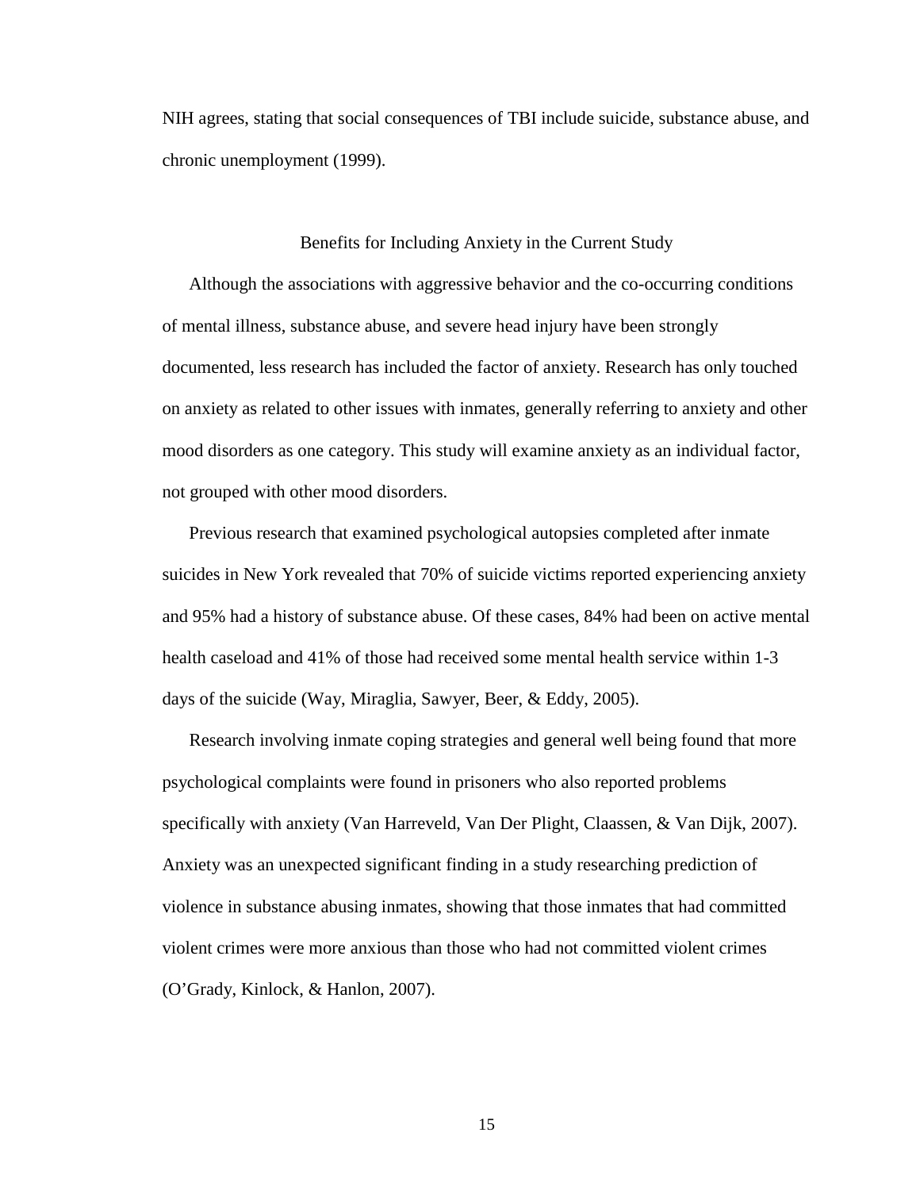NIH agrees, stating that social consequences of TBI include suicide, substance abuse, and chronic unemployment (1999).

## Benefits for Including Anxiety in the Current Study

Although the associations with aggressive behavior and the co-occurring conditions of mental illness, substance abuse, and severe head injury have been strongly documented, less research has included the factor of anxiety. Research has only touched on anxiety as related to other issues with inmates, generally referring to anxiety and other mood disorders as one category. This study will examine anxiety as an individual factor, not grouped with other mood disorders.

Previous research that examined psychological autopsies completed after inmate suicides in New York revealed that 70% of suicide victims reported experiencing anxiety and 95% had a history of substance abuse. Of these cases, 84% had been on active mental health caseload and 41% of those had received some mental health service within 1-3 days of the suicide (Way, Miraglia, Sawyer, Beer, & Eddy, 2005).

Research involving inmate coping strategies and general well being found that more psychological complaints were found in prisoners who also reported problems specifically with anxiety (Van Harreveld, Van Der Plight, Claassen, & Van Dijk, 2007). Anxiety was an unexpected significant finding in a study researching prediction of violence in substance abusing inmates, showing that those inmates that had committed violent crimes were more anxious than those who had not committed violent crimes (O'Grady, Kinlock, & Hanlon, 2007).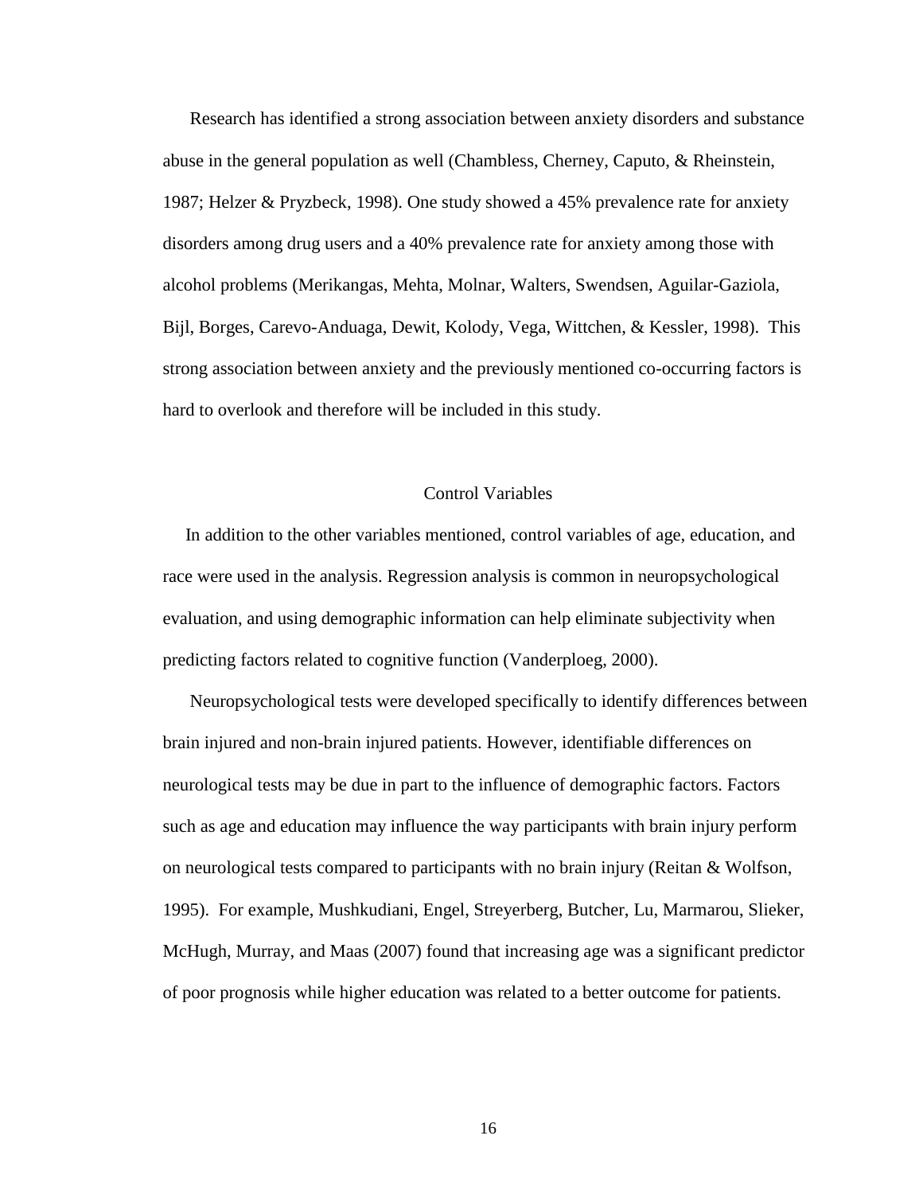Research has identified a strong association between anxiety disorders and substance abuse in the general population as well (Chambless, Cherney, Caputo, & Rheinstein, 1987; Helzer & Pryzbeck, 1998). One study showed a 45% prevalence rate for anxiety disorders among drug users and a 40% prevalence rate for anxiety among those with alcohol problems (Merikangas, Mehta, Molnar, Walters, Swendsen, Aguilar-Gaziola, Bijl, Borges, Carevo-Anduaga, Dewit, Kolody, Vega, Wittchen, & Kessler, 1998). This strong association between anxiety and the previously mentioned co-occurring factors is hard to overlook and therefore will be included in this study.

## Control Variables

In addition to the other variables mentioned, control variables of age, education, and race were used in the analysis. Regression analysis is common in neuropsychological evaluation, and using demographic information can help eliminate subjectivity when predicting factors related to cognitive function (Vanderploeg, 2000).

Neuropsychological tests were developed specifically to identify differences between brain injured and non-brain injured patients. However, identifiable differences on neurological tests may be due in part to the influence of demographic factors. Factors such as age and education may influence the way participants with brain injury perform on neurological tests compared to participants with no brain injury (Reitan & Wolfson, 1995). For example, Mushkudiani, Engel, Streyerberg, Butcher, Lu, Marmarou, Slieker, McHugh, Murray, and Maas (2007) found that increasing age was a significant predictor of poor prognosis while higher education was related to a better outcome for patients.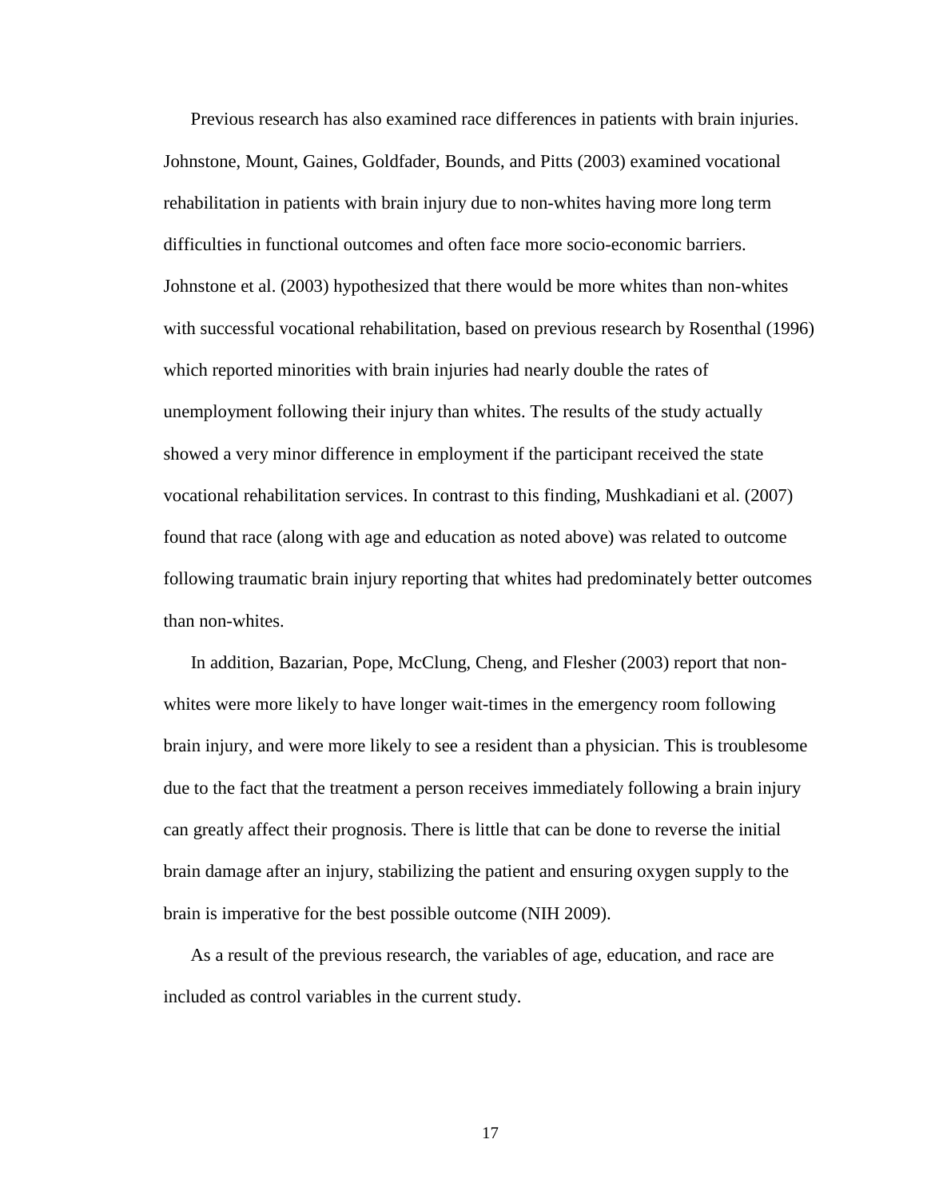Previous research has also examined race differences in patients with brain injuries. Johnstone, Mount, Gaines, Goldfader, Bounds, and Pitts (2003) examined vocational rehabilitation in patients with brain injury due to non-whites having more long term difficulties in functional outcomes and often face more socio-economic barriers. Johnstone et al. (2003) hypothesized that there would be more whites than non-whites with successful vocational rehabilitation, based on previous research by Rosenthal (1996) which reported minorities with brain injuries had nearly double the rates of unemployment following their injury than whites. The results of the study actually showed a very minor difference in employment if the participant received the state vocational rehabilitation services. In contrast to this finding, Mushkadiani et al. (2007) found that race (along with age and education as noted above) was related to outcome following traumatic brain injury reporting that whites had predominately better outcomes than non-whites.

In addition, Bazarian, Pope, McClung, Cheng, and Flesher (2003) report that non-whites were more likely to have longer wait-times in the emergency room following brain injury, and were more likely to see a resident than a physician. This is troublesome due to the fact that the treatment a person receives immediately following a brain injury can greatly affect their prognosis. There is little that can be done to reverse the initial brain damage after an injury, stabilizing the patient and ensuring oxygen supply to the brain is imperative for the best possible outcome (NIH 2009).

As a result of the previous research, the variables of age, education, and race are included as control variables in the current study.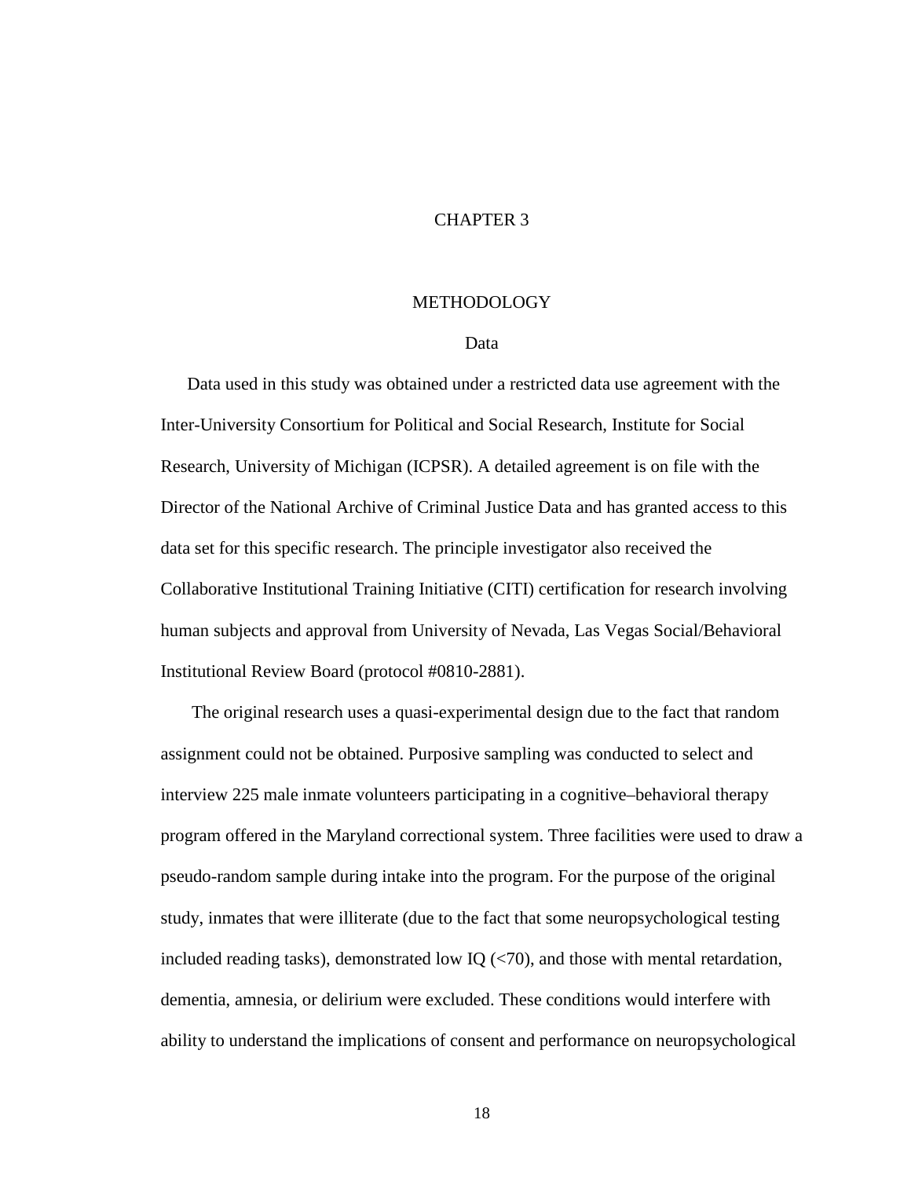# CHAPTER 3

## METHODOLOGY

### Data

Data used in this study was obtained under a restricted data use agreement with the Inter-University Consortium for Political and Social Research, Institute for Social Research, University of Michigan (ICPSR). A detailed agreement is on file with the Director of the National Archive of Criminal Justice Data and has granted access to this data set for this specific research. The principle investigator also received the Collaborative Institutional Training Initiative (CITI) certification for research involving human subjects and approval from University of Nevada, Las Vegas Social/Behavioral Institutional Review Board (protocol #0810-2881).

The original research uses a quasi-experimental design due to the fact that random assignment could not be obtained. Purposive sampling was conducted to select and interview 225 male inmate volunteers participating in a cognitive–behavioral therapy program offered in the Maryland correctional system. Three facilities were used to draw a pseudo-random sample during intake into the program. For the purpose of the original study, inmates that were illiterate (due to the fact that some neuropsychological testing included reading tasks), demonstrated low IQ (<70), and those with mental retardation, dementia, amnesia, or delirium were excluded. These conditions would interfere with ability to understand the implications of consent and performance on neuropsychological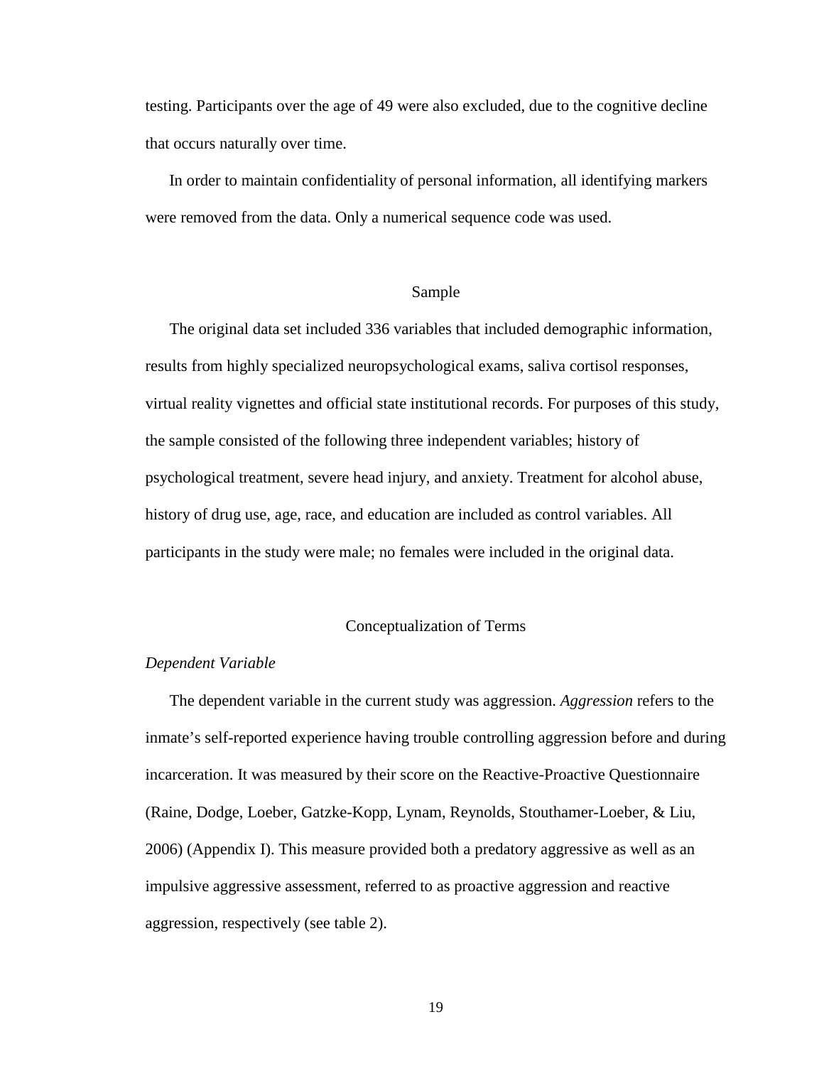testing. Participants over the age of 49 were also excluded, due to the cognitive decline that occurs naturally over time.

In order to maintain confidentiality of personal information, all identifying markers were removed from the data. Only a numerical sequence code was used.

## Sample

The original data set included 336 variables that included demographic information, results from highly specialized neuropsychological exams, saliva cortisol responses, virtual reality vignettes and official state institutional records. For purposes of this study, the sample consisted of the following three independent variables; history of psychological treatment, severe head injury, and anxiety. Treatment for alcohol abuse, history of drug use, age, race, and education are included as control variables. All participants in the study were male; no females were included in the original data.

## Conceptualization of Terms

### *Dependent Variable*

The dependent variable in the current study was aggression. *Aggression* refers to the inmate's self-reported experience having trouble controlling aggression before and during incarceration. It was measured by their score on the Reactive-Proactive Questionnaire (Raine, Dodge, Loeber, Gatzke-Kopp, Lynam, Reynolds, Stouthamer-Loeber, & Liu, 2006) (Appendix I). This measure provided both a predatory aggressive as well as an impulsive aggressive assessment, referred to as proactive aggression and reactive aggression, respectively (see table 2).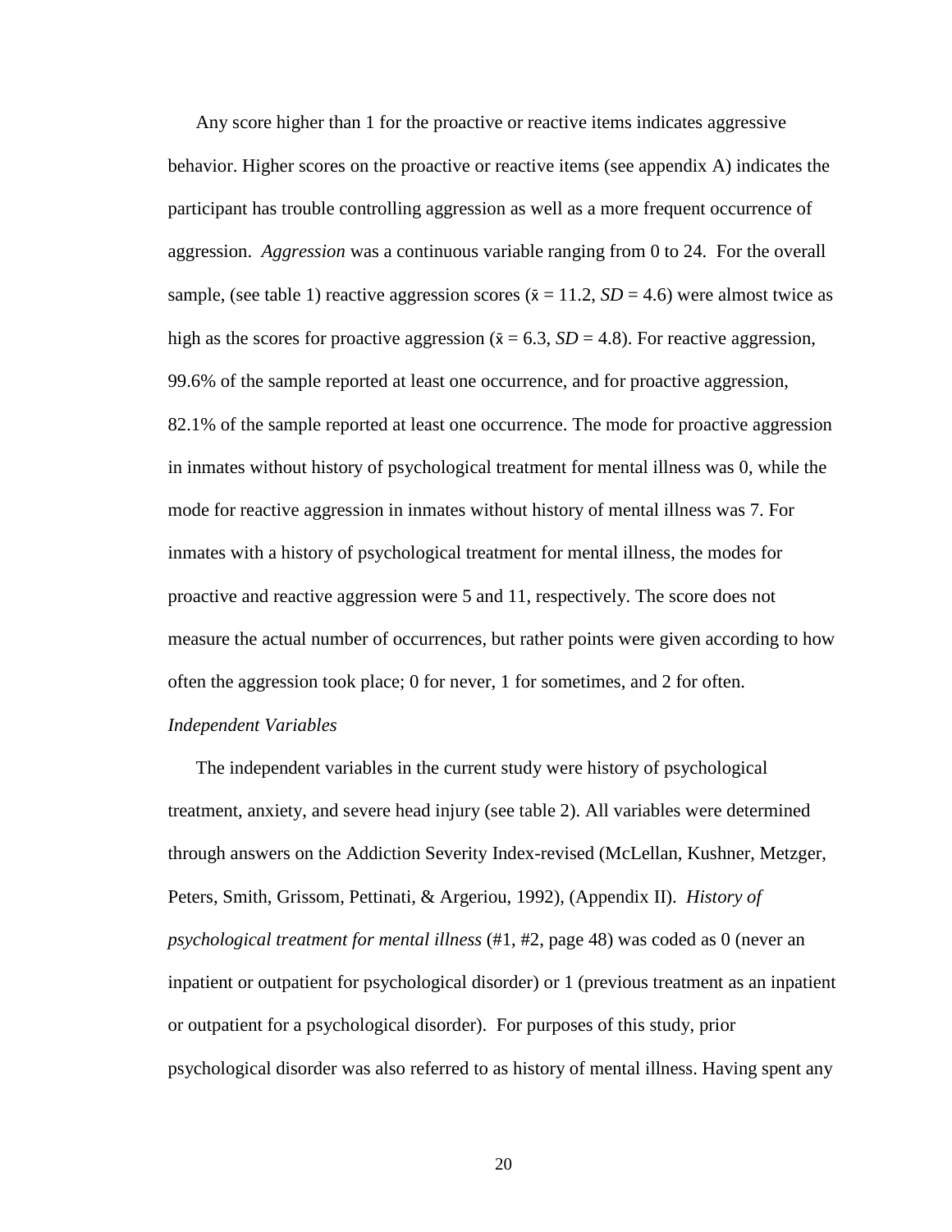Any score higher than 1 for the proactive or reactive items indicates aggressive behavior. Higher scores on the proactive or reactive items (see appendix A) indicates the participant has trouble controlling aggression as well as a more frequent occurrence of aggression. *Aggression* was a continuous variable ranging from 0 to 24. For the overall sample, (see table 1) reactive aggression scores ($\bar{x} = 11.2$, $SD = 4.6$) were almost twice as high as the scores for proactive aggression ($\bar{x} = 6.3$, $SD = 4.8$). For reactive aggression, 99.6% of the sample reported at least one occurrence, and for proactive aggression, 82.1% of the sample reported at least one occurrence. The mode for proactive aggression in inmates without history of psychological treatment for mental illness was 0, while the mode for reactive aggression in inmates without history of mental illness was 7. For inmates with a history of psychological treatment for mental illness, the modes for proactive and reactive aggression were 5 and 11, respectively. The score does not measure the actual number of occurrences, but rather points were given according to how often the aggression took place; 0 for never, 1 for sometimes, and 2 for often.

*Independent Variables*

The independent variables in the current study were history of psychological treatment, anxiety, and severe head injury (see table 2). All variables were determined through answers on the Addiction Severity Index-revised (McLellan, Kushner, Metzger, Peters, Smith, Grissom, Pettinati, & Argeriou, 1992), (Appendix II). *History of psychological treatment for mental illness* (#1, #2, page 48) was coded as 0 (never an inpatient or outpatient for psychological disorder) or 1 (previous treatment as an inpatient or outpatient for a psychological disorder). For purposes of this study, prior psychological disorder was also referred to as history of mental illness. Having spent any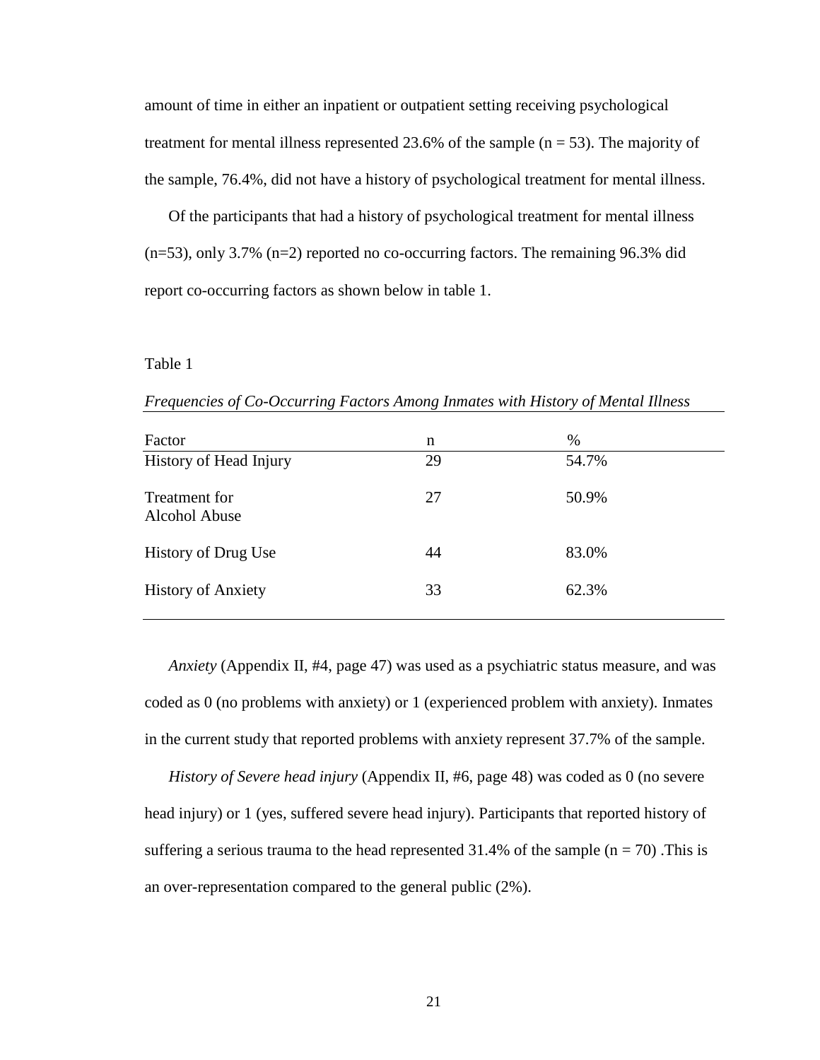amount of time in either an inpatient or outpatient setting receiving psychological treatment for mental illness represented 23.6% of the sample (n = 53). The majority of the sample, 76.4%, did not have a history of psychological treatment for mental illness.

Of the participants that had a history of psychological treatment for mental illness (n=53), only 3.7% (n=2) reported no co-occurring factors. The remaining 96.3% did report co-occurring factors as shown below in table 1.

Table 1

*Frequencies of Co-Occurring Factors Among Inmates with History of Mental Illness*

| Factor | n | % |
|---|---|---|
| History of Head Injury | 29 | 54.7% |
| Treatment for Alcohol Abuse | 27 | 50.9% |
| History of Drug Use | 44 | 83.0% |
| History of Anxiety | 33 | 62.3% |

*Anxiety* (Appendix II, #4, page 47) was used as a psychiatric status measure, and was coded as 0 (no problems with anxiety) or 1 (experienced problem with anxiety). Inmates in the current study that reported problems with anxiety represent 37.7% of the sample.

*History of Severe head injury* (Appendix II, #6, page 48) was coded as 0 (no severe head injury) or 1 (yes, suffered severe head injury). Participants that reported history of suffering a serious trauma to the head represented 31.4% of the sample (n = 70) .This is an over-representation compared to the general public (2%).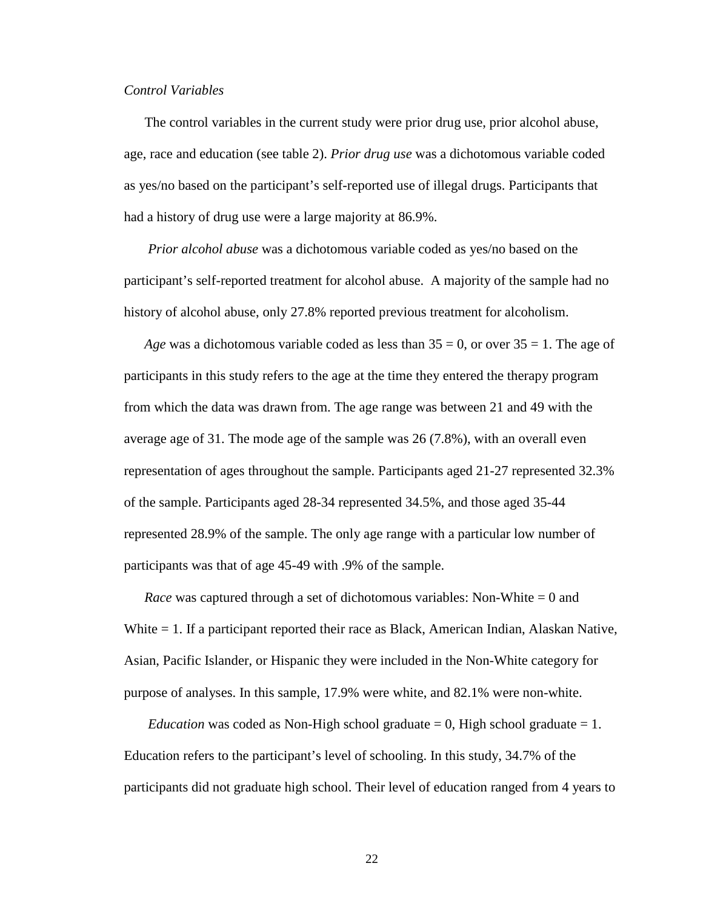*Control Variables*

The control variables in the current study were prior drug use, prior alcohol abuse, age, race and education (see table 2). *Prior drug use* was a dichotomous variable coded as yes/no based on the participant's self-reported use of illegal drugs. Participants that had a history of drug use were a large majority at 86.9%.

*Prior alcohol abuse* was a dichotomous variable coded as yes/no based on the participant's self-reported treatment for alcohol abuse. A majority of the sample had no history of alcohol abuse, only 27.8% reported previous treatment for alcoholism.

*Age* was a dichotomous variable coded as less than 35 = 0, or over 35 = 1. The age of participants in this study refers to the age at the time they entered the therapy program from which the data was drawn from. The age range was between 21 and 49 with the average age of 31. The mode age of the sample was 26 (7.8%), with an overall even representation of ages throughout the sample. Participants aged 21-27 represented 32.3% of the sample. Participants aged 28-34 represented 34.5%, and those aged 35-44 represented 28.9% of the sample. The only age range with a particular low number of participants was that of age 45-49 with .9% of the sample.

*Race* was captured through a set of dichotomous variables: Non-White = 0 and White = 1. If a participant reported their race as Black, American Indian, Alaskan Native, Asian, Pacific Islander, or Hispanic they were included in the Non-White category for purpose of analyses. In this sample, 17.9% were white, and 82.1% were non-white.

*Education* was coded as Non-High school graduate = 0, High school graduate = 1. Education refers to the participant's level of schooling. In this study, 34.7% of the participants did not graduate high school. Their level of education ranged from 4 years to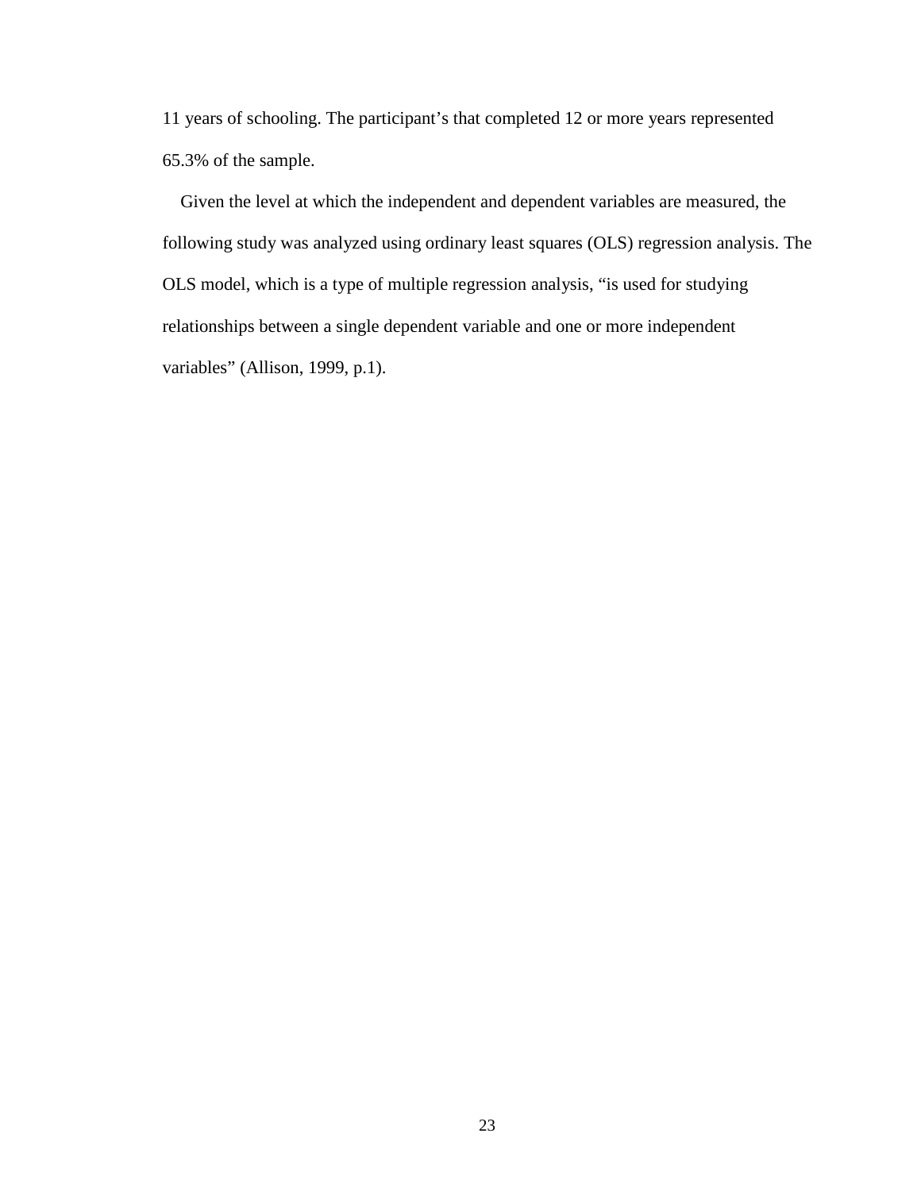11 years of schooling. The participant's that completed 12 or more years represented 65.3% of the sample.

Given the level at which the independent and dependent variables are measured, the following study was analyzed using ordinary least squares (OLS) regression analysis. The OLS model, which is a type of multiple regression analysis, "is used for studying relationships between a single dependent variable and one or more independent variables" (Allison, 1999, p.1).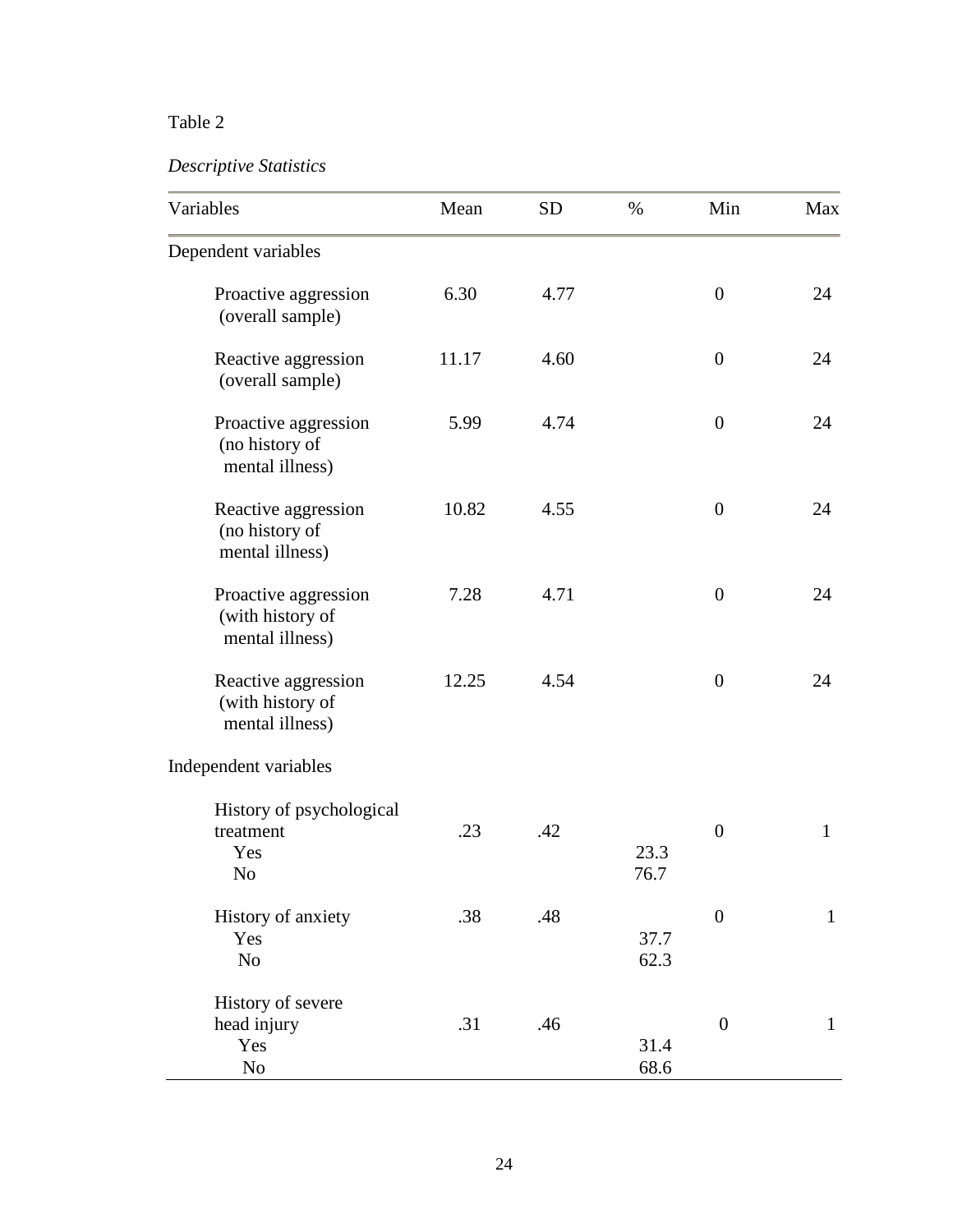Table 2

*Descriptive Statistics*

| Variables | Mean | SD | % | Min | Max |
|---|---|---|---|---|---|
| Dependent variables | | | | | |
| Proactive aggression (overall sample) | 6.30 | 4.77 | | 0 | 24 |
| Reactive aggression (overall sample) | 11.17 | 4.60 | | 0 | 24 |
| Proactive aggression (no history of mental illness) | 5.99 | 4.74 | | 0 | 24 |
| Reactive aggression (no history of mental illness) | 10.82 | 4.55 | | 0 | 24 |
| Proactive aggression (with history of mental illness) | 7.28 | 4.71 | | 0 | 24 |
| Reactive aggression (with history of mental illness) | 12.25 | 4.54 | | 0 | 24 |
| Independent variables | | | | | |
| History of psychological treatment | .23 | .42 | | 0 | 1 |
| Yes | | | 23.3 | | |
| No | | | 76.7 | | |
| History of anxiety | .38 | .48 | | 0 | 1 |
| Yes | | | 37.7 | | |
| No | | | 62.3 | | |
| History of severe head injury | .31 | .46 | | 0 | 1 |
| Yes | | | 31.4 | | |
| No | | | 68.6 | | |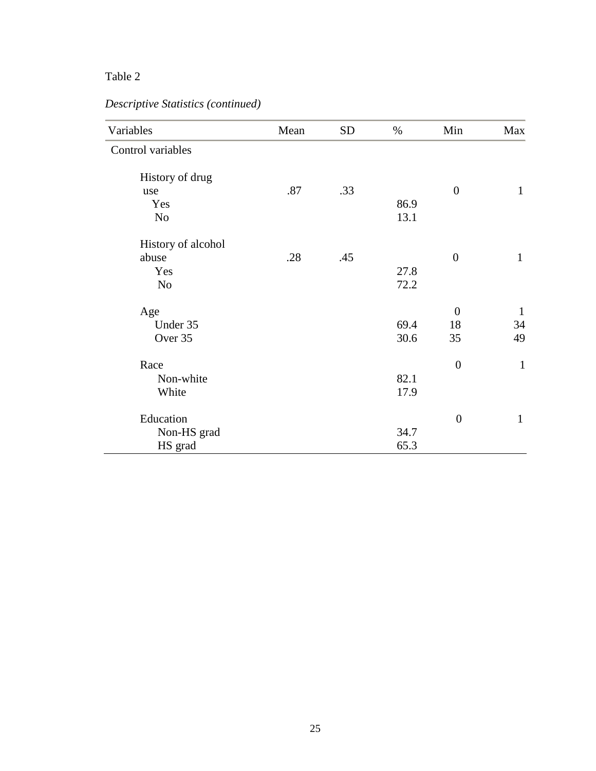Table 2

*Descriptive Statistics (continued)*

| Variables | Mean | SD | % | Min | Max |
|---|---|---|---|---|---|
| Control variables | | | | | |
| History of drug use | .87 | .33 | | 0 | 1 |
| Yes | | | 86.9 | | |
| No | | | 13.1 | | |
| History of alcohol abuse | .28 | .45 | | 0 | 1 |
| Yes | | | 27.8 | | |
| No | | | 72.2 | | |
| Age | | | | 0 | 1 |
| Under 35 | | | 69.4 | 18 | 34 |
| Over 35 | | | 30.6 | 35 | 49 |
| Race | | | | 0 | 1 |
| Non-white | | | 82.1 | | |
| White | | | 17.9 | | |
| Education | | | | 0 | 1 |
| Non-HS grad | | | 34.7 | | |
| HS grad | | | 65.3 | | |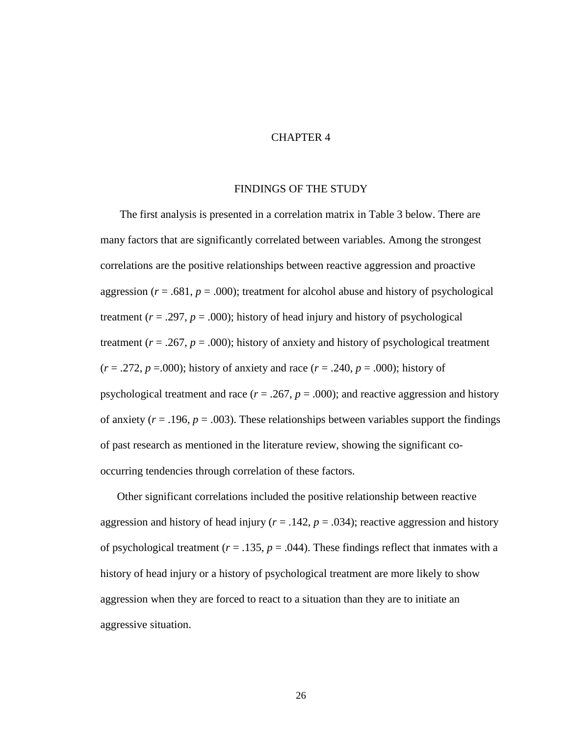# CHAPTER 4

## FINDINGS OF THE STUDY

The first analysis is presented in a correlation matrix in Table 3 below. There are many factors that are significantly correlated between variables. Among the strongest correlations are the positive relationships between reactive aggression and proactive aggression ($r$ = .681, $p$ = .000); treatment for alcohol abuse and history of psychological treatment ($r$ = .297, $p$ = .000); history of head injury and history of psychological treatment ($r$ = .267, $p$ = .000); history of anxiety and history of psychological treatment ($r$ = .272, $p$ =.000); history of anxiety and race ($r$ = .240, $p$ = .000); history of psychological treatment and race ($r$ = .267, $p$ = .000); and reactive aggression and history of anxiety ($r$ = .196, $p$ = .003). These relationships between variables support the findings of past research as mentioned in the literature review, showing the significant co-occurring tendencies through correlation of these factors.

Other significant correlations included the positive relationship between reactive aggression and history of head injury ($r$ = .142, $p$ = .034); reactive aggression and history of psychological treatment ($r$ = .135, $p$ = .044). These findings reflect that inmates with a history of head injury or a history of psychological treatment are more likely to show aggression when they are forced to react to a situation than they are to initiate an aggressive situation.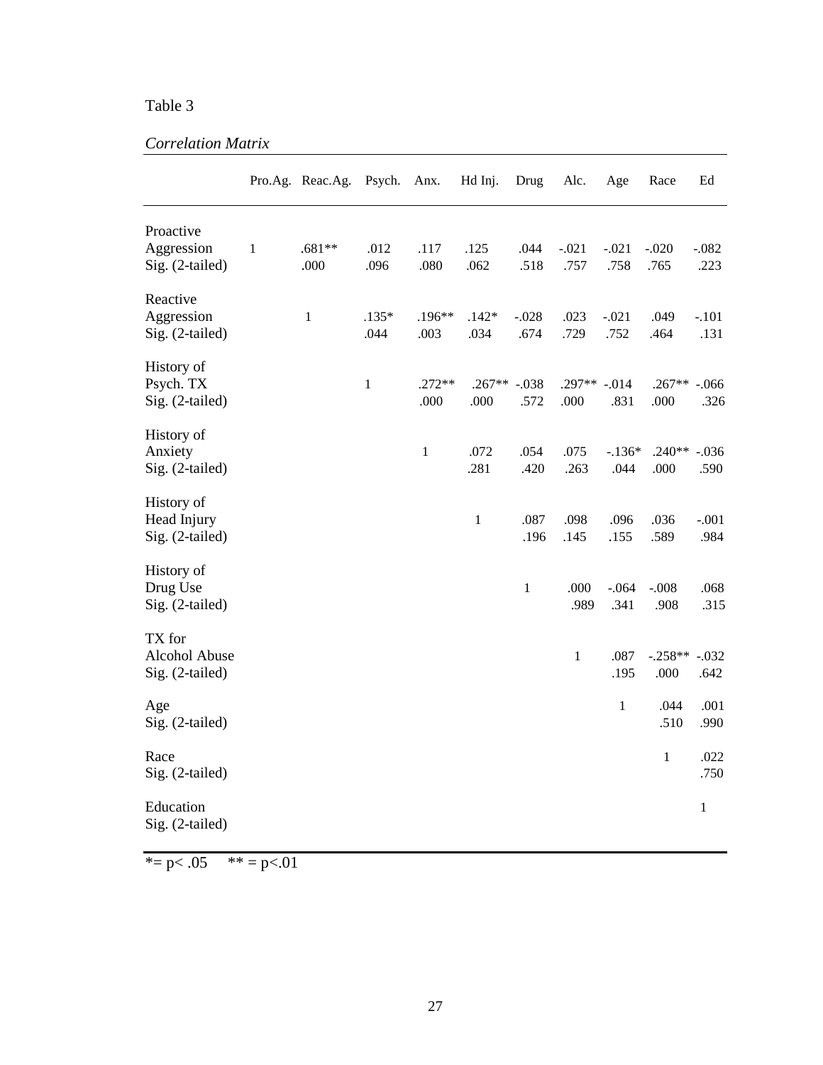Table 3

*Correlation Matrix*

| | Pro.Ag. | Reac.Ag. | Psych. | Anx. | Hd Inj. | Drug | Alc. | Age | Race | Ed |
|---|---|---|---|---|---|---|---|---|---|---|
| Proactive Aggression | 1 | .681** | .012 | .117 | .125 | .044 | -.021 | -.021 | -.020 | -.082 |
| Sig. (2-tailed) | | .000 | .096 | .080 | .062 | .518 | .757 | .758 | .765 | .223 |
| Reactive Aggression | | 1 | .135* | .196** | .142* | -.028 | .023 | -.021 | .049 | -.101 |
| Sig. (2-tailed) | | | .044 | .003 | .034 | .674 | .729 | .752 | .464 | .131 |
| History of Psych. TX | | | 1 | .272** | .267** | -.038 | .297** | -.014 | .267** | -.066 |
| Sig. (2-tailed) | | | | .000 | .000 | .572 | .000 | .831 | .000 | .326 |
| History of Anxiety | | | | 1 | .072 | .054 | .075 | -.136* | .240** | -.036 |
| Sig. (2-tailed) | | | | | .281 | .420 | .263 | .044 | .000 | .590 |
| History of Head Injury | | | | | 1 | .087 | .098 | .096 | .036 | -.001 |
| Sig. (2-tailed) | | | | | | .196 | .145 | .155 | .589 | .984 |
| History of Drug Use | | | | | | 1 | .000 | -.064 | -.008 | .068 |
| Sig. (2-tailed) | | | | | | | .989 | .341 | .908 | .315 |
| TX for Alcohol Abuse | | | | | | | 1 | .087 | -.258** | -.032 |
| Sig. (2-tailed) | | | | | | | | .195 | .000 | .642 |
| Age | | | | | | | | 1 | .044 | .001 |
| Sig. (2-tailed) | | | | | | | | | .510 | .990 |
| Race | | | | | | | | | 1 | .022 |
| Sig. (2-tailed) | | | | | | | | | | .750 |
| Education | | | | | | | | | | 1 |
| Sig. (2-tailed) | | | | | | | | | | |

*= p< .05 ** = p<.01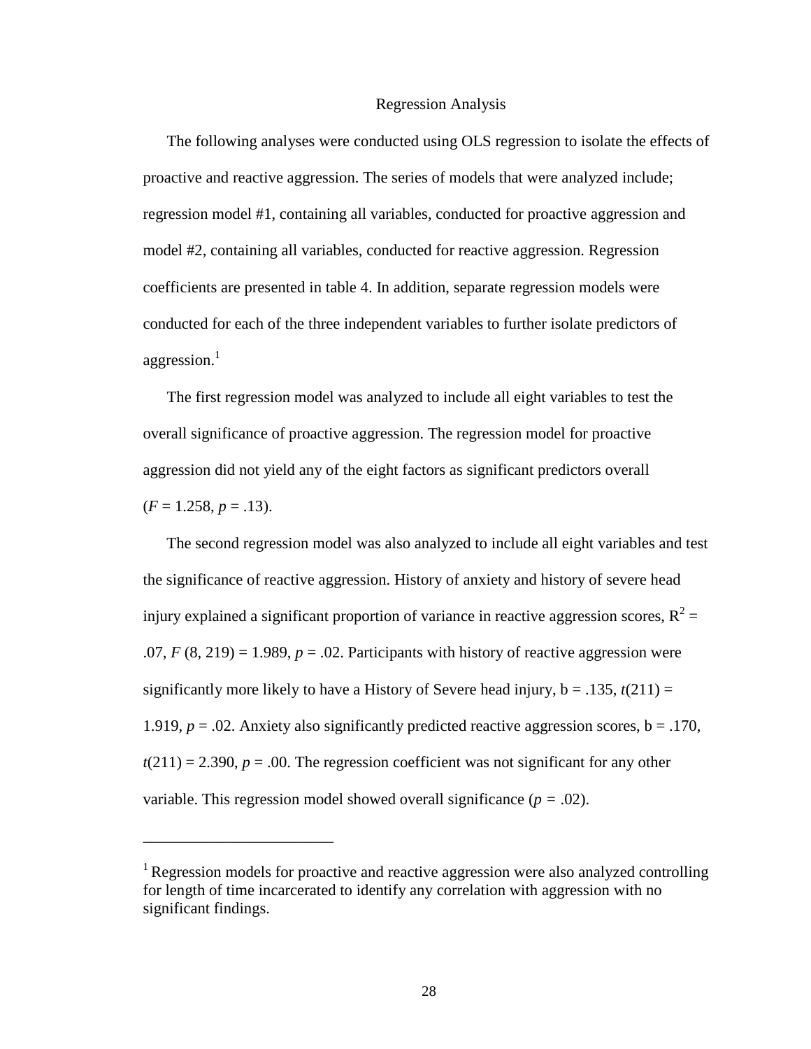## Regression Analysis

The following analyses were conducted using OLS regression to isolate the effects of proactive and reactive aggression. The series of models that were analyzed include; regression model #1, containing all variables, conducted for proactive aggression and model #2, containing all variables, conducted for reactive aggression. Regression coefficients are presented in table 4. In addition, separate regression models were conducted for each of the three independent variables to further isolate predictors of aggression.[1]

The first regression model was analyzed to include all eight variables to test the overall significance of proactive aggression. The regression model for proactive aggression did not yield any of the eight factors as significant predictors overall ($F = 1.258$, $p = .13$).

The second regression model was also analyzed to include all eight variables and test the significance of reactive aggression. History of anxiety and history of severe head injury explained a significant proportion of variance in reactive aggression scores, $R^2 = .07$, $F\ (8, 219) = 1.989$, $p = .02$. Participants with history of reactive aggression were significantly more likely to have a History of Severe head injury, b = .135, $t(211) = 1.919$, $p = .02$. Anxiety also significantly predicted reactive aggression scores, b = .170, $t(211) = 2.390$, $p = .00$. The regression coefficient was not significant for any other variable. This regression model showed overall significance ($p = .02$).

---

[1] Regression models for proactive and reactive aggression were also analyzed controlling for length of time incarcerated to identify any correlation with aggression with no significant findings.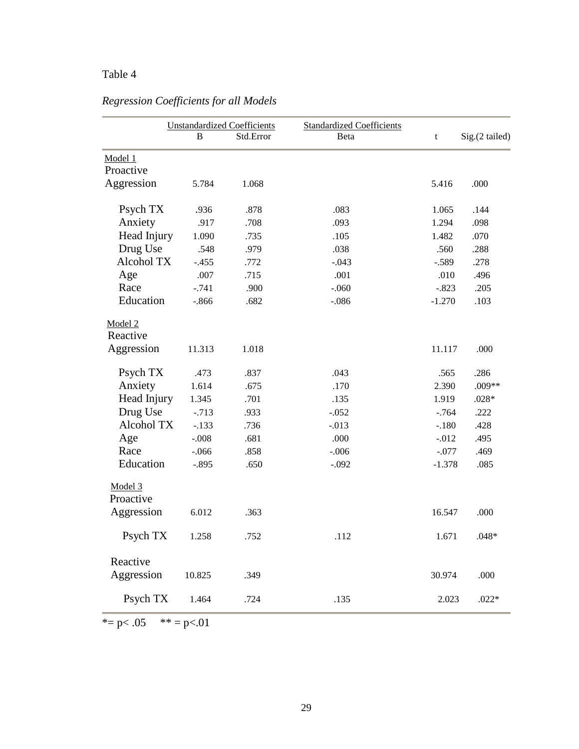Table 4

*Regression Coefficients for all Models*

| | Unstandardized Coefficients | | Standardized Coefficients | | |
|---|---|---|---|---|---|
| | B | Std.Error | Beta | t | Sig.(2 tailed) |
| Model 1 | | | | | |
| Proactive Aggression | 5.784 | 1.068 | | 5.416 | .000 |
| Psych TX | .936 | .878 | .083 | 1.065 | .144 |
| Anxiety | .917 | .708 | .093 | 1.294 | .098 |
| Head Injury | 1.090 | .735 | .105 | 1.482 | .070 |
| Drug Use | .548 | .979 | .038 | .560 | .288 |
| Alcohol TX | -.455 | .772 | -.043 | -.589 | .278 |
| Age | .007 | .715 | .001 | .010 | .496 |
| Race | -.741 | .900 | -.060 | -.823 | .205 |
| Education | -.866 | .682 | -.086 | -1.270 | .103 |
| Model 2 | | | | | |
| Reactive Aggression | 11.313 | 1.018 | | 11.117 | .000 |
| Psych TX | .473 | .837 | .043 | .565 | .286 |
| Anxiety | 1.614 | .675 | .170 | 2.390 | .009** |
| Head Injury | 1.345 | .701 | .135 | 1.919 | .028* |
| Drug Use | -.713 | .933 | -.052 | -.764 | .222 |
| Alcohol TX | -.133 | .736 | -.013 | -.180 | .428 |
| Age | -.008 | .681 | .000 | -.012 | .495 |
| Race | -.066 | .858 | -.006 | -.077 | .469 |
| Education | -.895 | .650 | -.092 | -1.378 | .085 |
| Model 3 | | | | | |
| Proactive Aggression | 6.012 | .363 | | 16.547 | .000 |
| Psych TX | 1.258 | .752 | .112 | 1.671 | .048* |
| Reactive Aggression | 10.825 | .349 | | 30.974 | .000 |
| Psych TX | 1.464 | .724 | .135 | 2.023 | .022* |

*= p< .05 ** = p<.01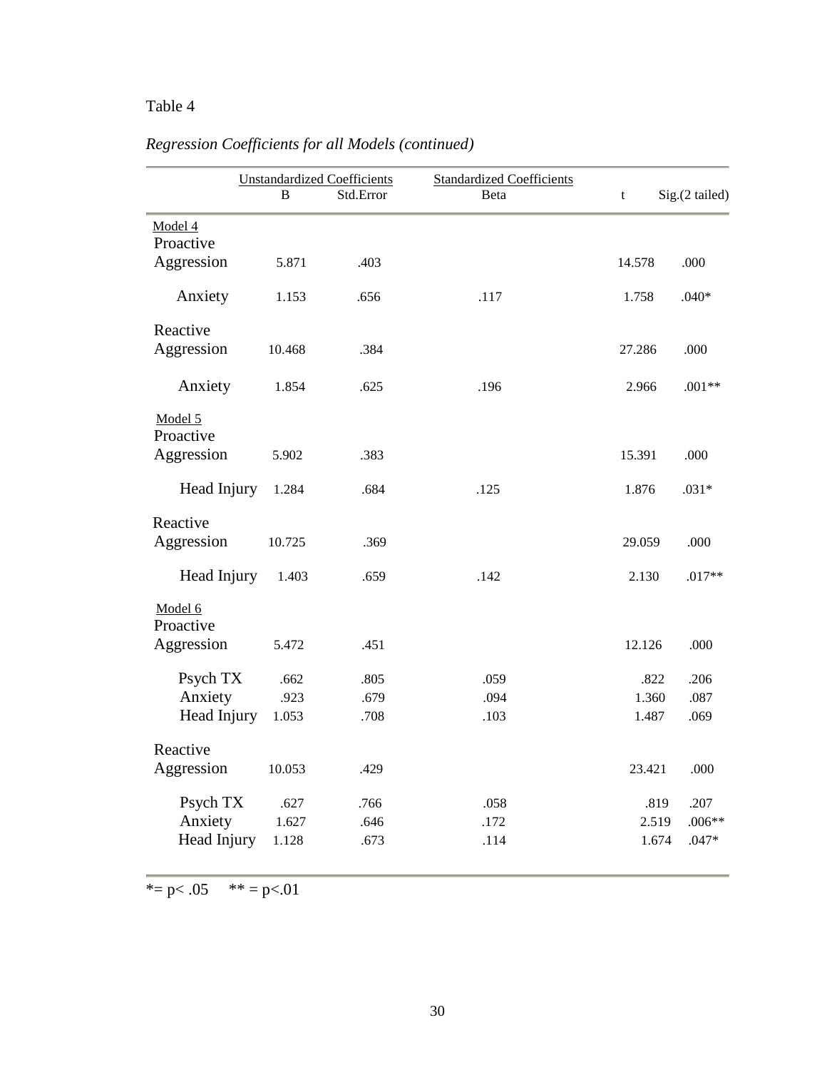Table 4

*Regression Coefficients for all Models (continued)*

| | Unstandardized Coefficients | | Standardized Coefficients | | |
|---|---|---|---|---|---|
| | B | Std.Error | Beta | t | Sig.(2 tailed) |
| Model 4 | | | | | |
| Proactive Aggression | 5.871 | .403 | | 14.578 | .000 |
| Anxiety | 1.153 | .656 | .117 | 1.758 | .040* |
| Reactive Aggression | 10.468 | .384 | | 27.286 | .000 |
| Anxiety | 1.854 | .625 | .196 | 2.966 | .001** |
| Model 5 | | | | | |
| Proactive Aggression | 5.902 | .383 | | 15.391 | .000 |
| Head Injury | 1.284 | .684 | .125 | 1.876 | .031* |
| Reactive Aggression | 10.725 | .369 | | 29.059 | .000 |
| Head Injury | 1.403 | .659 | .142 | 2.130 | .017** |
| Model 6 | | | | | |
| Proactive Aggression | 5.472 | .451 | | 12.126 | .000 |
| Psych TX | .662 | .805 | .059 | .822 | .206 |
| Anxiety | .923 | .679 | .094 | 1.360 | .087 |
| Head Injury | 1.053 | .708 | .103 | 1.487 | .069 |
| Reactive Aggression | 10.053 | .429 | | 23.421 | .000 |
| Psych TX | .627 | .766 | .058 | .819 | .207 |
| Anxiety | 1.627 | .646 | .172 | 2.519 | .006** |
| Head Injury | 1.128 | .673 | .114 | 1.674 | .047* |

*= $p < .05$ ** = $p < .01$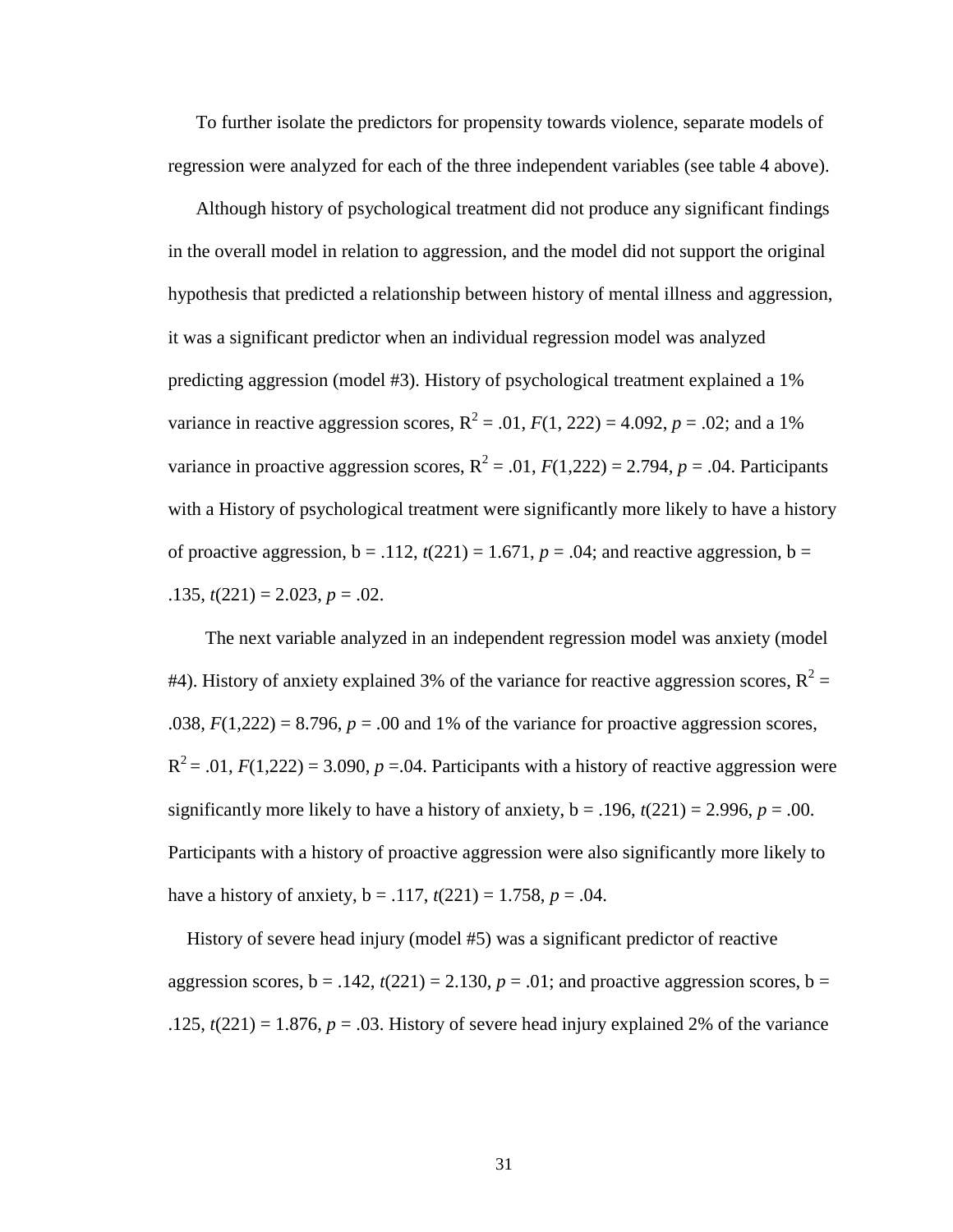To further isolate the predictors for propensity towards violence, separate models of regression were analyzed for each of the three independent variables (see table 4 above).

Although history of psychological treatment did not produce any significant findings in the overall model in relation to aggression, and the model did not support the original hypothesis that predicted a relationship between history of mental illness and aggression, it was a significant predictor when an individual regression model was analyzed predicting aggression (model #3). History of psychological treatment explained a 1% variance in reactive aggression scores, $R^2 = .01$, $F(1, 222) = 4.092$, $p = .02$; and a 1% variance in proactive aggression scores, $R^2 = .01$, $F(1,222) = 2.794$, $p = .04$. Participants with a History of psychological treatment were significantly more likely to have a history of proactive aggression, b = .112, $t(221) = 1.671$, $p = .04$; and reactive aggression, b = .135, $t(221) = 2.023$, $p = .02$.

The next variable analyzed in an independent regression model was anxiety (model #4). History of anxiety explained 3% of the variance for reactive aggression scores, $R^2 = .038$, $F(1,222) = 8.796$, $p = .00$ and 1% of the variance for proactive aggression scores, $R^2 = .01$, $F(1,222) = 3.090$, $p = .04$. Participants with a history of reactive aggression were significantly more likely to have a history of anxiety, b = .196, $t(221) = 2.996$, $p = .00$. Participants with a history of proactive aggression were also significantly more likely to have a history of anxiety, b = .117, $t(221) = 1.758$, $p = .04$.

History of severe head injury (model #5) was a significant predictor of reactive aggression scores, b = .142, $t(221) = 2.130$, $p = .01$; and proactive aggression scores, b = .125, $t(221) = 1.876$, $p = .03$. History of severe head injury explained 2% of the variance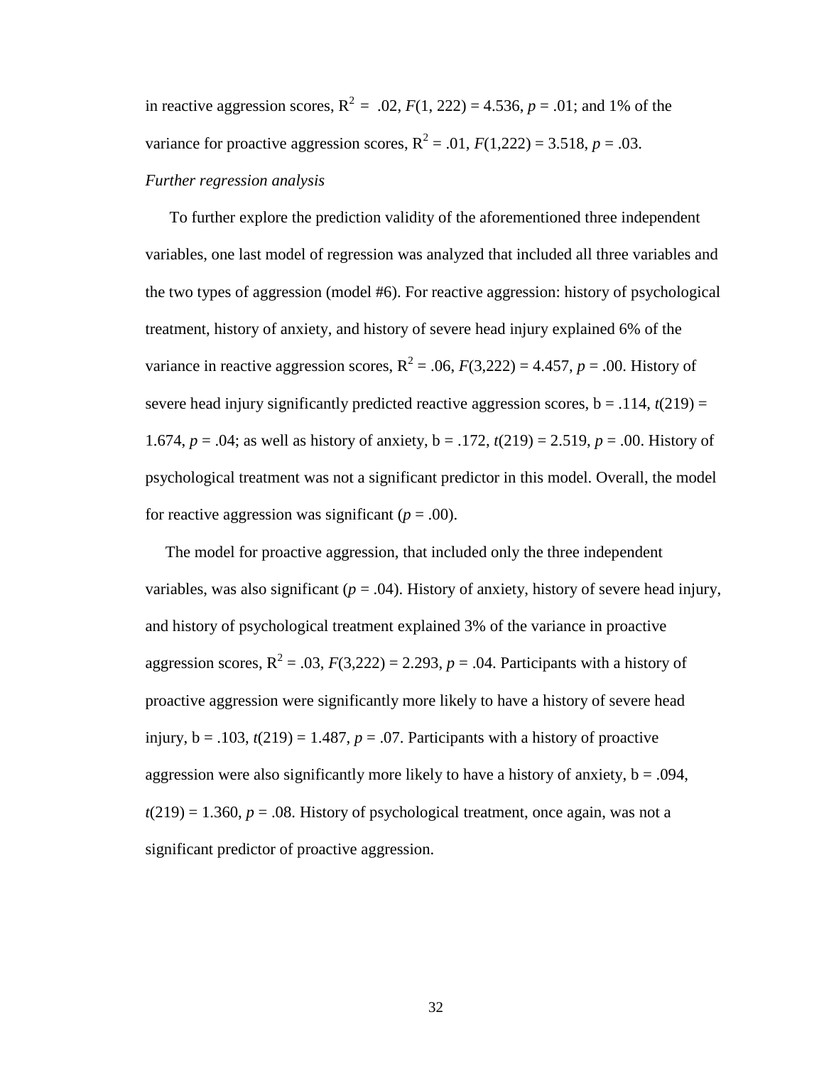in reactive aggression scores, $R^2 = .02$, $F(1, 222) = 4.536$, $p = .01$; and 1% of the variance for proactive aggression scores, $R^2 = .01$, $F(1,222) = 3.518$, $p = .03$.

*Further regression analysis*

To further explore the prediction validity of the aforementioned three independent variables, one last model of regression was analyzed that included all three variables and the two types of aggression (model #6). For reactive aggression: history of psychological treatment, history of anxiety, and history of severe head injury explained 6% of the variance in reactive aggression scores, $R^2 = .06$, $F(3,222) = 4.457$, $p = .00$. History of severe head injury significantly predicted reactive aggression scores, b = .114, $t(219) = 1.674$, $p = .04$; as well as history of anxiety, b = .172, $t(219) = 2.519$, $p = .00$. History of psychological treatment was not a significant predictor in this model. Overall, the model for reactive aggression was significant ($p = .00$).

The model for proactive aggression, that included only the three independent variables, was also significant ($p = .04$). History of anxiety, history of severe head injury, and history of psychological treatment explained 3% of the variance in proactive aggression scores, $R^2 = .03$, $F(3,222) = 2.293$, $p = .04$. Participants with a history of proactive aggression were significantly more likely to have a history of severe head injury, b = .103, $t(219) = 1.487$, $p = .07$. Participants with a history of proactive aggression were also significantly more likely to have a history of anxiety, b = .094, $t(219) = 1.360$, $p = .08$. History of psychological treatment, once again, was not a significant predictor of proactive aggression.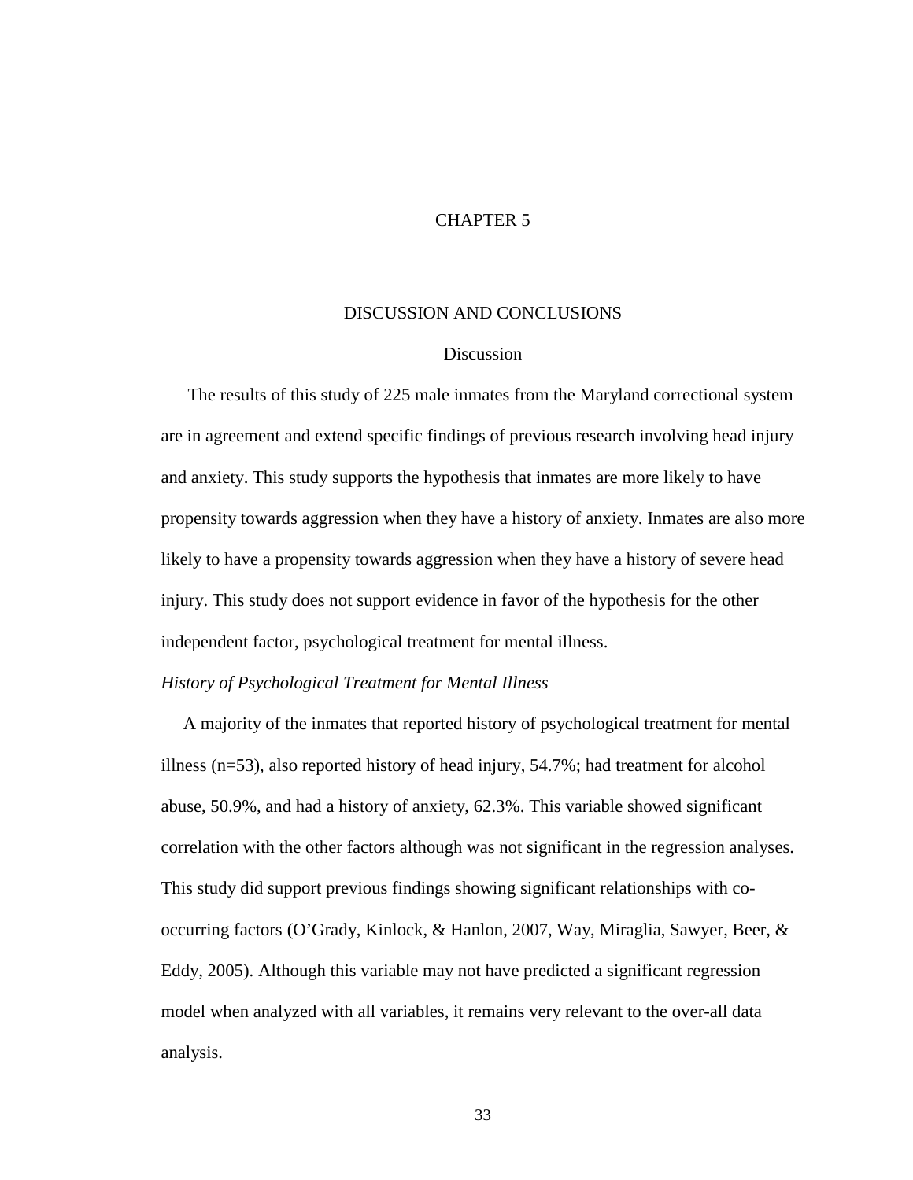# CHAPTER 5

## DISCUSSION AND CONCLUSIONS

### Discussion

The results of this study of 225 male inmates from the Maryland correctional system are in agreement and extend specific findings of previous research involving head injury and anxiety. This study supports the hypothesis that inmates are more likely to have propensity towards aggression when they have a history of anxiety. Inmates are also more likely to have a propensity towards aggression when they have a history of severe head injury. This study does not support evidence in favor of the hypothesis for the other independent factor, psychological treatment for mental illness.

*History of Psychological Treatment for Mental Illness*

A majority of the inmates that reported history of psychological treatment for mental illness (n=53), also reported history of head injury, 54.7%; had treatment for alcohol abuse, 50.9%, and had a history of anxiety, 62.3%. This variable showed significant correlation with the other factors although was not significant in the regression analyses. This study did support previous findings showing significant relationships with co-occurring factors (O'Grady, Kinlock, & Hanlon, 2007, Way, Miraglia, Sawyer, Beer, & Eddy, 2005). Although this variable may not have predicted a significant regression model when analyzed with all variables, it remains very relevant to the over-all data analysis.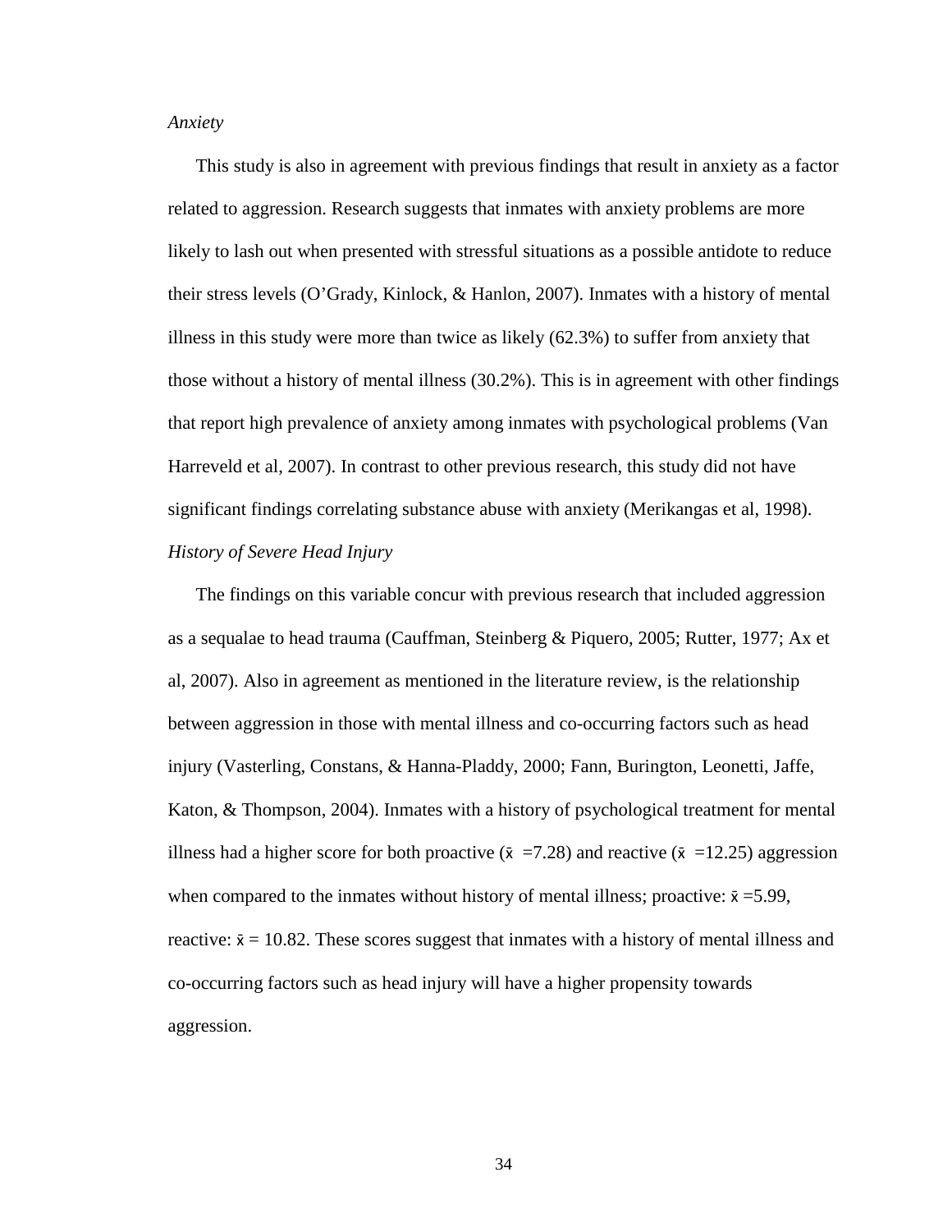*Anxiety*

This study is also in agreement with previous findings that result in anxiety as a factor related to aggression. Research suggests that inmates with anxiety problems are more likely to lash out when presented with stressful situations as a possible antidote to reduce their stress levels (O'Grady, Kinlock, & Hanlon, 2007). Inmates with a history of mental illness in this study were more than twice as likely (62.3%) to suffer from anxiety that those without a history of mental illness (30.2%). This is in agreement with other findings that report high prevalence of anxiety among inmates with psychological problems (Van Harreveld et al, 2007). In contrast to other previous research, this study did not have significant findings correlating substance abuse with anxiety (Merikangas et al, 1998).

*History of Severe Head Injury*

The findings on this variable concur with previous research that included aggression as a sequalae to head trauma (Cauffman, Steinberg & Piquero, 2005; Rutter, 1977; Ax et al, 2007). Also in agreement as mentioned in the literature review, is the relationship between aggression in those with mental illness and co-occurring factors such as head injury (Vasterling, Constans, & Hanna-Pladdy, 2000; Fann, Burington, Leonetti, Jaffe, Katon, & Thompson, 2004). Inmates with a history of psychological treatment for mental illness had a higher score for both proactive ($\bar{x}$ =7.28) and reactive ($\bar{x}$ =12.25) aggression when compared to the inmates without history of mental illness; proactive: $\bar{x}$ =5.99, reactive: $\bar{x}$ = 10.82. These scores suggest that inmates with a history of mental illness and co-occurring factors such as head injury will have a higher propensity towards aggression.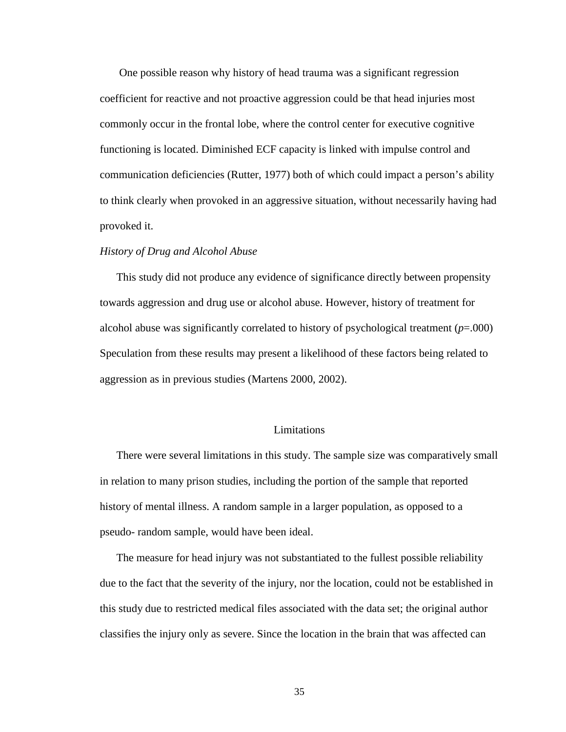One possible reason why history of head trauma was a significant regression coefficient for reactive and not proactive aggression could be that head injuries most commonly occur in the frontal lobe, where the control center for executive cognitive functioning is located. Diminished ECF capacity is linked with impulse control and communication deficiencies (Rutter, 1977) both of which could impact a person's ability to think clearly when provoked in an aggressive situation, without necessarily having had provoked it.

### *History of Drug and Alcohol Abuse*

This study did not produce any evidence of significance directly between propensity towards aggression and drug use or alcohol abuse. However, history of treatment for alcohol abuse was significantly correlated to history of psychological treatment ($p$=.000) Speculation from these results may present a likelihood of these factors being related to aggression as in previous studies (Martens 2000, 2002).

## Limitations

There were several limitations in this study. The sample size was comparatively small in relation to many prison studies, including the portion of the sample that reported history of mental illness. A random sample in a larger population, as opposed to a pseudo- random sample, would have been ideal.

The measure for head injury was not substantiated to the fullest possible reliability due to the fact that the severity of the injury, nor the location, could not be established in this study due to restricted medical files associated with the data set; the original author classifies the injury only as severe. Since the location in the brain that was affected can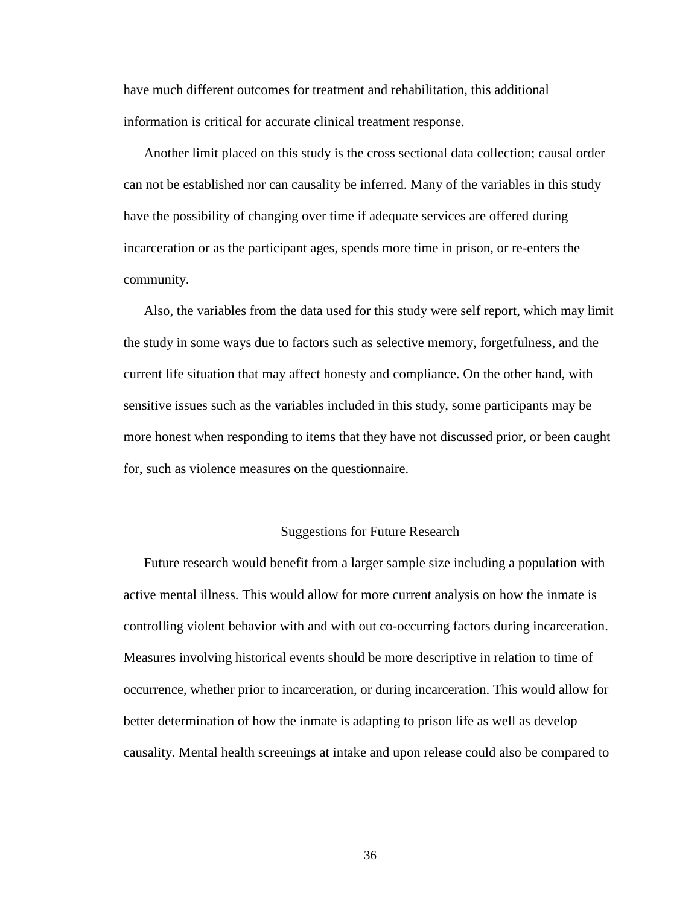have much different outcomes for treatment and rehabilitation, this additional information is critical for accurate clinical treatment response.

Another limit placed on this study is the cross sectional data collection; causal order can not be established nor can causality be inferred. Many of the variables in this study have the possibility of changing over time if adequate services are offered during incarceration or as the participant ages, spends more time in prison, or re-enters the community.

Also, the variables from the data used for this study were self report, which may limit the study in some ways due to factors such as selective memory, forgetfulness, and the current life situation that may affect honesty and compliance. On the other hand, with sensitive issues such as the variables included in this study, some participants may be more honest when responding to items that they have not discussed prior, or been caught for, such as violence measures on the questionnaire.

## Suggestions for Future Research

Future research would benefit from a larger sample size including a population with active mental illness. This would allow for more current analysis on how the inmate is controlling violent behavior with and with out co-occurring factors during incarceration. Measures involving historical events should be more descriptive in relation to time of occurrence, whether prior to incarceration, or during incarceration. This would allow for better determination of how the inmate is adapting to prison life as well as develop causality. Mental health screenings at intake and upon release could also be compared to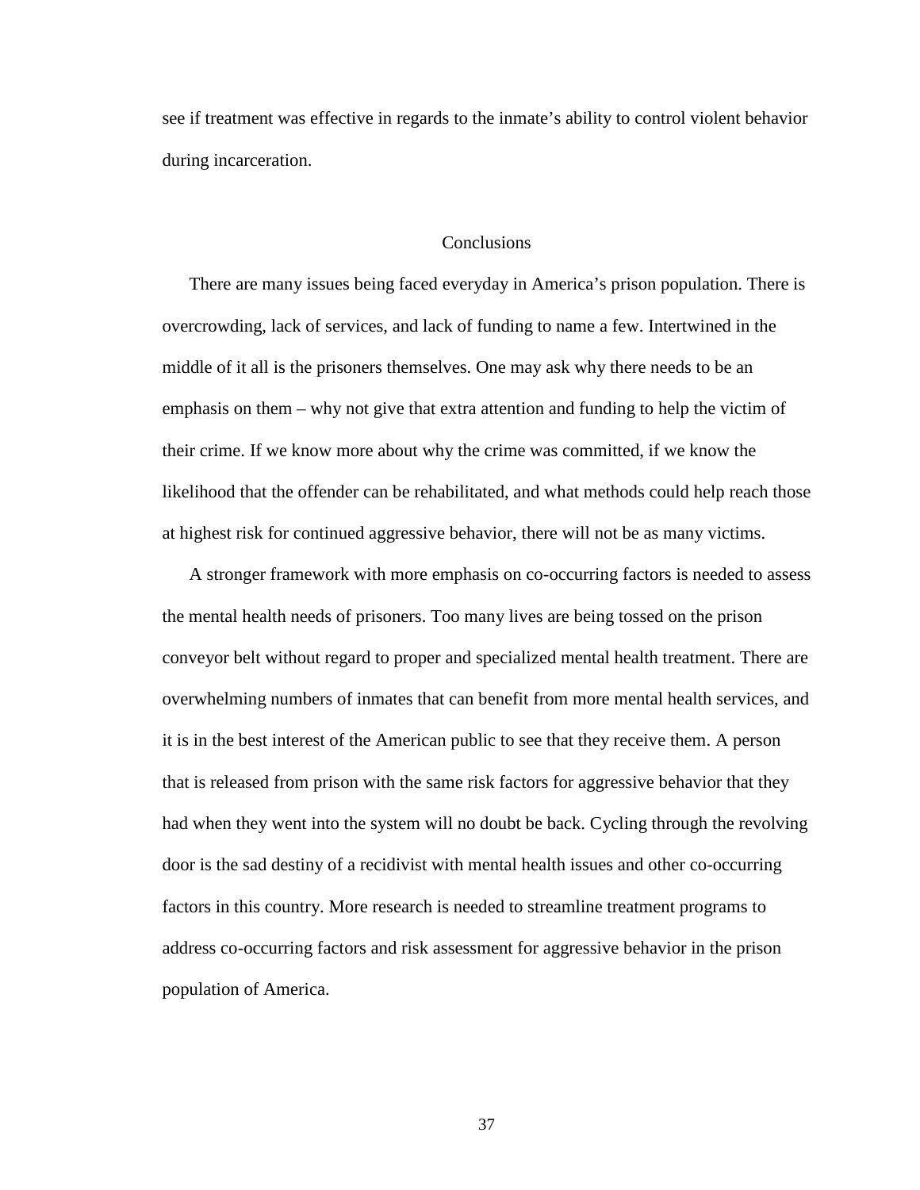see if treatment was effective in regards to the inmate's ability to control violent behavior during incarceration.

## Conclusions

There are many issues being faced everyday in America's prison population. There is overcrowding, lack of services, and lack of funding to name a few. Intertwined in the middle of it all is the prisoners themselves. One may ask why there needs to be an emphasis on them – why not give that extra attention and funding to help the victim of their crime. If we know more about why the crime was committed, if we know the likelihood that the offender can be rehabilitated, and what methods could help reach those at highest risk for continued aggressive behavior, there will not be as many victims.

A stronger framework with more emphasis on co-occurring factors is needed to assess the mental health needs of prisoners. Too many lives are being tossed on the prison conveyor belt without regard to proper and specialized mental health treatment. There are overwhelming numbers of inmates that can benefit from more mental health services, and it is in the best interest of the American public to see that they receive them. A person that is released from prison with the same risk factors for aggressive behavior that they had when they went into the system will no doubt be back. Cycling through the revolving door is the sad destiny of a recidivist with mental health issues and other co-occurring factors in this country. More research is needed to streamline treatment programs to address co-occurring factors and risk assessment for aggressive behavior in the prison population of America.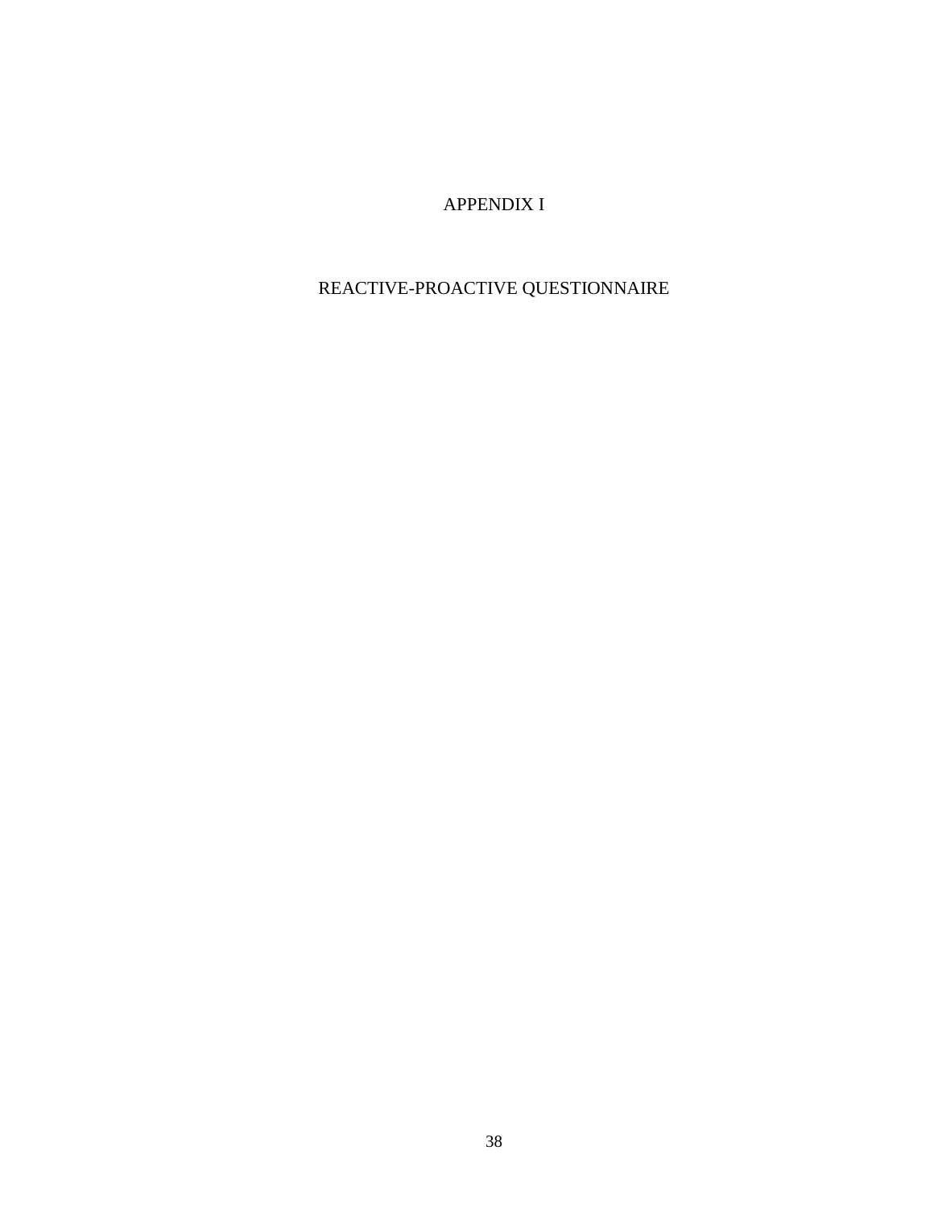# APPENDIX I

## REACTIVE-PROACTIVE QUESTIONNAIRE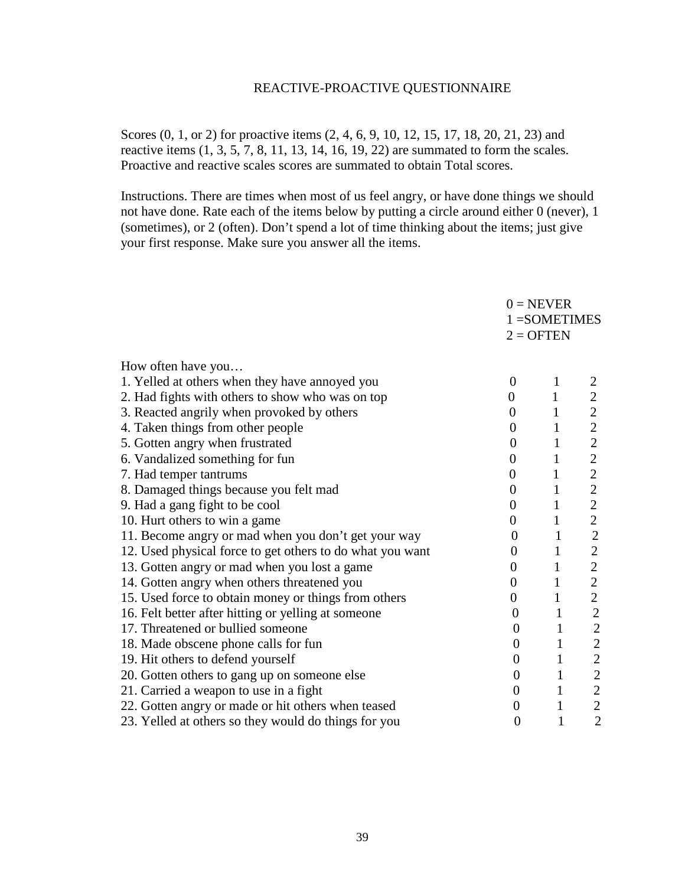# REACTIVE-PROACTIVE QUESTIONNAIRE

Scores (0, 1, or 2) for proactive items (2, 4, 6, 9, 10, 12, 15, 17, 18, 20, 21, 23) and reactive items (1, 3, 5, 7, 8, 11, 13, 14, 16, 19, 22) are summated to form the scales. Proactive and reactive scales scores are summated to obtain Total scores.

Instructions. There are times when most of us feel angry, or have done things we should not have done. Rate each of the items below by putting a circle around either 0 (never), 1 (sometimes), or 2 (often). Don't spend a lot of time thinking about the items; just give your first response. Make sure you answer all the items.

0 = NEVER
1 =SOMETIMES
2 = OFTEN

| How often have you… | | | |
|---|---|---|---|
| 1. Yelled at others when they have annoyed you | 0 | 1 | 2 |
| 2. Had fights with others to show who was on top | 0 | 1 | 2 |
| 3. Reacted angrily when provoked by others | 0 | 1 | 2 |
| 4. Taken things from other people | 0 | 1 | 2 |
| 5. Gotten angry when frustrated | 0 | 1 | 2 |
| 6. Vandalized something for fun | 0 | 1 | 2 |
| 7. Had temper tantrums | 0 | 1 | 2 |
| 8. Damaged things because you felt mad | 0 | 1 | 2 |
| 9. Had a gang fight to be cool | 0 | 1 | 2 |
| 10. Hurt others to win a game | 0 | 1 | 2 |
| 11. Become angry or mad when you don't get your way | 0 | 1 | 2 |
| 12. Used physical force to get others to do what you want | 0 | 1 | 2 |
| 13. Gotten angry or mad when you lost a game | 0 | 1 | 2 |
| 14. Gotten angry when others threatened you | 0 | 1 | 2 |
| 15. Used force to obtain money or things from others | 0 | 1 | 2 |
| 16. Felt better after hitting or yelling at someone | 0 | 1 | 2 |
| 17. Threatened or bullied someone | 0 | 1 | 2 |
| 18. Made obscene phone calls for fun | 0 | 1 | 2 |
| 19. Hit others to defend yourself | 0 | 1 | 2 |
| 20. Gotten others to gang up on someone else | 0 | 1 | 2 |
| 21. Carried a weapon to use in a fight | 0 | 1 | 2 |
| 22. Gotten angry or made or hit others when teased | 0 | 1 | 2 |
| 23. Yelled at others so they would do things for you | 0 | 1 | 2 |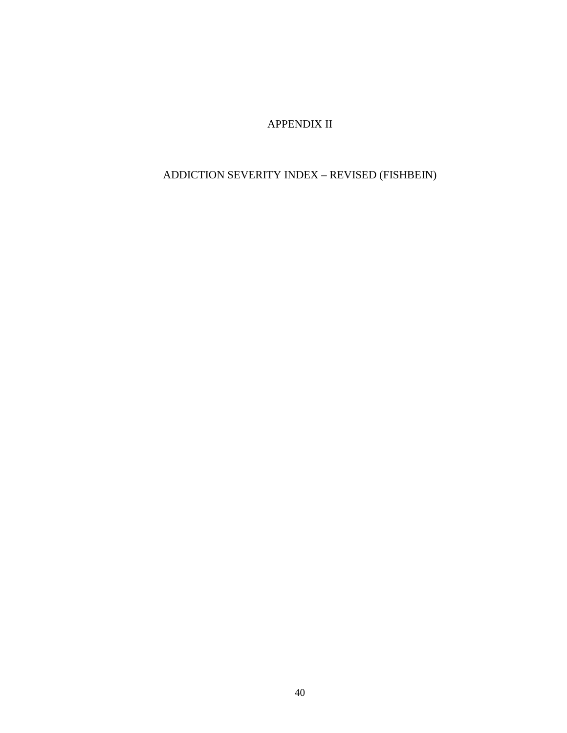# APPENDIX II

## ADDICTION SEVERITY INDEX – REVISED (FISHBEIN)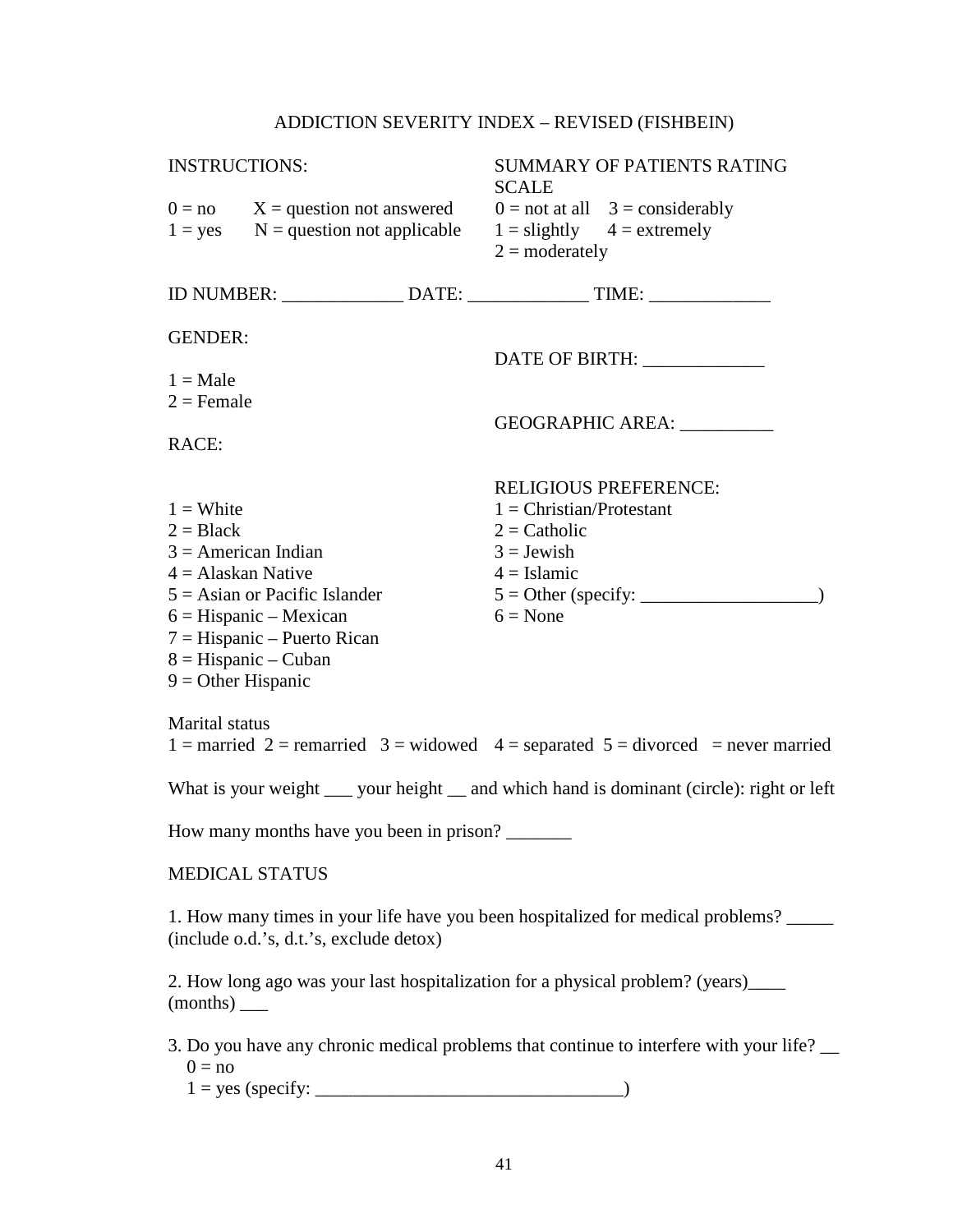# ADDICTION SEVERITY INDEX – REVISED (FISHBEIN)

INSTRUCTIONS:

0 = no  X = question not answered
1 = yes  N = question not applicable

SUMMARY OF PATIENTS RATING SCALE

0 = not at all  3 = considerably
1 = slightly  4 = extremely
2 = moderately

ID NUMBER: _____________ DATE: _____________ TIME: _____________

GENDER:

1 = Male
2 = Female

DATE OF BIRTH: _____________

GEOGRAPHIC AREA: __________

RACE:

1 = White
2 = Black
3 = American Indian
4 = Alaskan Native
5 = Asian or Pacific Islander
6 = Hispanic – Mexican
7 = Hispanic – Puerto Rican
8 = Hispanic – Cuban
9 = Other Hispanic

RELIGIOUS PREFERENCE:
1 = Christian/Protestant
2 = Catholic
3 = Jewish
4 = Islamic
5 = Other (specify: ___________________)
6 = None

Marital status
1 = married  2 = remarried  3 = widowed  4 = separated  5 = divorced  = never married

What is your weight ___ your height __ and which hand is dominant (circle): right or left

How many months have you been in prison? _______

MEDICAL STATUS

1. How many times in your life have you been hospitalized for medical problems? _____ (include o.d.'s, d.t.'s, exclude detox)

2. How long ago was your last hospitalization for a physical problem? (years)____ (months) ___

3. Do you have any chronic medical problems that continue to interfere with your life? __
   0 = no
   1 = yes (specify: _________________________________)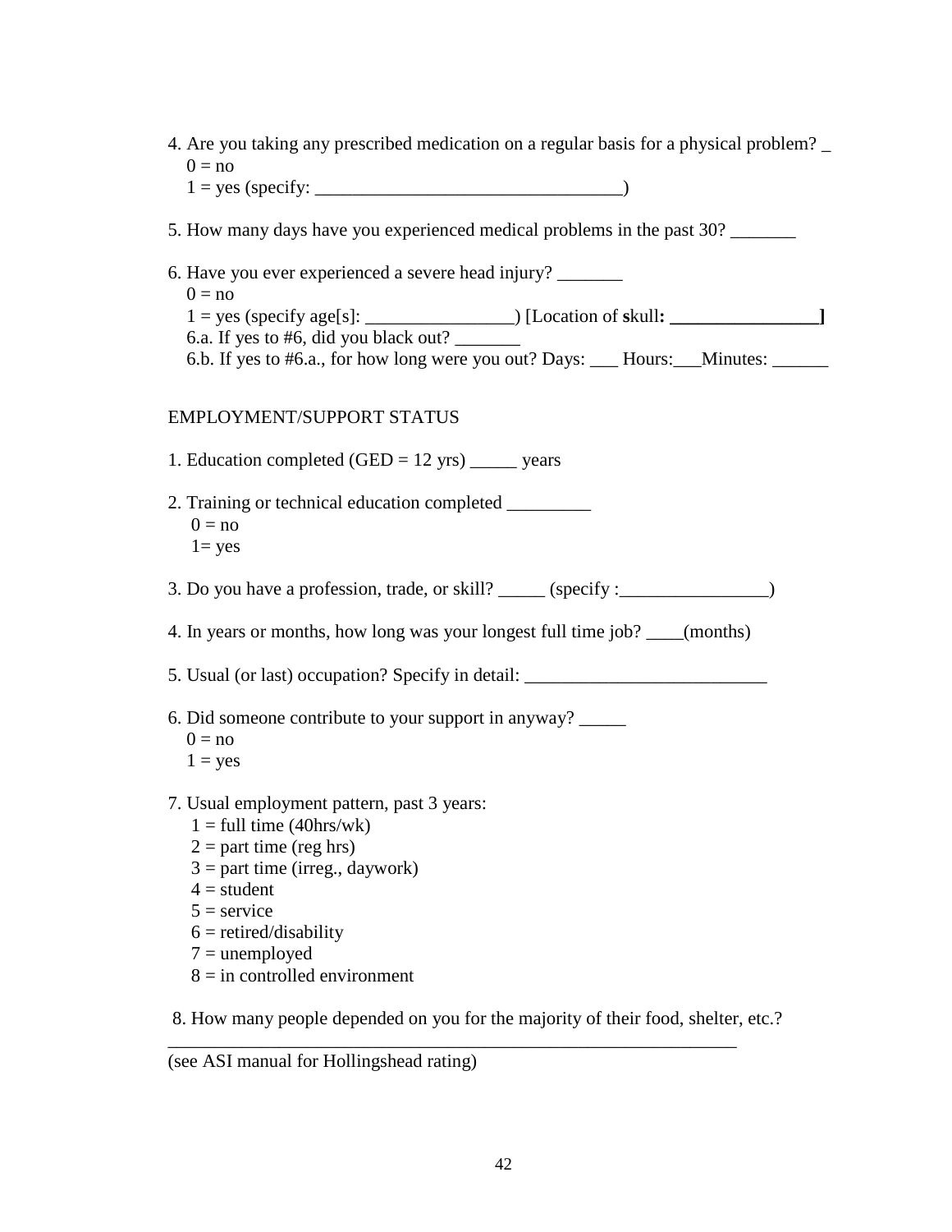4. Are you taking any prescribed medication on a regular basis for a physical problem? _
   0 = no
   1 = yes (specify: _________________________________)

5. How many days have you experienced medical problems in the past 30? _______

6. Have you ever experienced a severe head injury? _______
   0 = no
   1 = yes (specify age[s]: ________________) [Location of **s**kull**: ________________]**
   6.a. If yes to #6, did you black out? _______
   6.b. If yes to #6.a., for how long were you out? Days: ___ Hours:___Minutes: ______

EMPLOYMENT/SUPPORT STATUS

1. Education completed (GED = 12 yrs) _____ years

2. Training or technical education completed _________
   0 = no
   1= yes

3. Do you have a profession, trade, or skill? _____ (specify :________________)

4. In years or months, how long was your longest full time job? ____(months)

5. Usual (or last) occupation? Specify in detail: __________________________

6. Did someone contribute to your support in anyway? _____
   0 = no
   1 = yes

7. Usual employment pattern, past 3 years:
   1 = full time (40hrs/wk)
   2 = part time (reg hrs)
   3 = part time (irreg., daywork)
   4 = student
   5 = service
   6 = retired/disability
   7 = unemployed
   8 = in controlled environment

8. How many people depended on you for the majority of their food, shelter, etc.? ______________________________________________________________
(see ASI manual for Hollingshead rating)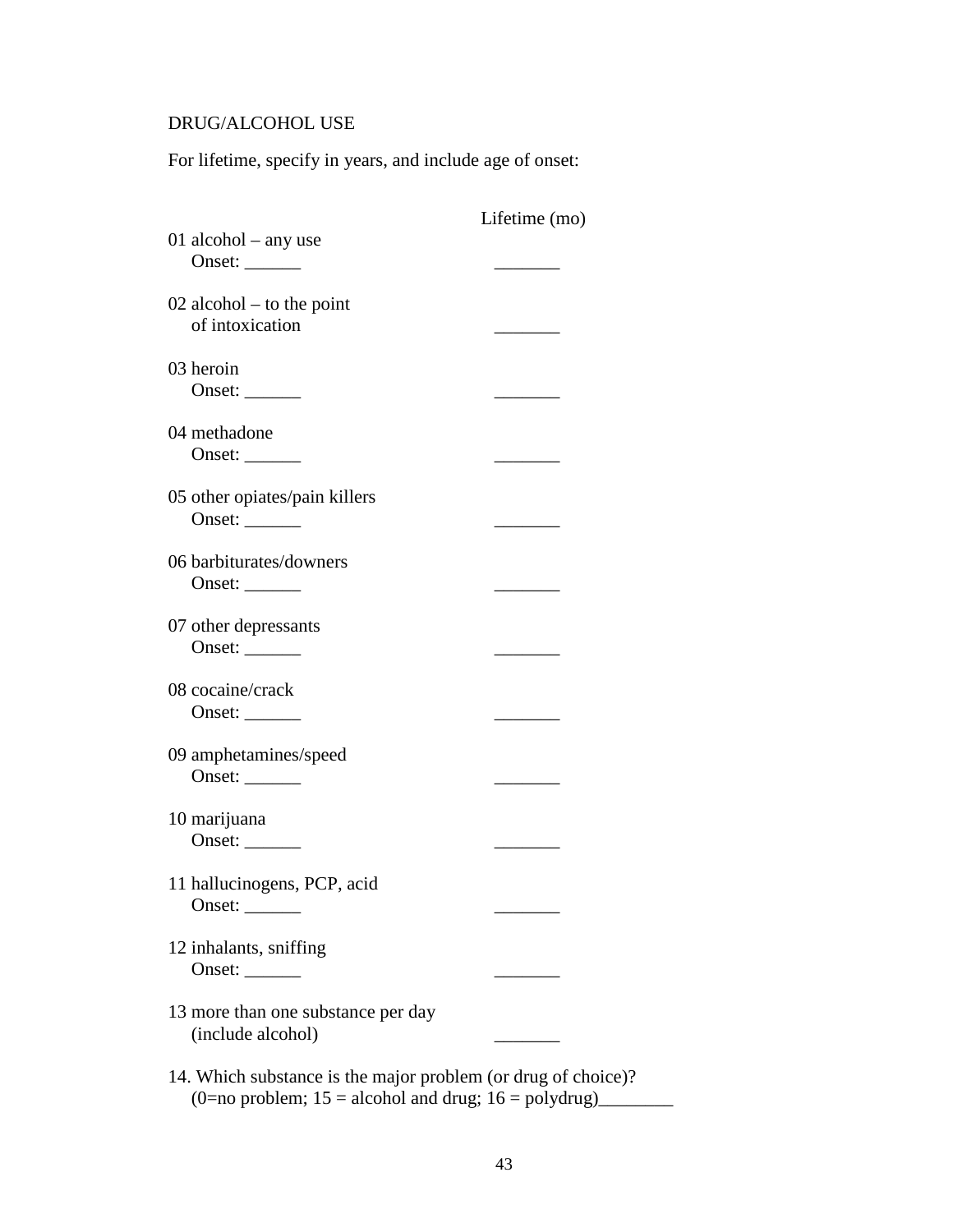DRUG/ALCOHOL USE

For lifetime, specify in years, and include age of onset:

| | Lifetime (mo) |
|---|---|
| 01 alcohol – any use<br>Onset: ______ | _______ |
| 02 alcohol – to the point<br>of intoxication | _______ |
| 03 heroin<br>Onset: ______ | _______ |
| 04 methadone<br>Onset: ______ | _______ |
| 05 other opiates/pain killers<br>Onset: ______ | _______ |
| 06 barbiturates/downers<br>Onset: ______ | _______ |
| 07 other depressants<br>Onset: ______ | _______ |
| 08 cocaine/crack<br>Onset: ______ | _______ |
| 09 amphetamines/speed<br>Onset: ______ | _______ |
| 10 marijuana<br>Onset: ______ | _______ |
| 11 hallucinogens, PCP, acid<br>Onset: ______ | _______ |
| 12 inhalants, sniffing<br>Onset: ______ | _______ |
| 13 more than one substance per day<br>(include alcohol) | _______ |

14. Which substance is the major problem (or drug of choice)?
(0=no problem; 15 = alcohol and drug; 16 = polydrug)________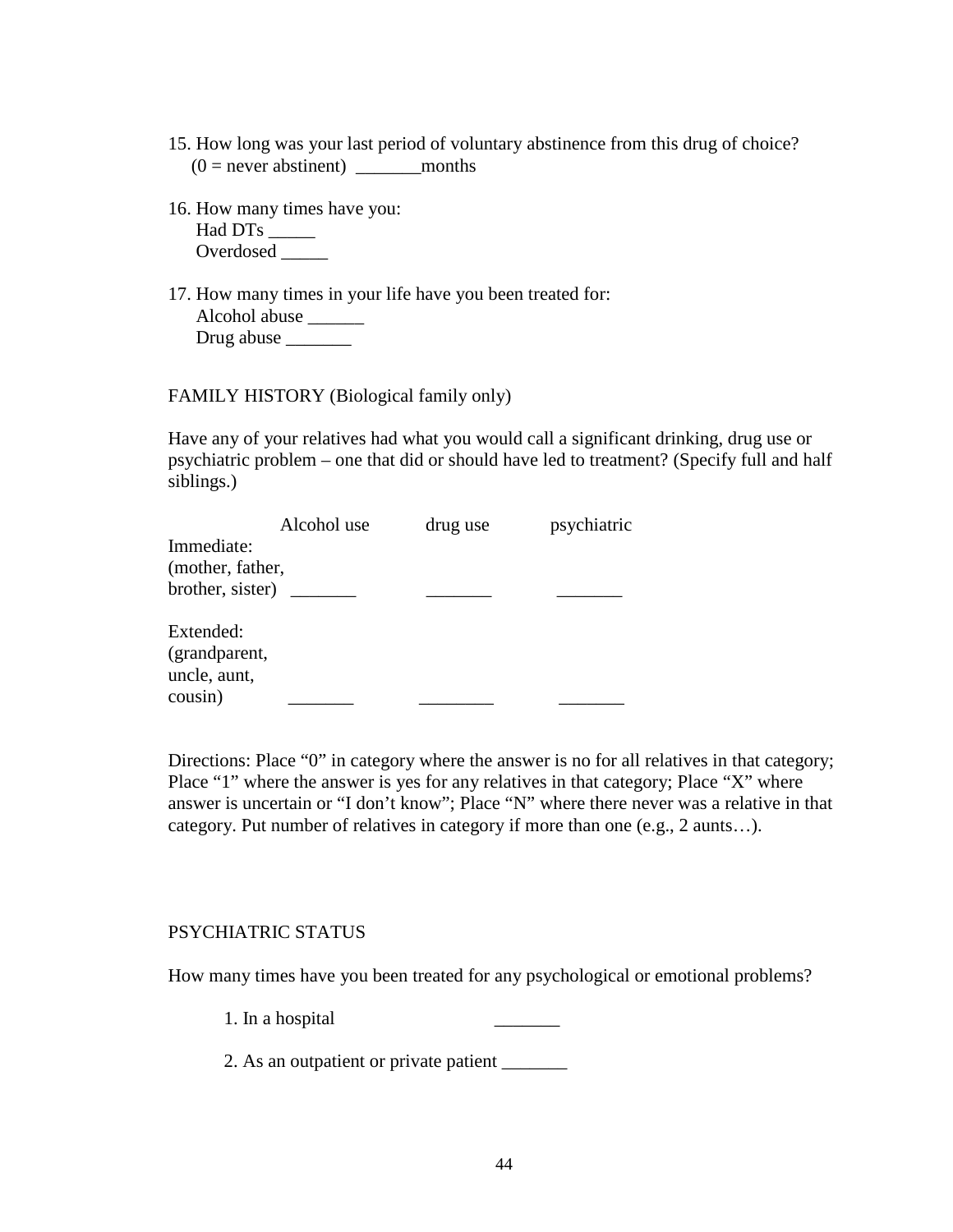15. How long was your last period of voluntary abstinence from this drug of choice?
    (0 = never abstinent) _______months

16. How many times have you:
    Had DTs _____
    Overdosed _____

17. How many times in your life have you been treated for:
    Alcohol abuse ______
    Drug abuse _______

FAMILY HISTORY (Biological family only)

Have any of your relatives had what you would call a significant drinking, drug use or psychiatric problem – one that did or should have led to treatment? (Specify full and half siblings.)

| | Alcohol use | drug use | psychiatric |
|---|---|---|---|
| Immediate: (mother, father, brother, sister) | _______ | _______ | _______ |
| Extended: (grandparent, uncle, aunt, cousin) | _______ | ________ | _______ |

Directions: Place "0" in category where the answer is no for all relatives in that category; Place "1" where the answer is yes for any relatives in that category; Place "X" where answer is uncertain or "I don't know"; Place "N" where there never was a relative in that category. Put number of relatives in category if more than one (e.g., 2 aunts…).

PSYCHIATRIC STATUS

How many times have you been treated for any psychological or emotional problems?

1. In a hospital _______

2. As an outpatient or private patient _______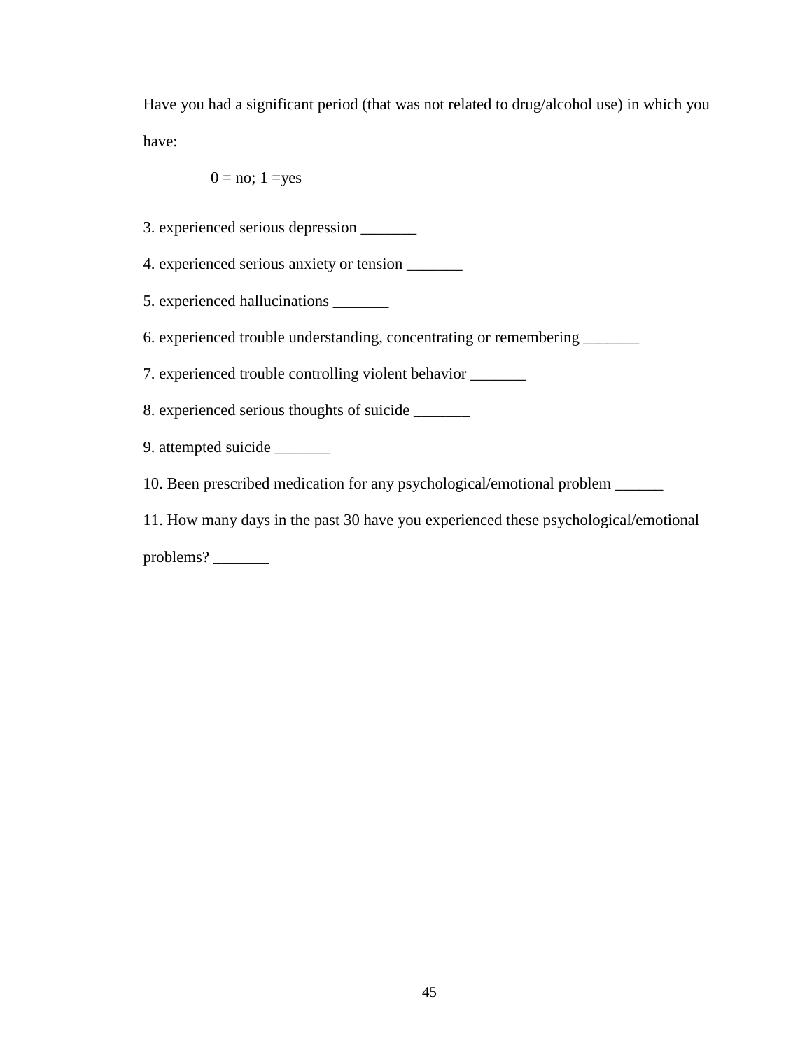Have you had a significant period (that was not related to drug/alcohol use) in which you have:

0 = no; 1 =yes

3. experienced serious depression _______
4. experienced serious anxiety or tension _______
5. experienced hallucinations _______
6. experienced trouble understanding, concentrating or remembering _______
7. experienced trouble controlling violent behavior _______
8. experienced serious thoughts of suicide _______
9. attempted suicide _______
10. Been prescribed medication for any psychological/emotional problem ______
11. How many days in the past 30 have you experienced these psychological/emotional problems? _______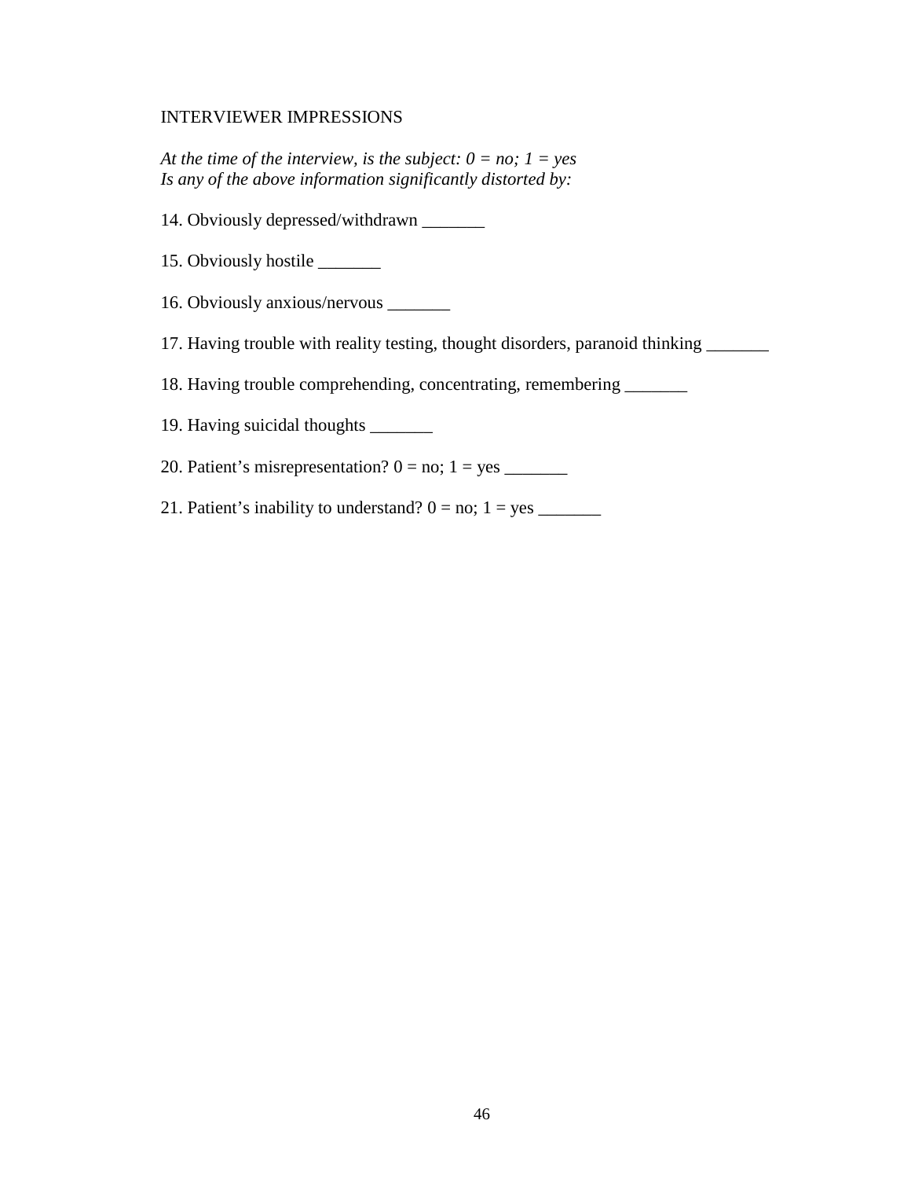INTERVIEWER IMPRESSIONS

*At the time of the interview, is the subject: 0 = no; 1 = yes*
*Is any of the above information significantly distorted by:*

14. Obviously depressed/withdrawn _______

15. Obviously hostile _______

16. Obviously anxious/nervous _______

17. Having trouble with reality testing, thought disorders, paranoid thinking _______

18. Having trouble comprehending, concentrating, remembering _______

19. Having suicidal thoughts _______

20. Patient's misrepresentation? 0 = no; 1 = yes _______

21. Patient's inability to understand? 0 = no; 1 = yes _______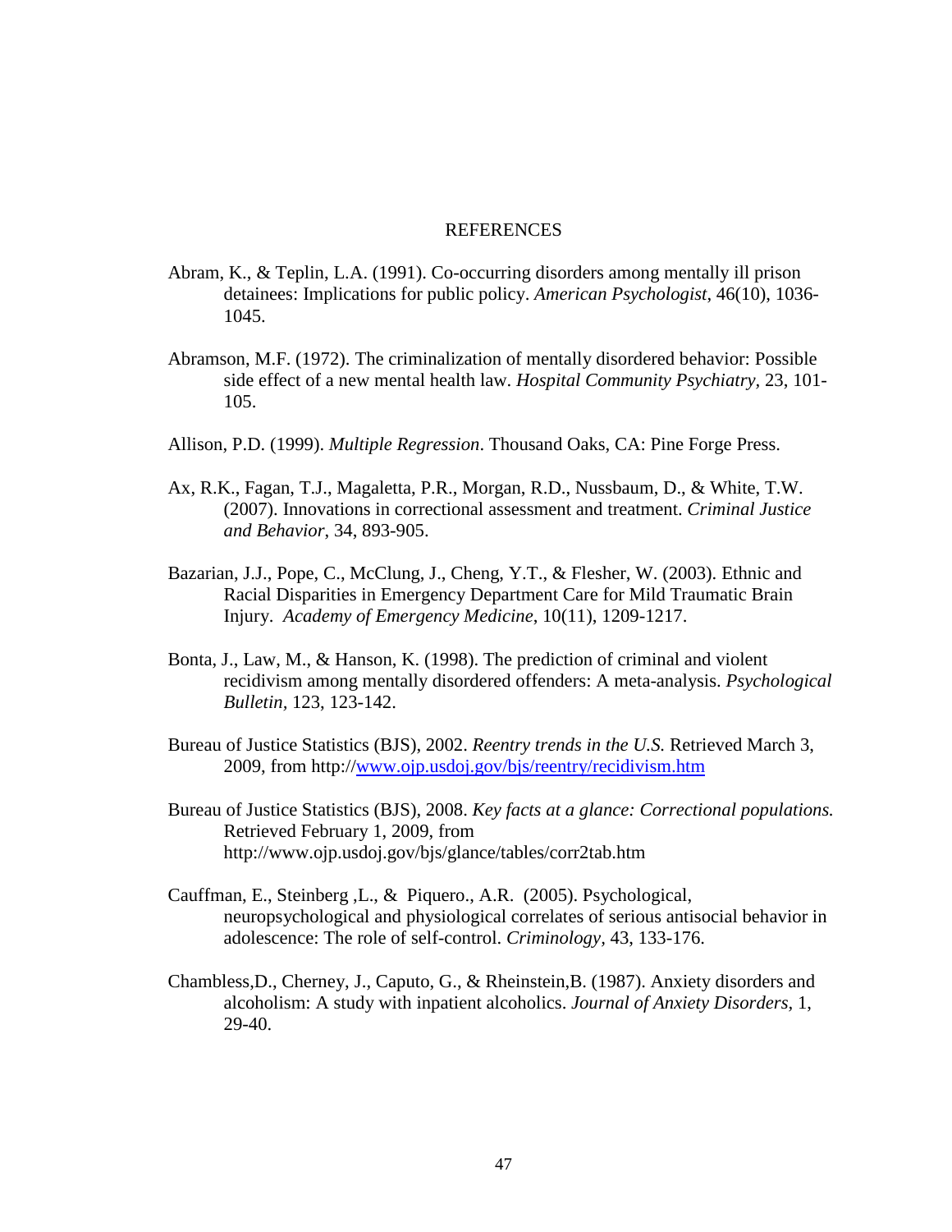# REFERENCES

Abram, K., & Teplin, L.A. (1991). Co-occurring disorders among mentally ill prison detainees: Implications for public policy. *American Psychologist*, 46(10), 1036-1045.

Abramson, M.F. (1972). The criminalization of mentally disordered behavior: Possible side effect of a new mental health law. *Hospital Community Psychiatry*, 23, 101-105.

Allison, P.D. (1999). *Multiple Regression*. Thousand Oaks, CA: Pine Forge Press.

Ax, R.K., Fagan, T.J., Magaletta, P.R., Morgan, R.D., Nussbaum, D., & White, T.W. (2007). Innovations in correctional assessment and treatment. *Criminal Justice and Behavior*, 34, 893-905.

Bazarian, J.J., Pope, C., McClung, J., Cheng, Y.T., & Flesher, W. (2003). Ethnic and Racial Disparities in Emergency Department Care for Mild Traumatic Brain Injury. *Academy of Emergency Medicine*, 10(11), 1209-1217.

Bonta, J., Law, M., & Hanson, K. (1998). The prediction of criminal and violent recidivism among mentally disordered offenders: A meta-analysis. *Psychological Bulletin*, 123, 123-142.

Bureau of Justice Statistics (BJS), 2002. *Reentry trends in the U.S.* Retrieved March 3, 2009, from http://www.ojp.usdoj.gov/bjs/reentry/recidivism.htm

Bureau of Justice Statistics (BJS), 2008. *Key facts at a glance: Correctional populations.* Retrieved February 1, 2009, from http://www.ojp.usdoj.gov/bjs/glance/tables/corr2tab.htm

Cauffman, E., Steinberg ,L., & Piquero., A.R. (2005). Psychological, neuropsychological and physiological correlates of serious antisocial behavior in adolescence: The role of self-control. *Criminology*, 43, 133-176.

Chambless,D., Cherney, J., Caputo, G., & Rheinstein,B. (1987). Anxiety disorders and alcoholism: A study with inpatient alcoholics. *Journal of Anxiety Disorders*, 1, 29-40.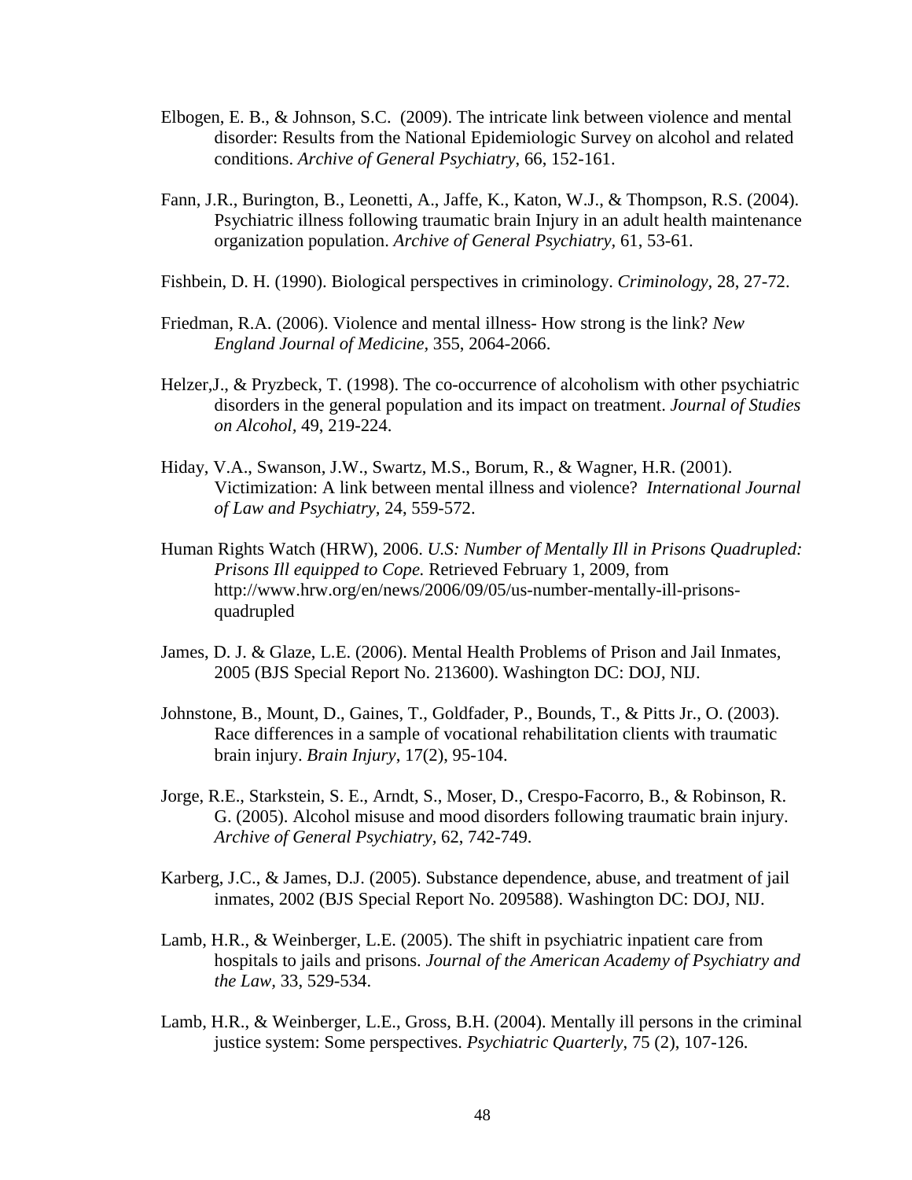Elbogen, E. B., & Johnson, S.C. (2009). The intricate link between violence and mental disorder: Results from the National Epidemiologic Survey on alcohol and related conditions. *Archive of General Psychiatry*, 66, 152-161.

Fann, J.R., Burington, B., Leonetti, A., Jaffe, K., Katon, W.J., & Thompson, R.S. (2004). Psychiatric illness following traumatic brain Injury in an adult health maintenance organization population. *Archive of General Psychiatry*, 61, 53-61.

Fishbein, D. H. (1990). Biological perspectives in criminology. *Criminology*, 28, 27-72.

Friedman, R.A. (2006). Violence and mental illness- How strong is the link? *New England Journal of Medicine*, 355, 2064-2066.

Helzer,J., & Pryzbeck, T. (1998). The co-occurrence of alcoholism with other psychiatric disorders in the general population and its impact on treatment. *Journal of Studies on Alcohol*, 49, 219-224.

Hiday, V.A., Swanson, J.W., Swartz, M.S., Borum, R., & Wagner, H.R. (2001). Victimization: A link between mental illness and violence? *International Journal of Law and Psychiatry*, 24, 559-572.

Human Rights Watch (HRW), 2006. *U.S: Number of Mentally Ill in Prisons Quadrupled: Prisons Ill equipped to Cope.* Retrieved February 1, 2009, from http://www.hrw.org/en/news/2006/09/05/us-number-mentally-ill-prisons-quadrupled

James, D. J. & Glaze, L.E. (2006). Mental Health Problems of Prison and Jail Inmates, 2005 (BJS Special Report No. 213600). Washington DC: DOJ, NIJ.

Johnstone, B., Mount, D., Gaines, T., Goldfader, P., Bounds, T., & Pitts Jr., O. (2003). Race differences in a sample of vocational rehabilitation clients with traumatic brain injury. *Brain Injury*, 17(2), 95-104.

Jorge, R.E., Starkstein, S. E., Arndt, S., Moser, D., Crespo-Facorro, B., & Robinson, R. G. (2005). Alcohol misuse and mood disorders following traumatic brain injury. *Archive of General Psychiatry*, 62, 742-749.

Karberg, J.C., & James, D.J. (2005). Substance dependence, abuse, and treatment of jail inmates, 2002 (BJS Special Report No. 209588). Washington DC: DOJ, NIJ.

Lamb, H.R., & Weinberger, L.E. (2005). The shift in psychiatric inpatient care from hospitals to jails and prisons. *Journal of the American Academy of Psychiatry and the Law*, 33, 529-534.

Lamb, H.R., & Weinberger, L.E., Gross, B.H. (2004). Mentally ill persons in the criminal justice system: Some perspectives. *Psychiatric Quarterly*, 75 (2), 107-126.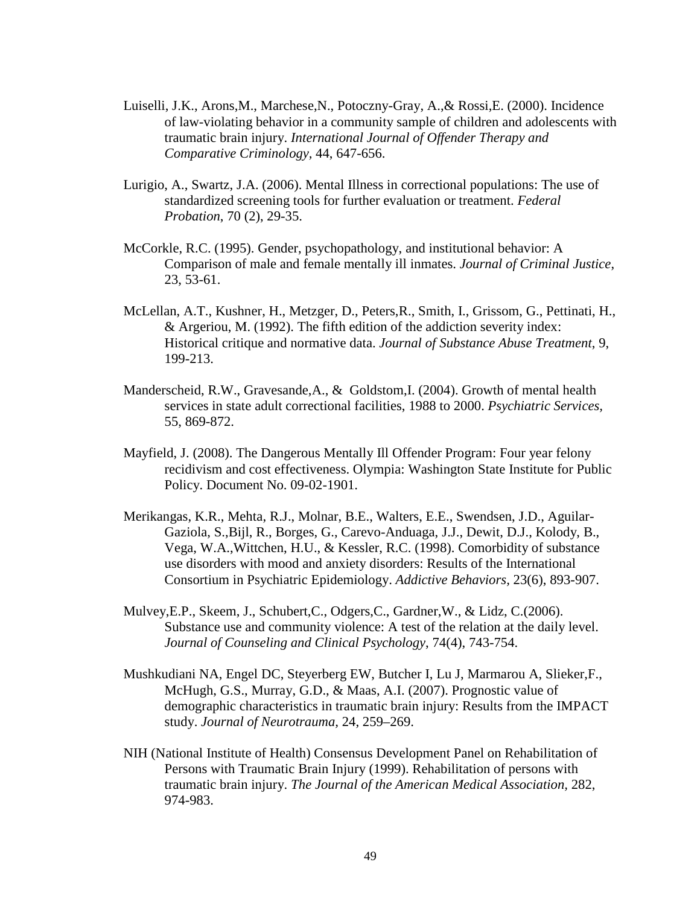Luiselli, J.K., Arons,M., Marchese,N., Potoczny-Gray, A.,& Rossi,E. (2000). Incidence of law-violating behavior in a community sample of children and adolescents with traumatic brain injury. *International Journal of Offender Therapy and Comparative Criminology*, 44, 647-656.

Lurigio, A., Swartz, J.A. (2006). Mental Illness in correctional populations: The use of standardized screening tools for further evaluation or treatment. *Federal Probation*, 70 (2), 29-35.

McCorkle, R.C. (1995). Gender, psychopathology, and institutional behavior: A Comparison of male and female mentally ill inmates. *Journal of Criminal Justice*, 23, 53-61.

McLellan, A.T., Kushner, H., Metzger, D., Peters,R., Smith, I., Grissom, G., Pettinati, H., & Argeriou, M. (1992). The fifth edition of the addiction severity index: Historical critique and normative data. *Journal of Substance Abuse Treatment*, 9, 199-213.

Manderscheid, R.W., Gravesande,A., & Goldstom,I. (2004). Growth of mental health services in state adult correctional facilities, 1988 to 2000. *Psychiatric Services,* 55, 869-872.

Mayfield, J. (2008). The Dangerous Mentally Ill Offender Program: Four year felony recidivism and cost effectiveness. Olympia: Washington State Institute for Public Policy. Document No. 09-02-1901.

Merikangas, K.R., Mehta, R.J., Molnar, B.E., Walters, E.E., Swendsen, J.D., Aguilar-Gaziola, S.,Bijl, R., Borges, G., Carevo-Anduaga, J.J., Dewit, D.J., Kolody, B., Vega, W.A.,Wittchen, H.U., & Kessler, R.C. (1998). Comorbidity of substance use disorders with mood and anxiety disorders: Results of the International Consortium in Psychiatric Epidemiology. *Addictive Behaviors*, 23(6), 893-907.

Mulvey,E.P., Skeem, J., Schubert,C., Odgers,C., Gardner,W., & Lidz, C.(2006). Substance use and community violence: A test of the relation at the daily level. *Journal of Counseling and Clinical Psychology*, 74(4), 743-754.

Mushkudiani NA, Engel DC, Steyerberg EW, Butcher I, Lu J, Marmarou A, Slieker,F., McHugh, G.S., Murray, G.D., & Maas, A.I. (2007). Prognostic value of demographic characteristics in traumatic brain injury: Results from the IMPACT study. *Journal of Neurotrauma*, 24, 259–269.

NIH (National Institute of Health) Consensus Development Panel on Rehabilitation of Persons with Traumatic Brain Injury (1999). Rehabilitation of persons with traumatic brain injury. *The Journal of the American Medical Association*, 282, 974-983.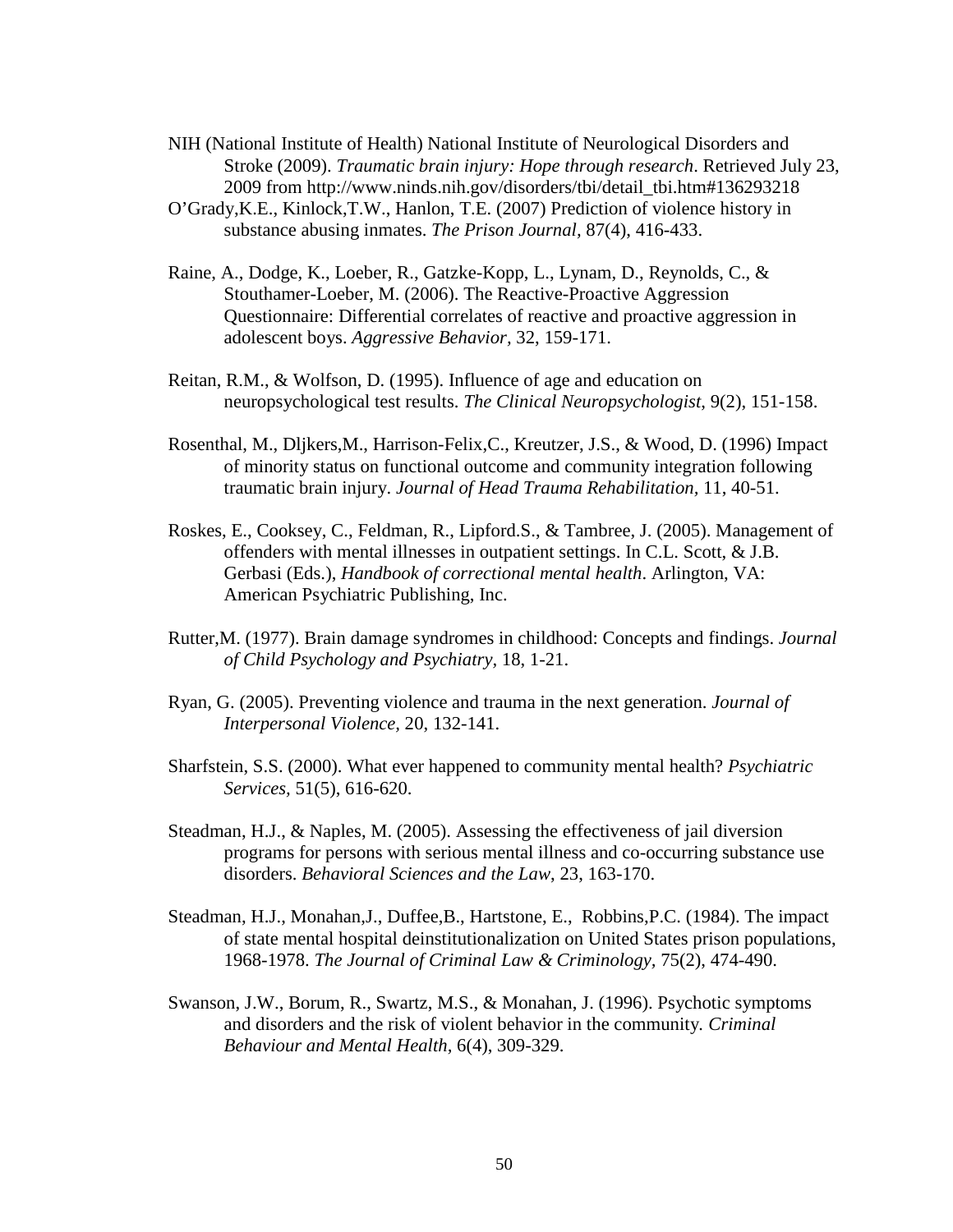NIH (National Institute of Health) National Institute of Neurological Disorders and Stroke (2009). *Traumatic brain injury: Hope through research*. Retrieved July 23, 2009 from http://www.ninds.nih.gov/disorders/tbi/detail_tbi.htm#136293218

O'Grady,K.E., Kinlock,T.W., Hanlon, T.E. (2007) Prediction of violence history in substance abusing inmates. *The Prison Journal*, 87(4), 416-433.

Raine, A., Dodge, K., Loeber, R., Gatzke-Kopp, L., Lynam, D., Reynolds, C., & Stouthamer-Loeber, M. (2006). The Reactive-Proactive Aggression Questionnaire: Differential correlates of reactive and proactive aggression in adolescent boys. *Aggressive Behavior,* 32, 159-171.

Reitan, R.M., & Wolfson, D. (1995). Influence of age and education on neuropsychological test results. *The Clinical Neuropsychologist*, 9(2), 151-158.

Rosenthal, M., Dljkers,M., Harrison-Felix,C., Kreutzer, J.S., & Wood, D. (1996) Impact of minority status on functional outcome and community integration following traumatic brain injury. *Journal of Head Trauma Rehabilitation,* 11, 40-51.

Roskes, E., Cooksey, C., Feldman, R., Lipford.S., & Tambree, J. (2005). Management of offenders with mental illnesses in outpatient settings. In C.L. Scott, & J.B. Gerbasi (Eds.), *Handbook of correctional mental health*. Arlington, VA: American Psychiatric Publishing, Inc.

Rutter,M. (1977). Brain damage syndromes in childhood: Concepts and findings. *Journal of Child Psychology and Psychiatry,* 18, 1-21.

Ryan, G. (2005). Preventing violence and trauma in the next generation. *Journal of Interpersonal Violence,* 20, 132-141.

Sharfstein, S.S. (2000). What ever happened to community mental health? *Psychiatric Services,* 51(5), 616-620.

Steadman, H.J., & Naples, M. (2005). Assessing the effectiveness of jail diversion programs for persons with serious mental illness and co-occurring substance use disorders. *Behavioral Sciences and the Law*, 23, 163-170.

Steadman, H.J., Monahan,J., Duffee,B., Hartstone, E., Robbins,P.C. (1984). The impact of state mental hospital deinstitutionalization on United States prison populations, 1968-1978. *The Journal of Criminal Law & Criminology*, 75(2), 474-490.

Swanson, J.W., Borum, R., Swartz, M.S., & Monahan, J. (1996). Psychotic symptoms and disorders and the risk of violent behavior in the community. *Criminal Behaviour and Mental Health*, 6(4), 309-329.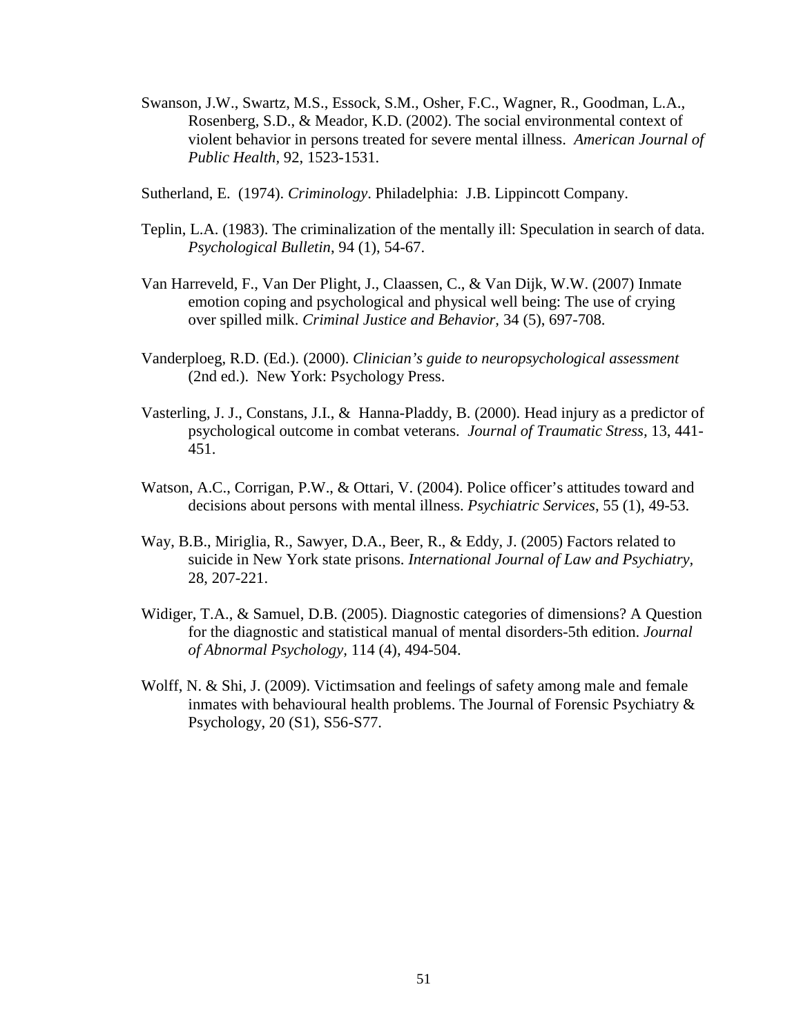Swanson, J.W., Swartz, M.S., Essock, S.M., Osher, F.C., Wagner, R., Goodman, L.A., Rosenberg, S.D., & Meador, K.D. (2002). The social environmental context of violent behavior in persons treated for severe mental illness. *American Journal of Public Health,* 92, 1523-1531.

Sutherland, E. (1974). *Criminology*. Philadelphia: J.B. Lippincott Company.

Teplin, L.A. (1983). The criminalization of the mentally ill: Speculation in search of data. *Psychological Bulletin*, 94 (1), 54-67.

Van Harreveld, F., Van Der Plight, J., Claassen, C., & Van Dijk, W.W. (2007) Inmate emotion coping and psychological and physical well being: The use of crying over spilled milk. *Criminal Justice and Behavior,* 34 (5), 697-708.

Vanderploeg, R.D. (Ed.). (2000). *Clinician's guide to neuropsychological assessment* (2nd ed.). New York: Psychology Press.

Vasterling, J. J., Constans, J.I., & Hanna-Pladdy, B. (2000). Head injury as a predictor of psychological outcome in combat veterans. *Journal of Traumatic Stress,* 13, 441-451.

Watson, A.C., Corrigan, P.W., & Ottari, V. (2004). Police officer's attitudes toward and decisions about persons with mental illness. *Psychiatric Services*, 55 (1), 49-53.

Way, B.B., Miriglia, R., Sawyer, D.A., Beer, R., & Eddy, J. (2005) Factors related to suicide in New York state prisons. *International Journal of Law and Psychiatry,* 28, 207-221.

Widiger, T.A., & Samuel, D.B. (2005). Diagnostic categories of dimensions? A Question for the diagnostic and statistical manual of mental disorders-5th edition. *Journal of Abnormal Psychology,* 114 (4), 494-504.

Wolff, N. & Shi, J. (2009). Victimsation and feelings of safety among male and female inmates with behavioural health problems. The Journal of Forensic Psychiatry & Psychology, 20 (S1), S56-S77.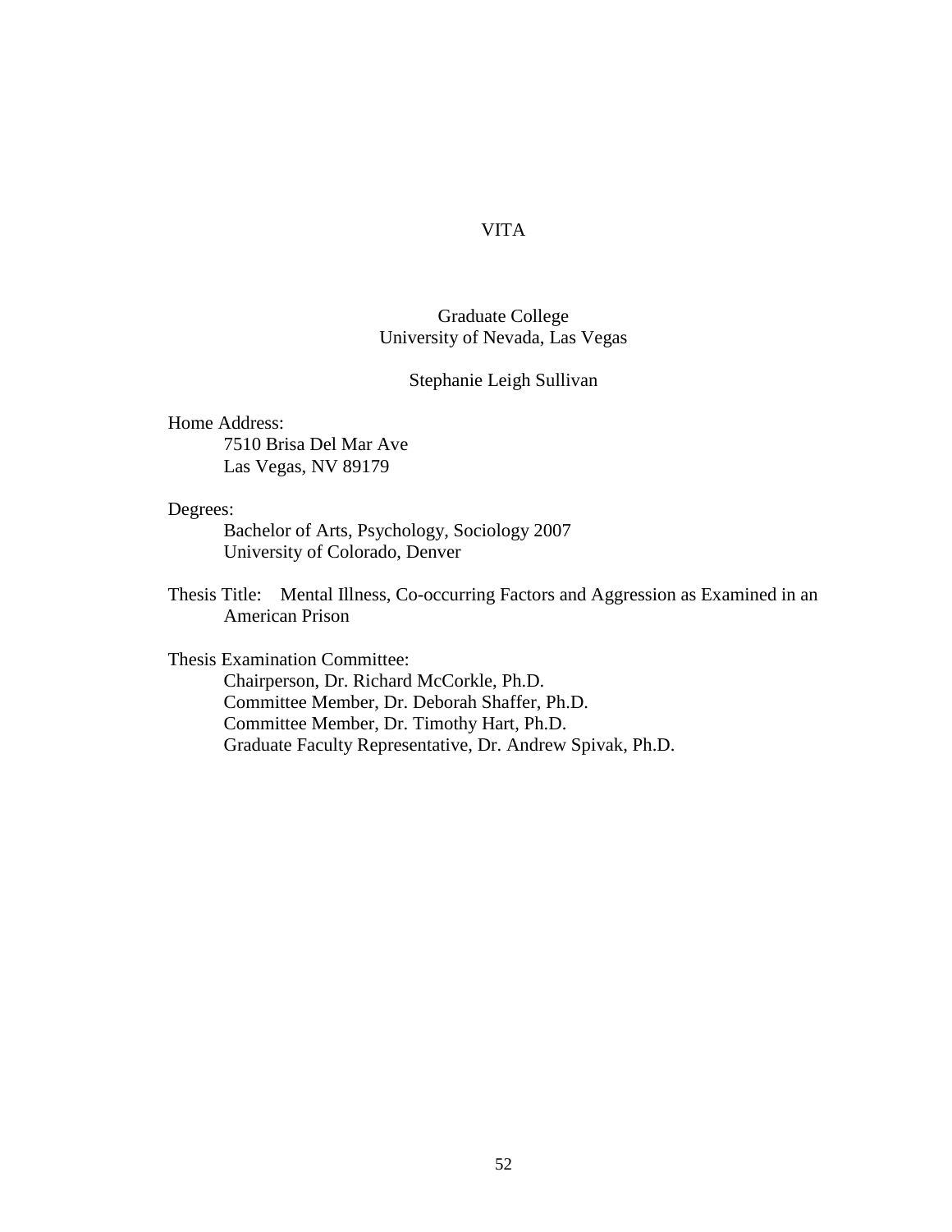# VITA

Graduate College
University of Nevada, Las Vegas

Stephanie Leigh Sullivan

Home Address:
    7510 Brisa Del Mar Ave
    Las Vegas, NV 89179

Degrees:
    Bachelor of Arts, Psychology, Sociology 2007
    University of Colorado, Denver

Thesis Title: Mental Illness, Co-occurring Factors and Aggression as Examined in an American Prison

Thesis Examination Committee:
    Chairperson, Dr. Richard McCorkle, Ph.D.
    Committee Member, Dr. Deborah Shaffer, Ph.D.
    Committee Member, Dr. Timothy Hart, Ph.D.
    Graduate Faculty Representative, Dr. Andrew Spivak, Ph.D.